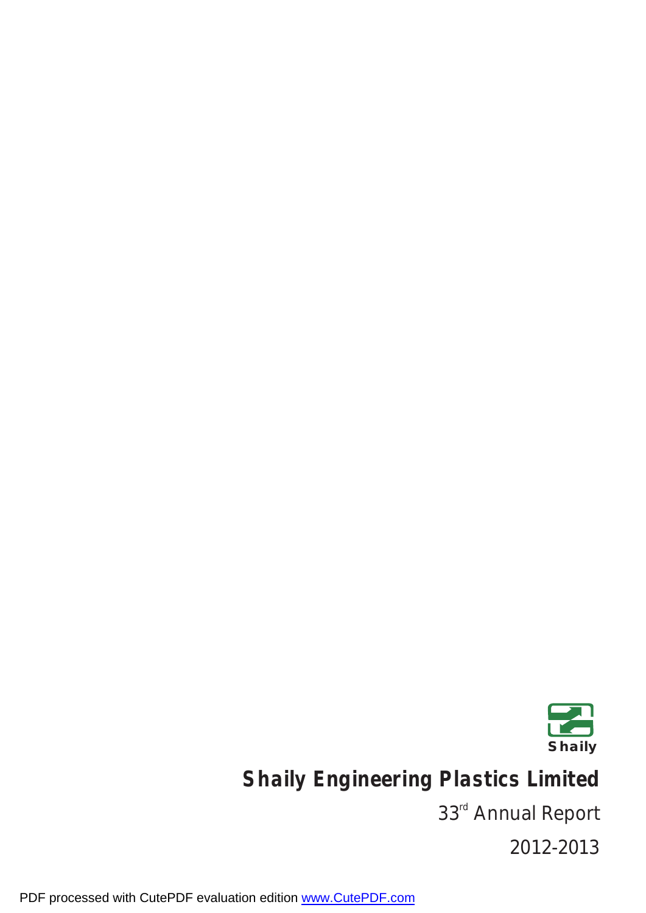Shaily

# Shaily Engineering Plastics Limited

33rd Annual Report

2012-2013

PDF processed with CutePDF evaluation edition www.CutePDF.com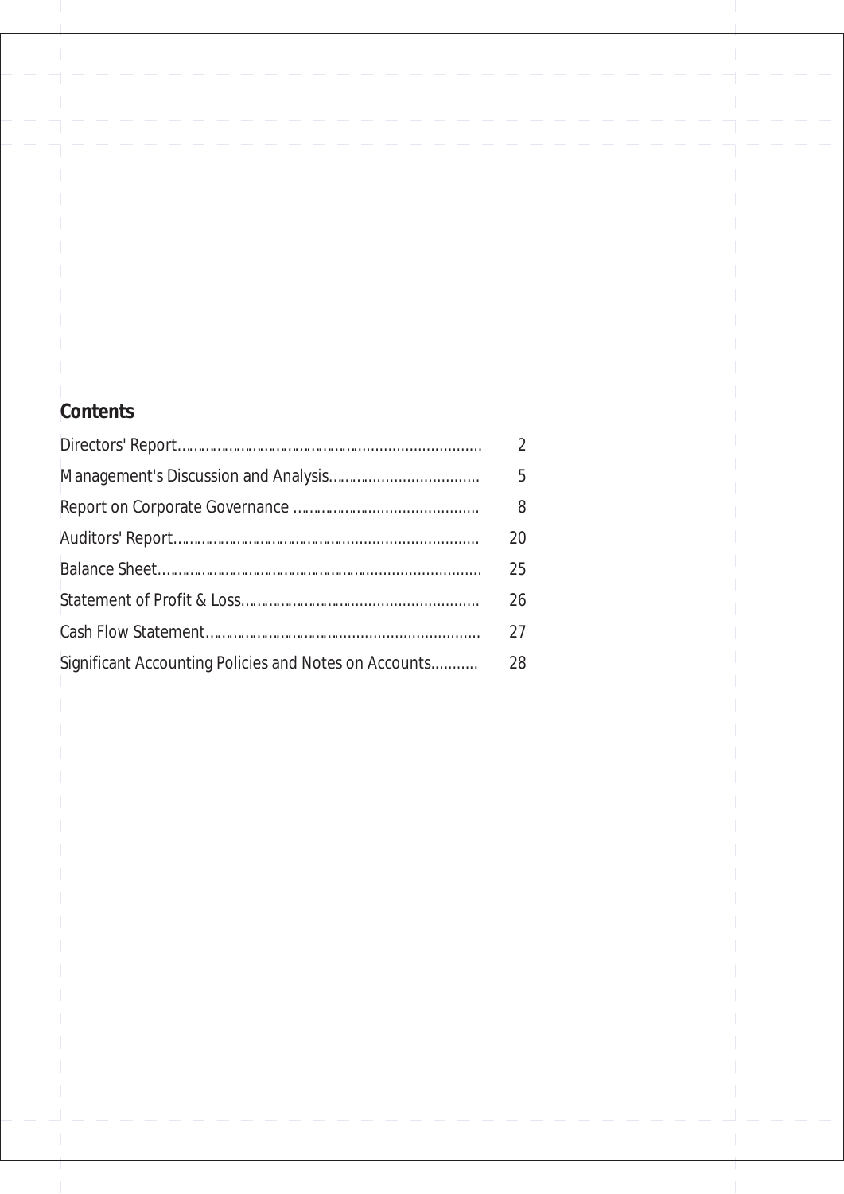## Contents

| | |
|---|---|
| Directors' Report | 2 |
| Management's Discussion and Analysis | 5 |
| Report on Corporate Governance | 8 |
| Auditors' Report | 20 |
| Balance Sheet | 25 |
| Statement of Profit & Loss | 26 |
| Cash Flow Statement | 27 |
| Significant Accounting Policies and Notes on Accounts | 28 |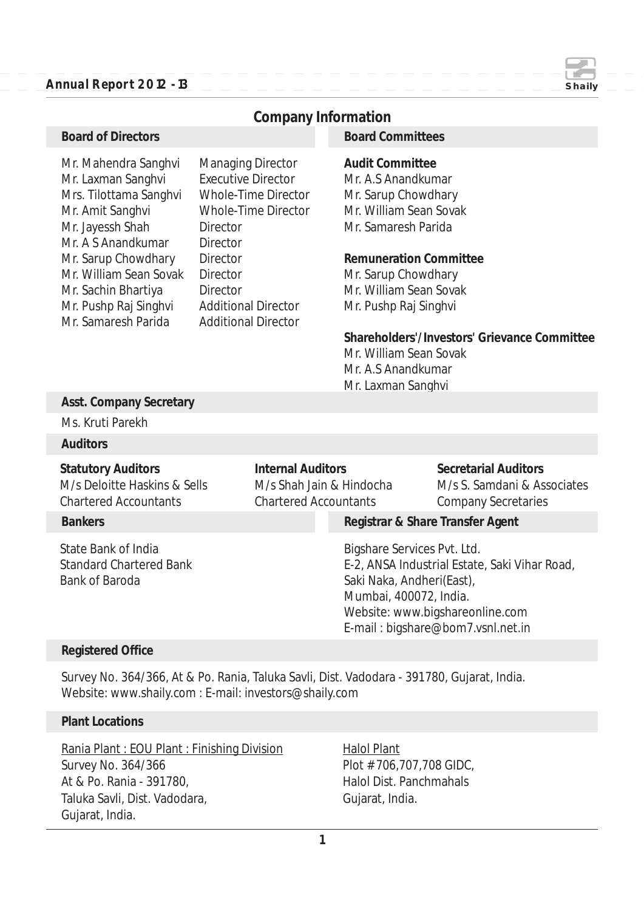# Company Information

## Board of Directors

| Name | Designation |
|---|---|
| Mr. Mahendra Sanghvi | Managing Director |
| Mr. Laxman Sanghvi | Executive Director |
| Mrs. Tilottama Sanghvi | Whole-Time Director |
| Mr. Amit Sanghvi | Whole-Time Director |
| Mr. Jayessh Shah | Director |
| Mr. A S Anandkumar | Director |
| Mr. Sarup Chowdhary | Director |
| Mr. William Sean Sovak | Director |
| Mr. Sachin Bhartiya | Director |
| Mr. Pushp Raj Singhvi | Additional Director |
| Mr. Samaresh Parida | Additional Director |

## Board Committees

**Audit Committee**

Mr. A.S Anandkumar
Mr. Sarup Chowdhary
Mr. William Sean Sovak
Mr. Samaresh Parida

**Remuneration Committee**

Mr. Sarup Chowdhary
Mr. William Sean Sovak
Mr. Pushp Raj Singhvi

**Shareholders'/Investors' Grievance Committee**

Mr. William Sean Sovak
Mr. A.S Anandkumar
Mr. Laxman Sanghvi

## Asst. Company Secretary

Ms. Kruti Parekh

## Auditors

**Statutory Auditors**
M/s Deloitte Haskins & Sells
Chartered Accountants

**Internal Auditors**
M/s Shah Jain & Hindocha
Chartered Accountants

**Secretarial Auditors**
M/s S. Samdani & Associates
Company Secretaries

## Bankers

State Bank of India
Standard Chartered Bank
Bank of Baroda

## Registrar & Share Transfer Agent

Bigshare Services Pvt. Ltd.
E-2, ANSA Industrial Estate, Saki Vihar Road,
Saki Naka, Andheri(East),
Mumbai, 400072, India.
Website: www.bigshareonline.com
E-mail : bigshare@bom7.vsnl.net.in

## Registered Office

Survey No. 364/366, At & Po. Rania, Taluka Savli, Dist. Vadodara - 391780, Gujarat, India.
Website: www.shaily.com : E-mail: investors@shaily.com

## Plant Locations

Rania Plant : EOU Plant : Finishing Division
Survey No. 364/366
At & Po. Rania - 391780,
Taluka Savli, Dist. Vadodara,
Gujarat, India.

Halol Plant
Plot # 706,707,708 GIDC,
Halol Dist. Panchmahals
Gujarat, India.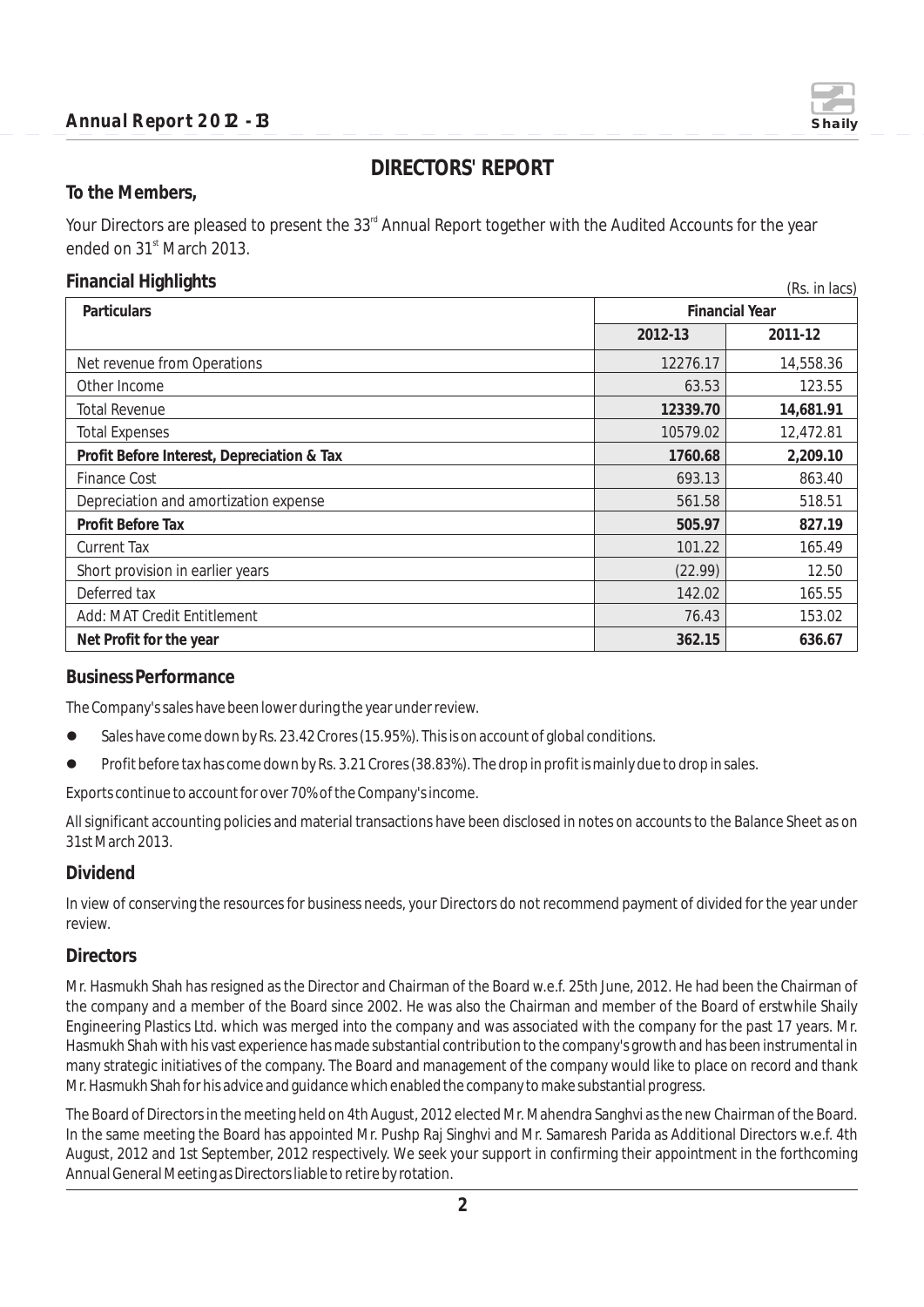# DIRECTORS' REPORT

**To the Members,**

Your Directors are pleased to present the 33rd Annual Report together with the Audited Accounts for the year ended on 31st March 2013.

## Financial Highlights

(Rs. in lacs)

| Particulars | Financial Year | |
|---|---|---|
| | 2012-13 | 2011-12 |
| Net revenue from Operations | 12276.17 | 14,558.36 |
| Other Income | 63.53 | 123.55 |
| Total Revenue | **12339.70** | **14,681.91** |
| Total Expenses | 10579.02 | 12,472.81 |
| **Profit Before Interest, Depreciation & Tax** | **1760.68** | **2,209.10** |
| Finance Cost | 693.13 | 863.40 |
| Depreciation and amortization expense | 561.58 | 518.51 |
| **Profit Before Tax** | **505.97** | **827.19** |
| Current Tax | 101.22 | 165.49 |
| Short provision in earlier years | (22.99) | 12.50 |
| Deferred tax | 142.02 | 165.55 |
| Add: MAT Credit Entitlement | 76.43 | 153.02 |
| **Net Profit for the year** | **362.15** | **636.67** |

## Business Performance

The Company's sales have been lower during the year under review.

- Sales have come down by Rs. 23.42 Crores (15.95%). This is on account of global conditions.
- Profit before tax has come down by Rs. 3.21 Crores (38.83%). The drop in profit is mainly due to drop in sales.

Exports continue to account for over 70% of the Company's income.

All significant accounting policies and material transactions have been disclosed in notes on accounts to the Balance Sheet as on 31st March 2013.

## Dividend

In view of conserving the resources for business needs, your Directors do not recommend payment of divided for the year under review.

## Directors

Mr. Hasmukh Shah has resigned as the Director and Chairman of the Board w.e.f. 25th June, 2012. He had been the Chairman of the company and a member of the Board since 2002. He was also the Chairman and member of the Board of erstwhile Shaily Engineering Plastics Ltd. which was merged into the company and was associated with the company for the past 17 years. Mr. Hasmukh Shah with his vast experience has made substantial contribution to the company's growth and has been instrumental in many strategic initiatives of the company. The Board and management of the company would like to place on record and thank Mr. Hasmukh Shah for his advice and guidance which enabled the company to make substantial progress.

The Board of Directors in the meeting held on 4th August, 2012 elected Mr. Mahendra Sanghvi as the new Chairman of the Board. In the same meeting the Board has appointed Mr. Pushp Raj Singhvi and Mr. Samaresh Parida as Additional Directors w.e.f. 4th August, 2012 and 1st September, 2012 respectively. We seek your support in confirming their appointment in the forthcoming Annual General Meeting as Directors liable to retire by rotation.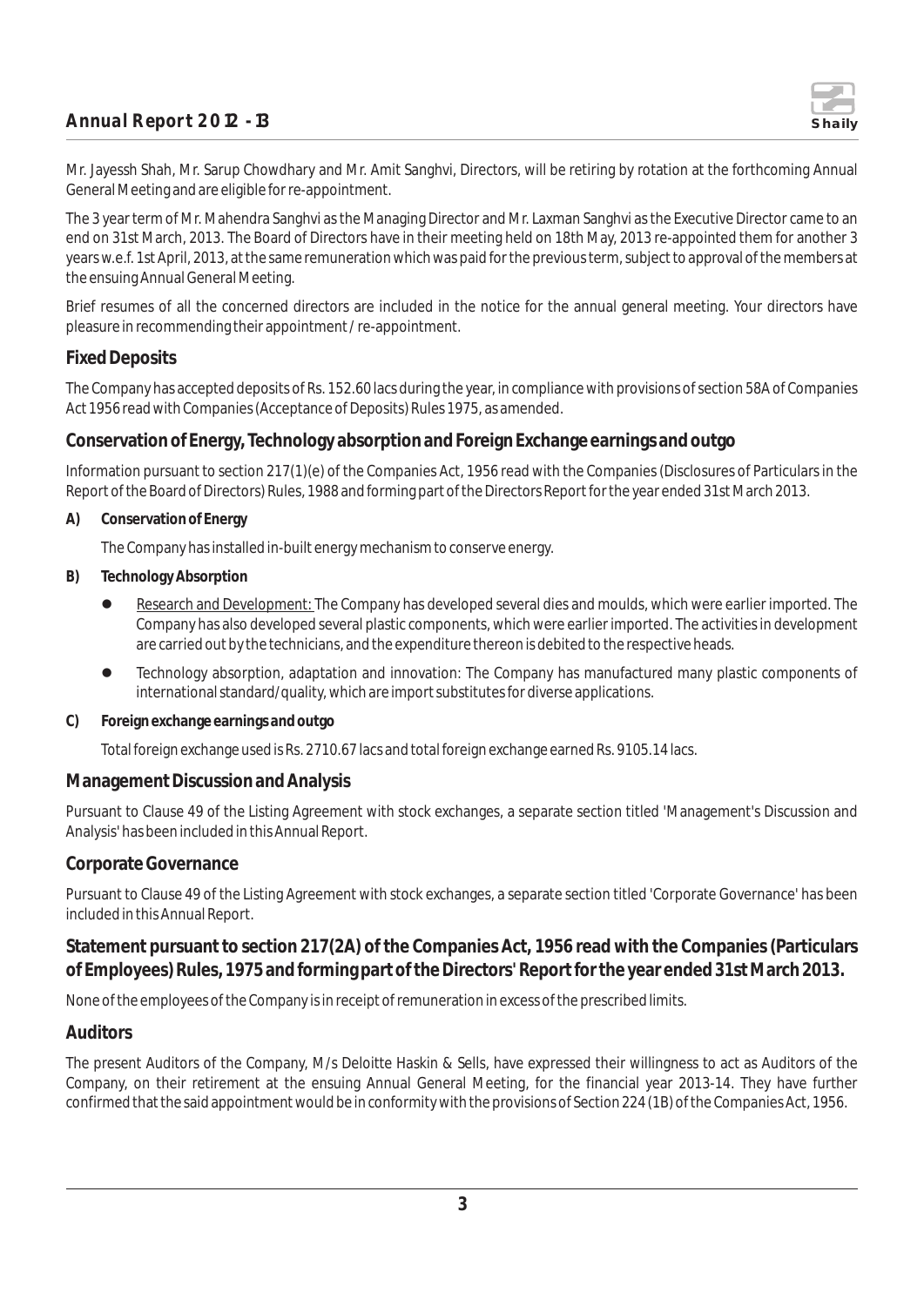Mr. Jayessh Shah, Mr. Sarup Chowdhary and Mr. Amit Sanghvi, Directors, will be retiring by rotation at the forthcoming Annual General Meeting and are eligible for re-appointment.

The 3 year term of Mr. Mahendra Sanghvi as the Managing Director and Mr. Laxman Sanghvi as the Executive Director came to an end on 31st March, 2013. The Board of Directors have in their meeting held on 18th May, 2013 re-appointed them for another 3 years w.e.f. 1st April, 2013, at the same remuneration which was paid for the previous term, subject to approval of the members at the ensuing Annual General Meeting.

Brief resumes of all the concerned directors are included in the notice for the annual general meeting. Your directors have pleasure in recommending their appointment / re-appointment.

## Fixed Deposits

The Company has accepted deposits of Rs. 152.60 lacs during the year, in compliance with provisions of section 58A of Companies Act 1956 read with Companies (Acceptance of Deposits) Rules 1975, as amended.

## Conservation of Energy, Technology absorption and Foreign Exchange earnings and outgo

Information pursuant to section 217(1)(e) of the Companies Act, 1956 read with the Companies (Disclosures of Particulars in the Report of the Board of Directors) Rules, 1988 and forming part of the Directors Report for the year ended 31st March 2013.

**A) Conservation of Energy**

The Company has installed in-built energy mechanism to conserve energy.

**B) Technology Absorption**

- Research and Development: The Company has developed several dies and moulds, which were earlier imported. The Company has also developed several plastic components, which were earlier imported. The activities in development are carried out by the technicians, and the expenditure thereon is debited to the respective heads.
- Technology absorption, adaptation and innovation: The Company has manufactured many plastic components of international standard/quality, which are import substitutes for diverse applications.

**C) Foreign exchange earnings and outgo**

Total foreign exchange used is Rs. 2710.67 lacs and total foreign exchange earned Rs. 9105.14 lacs.

## Management Discussion and Analysis

Pursuant to Clause 49 of the Listing Agreement with stock exchanges, a separate section titled 'Management's Discussion and Analysis' has been included in this Annual Report.

## Corporate Governance

Pursuant to Clause 49 of the Listing Agreement with stock exchanges, a separate section titled 'Corporate Governance' has been included in this Annual Report.

## Statement pursuant to section 217(2A) of the Companies Act, 1956 read with the Companies (Particulars of Employees) Rules, 1975 and forming part of the Directors' Report for the year ended 31st March 2013.

None of the employees of the Company is in receipt of remuneration in excess of the prescribed limits.

## Auditors

The present Auditors of the Company, M/s Deloitte Haskin & Sells, have expressed their willingness to act as Auditors of the Company, on their retirement at the ensuing Annual General Meeting, for the financial year 2013-14. They have further confirmed that the said appointment would be in conformity with the provisions of Section 224 (1B) of the Companies Act, 1956.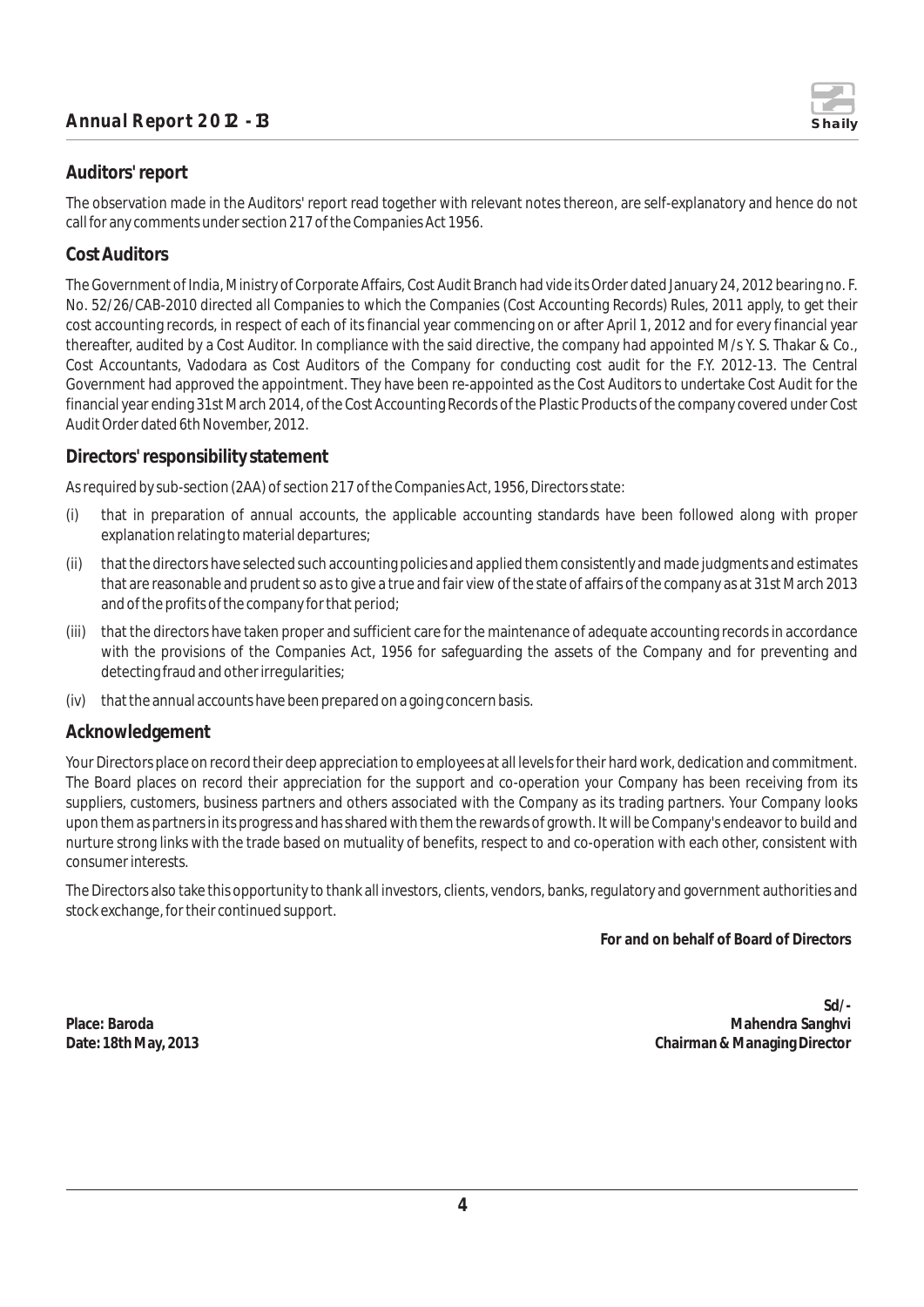## Auditors' report

The observation made in the Auditors' report read together with relevant notes thereon, are self-explanatory and hence do not call for any comments under section 217 of the Companies Act 1956.

## Cost Auditors

The Government of India, Ministry of Corporate Affairs, Cost Audit Branch had vide its Order dated January 24, 2012 bearing no. F. No. 52/26/CAB-2010 directed all Companies to which the Companies (Cost Accounting Records) Rules, 2011 apply, to get their cost accounting records, in respect of each of its financial year commencing on or after April 1, 2012 and for every financial year thereafter, audited by a Cost Auditor. In compliance with the said directive, the company had appointed M/s Y. S. Thakar & Co., Cost Accountants, Vadodara as Cost Auditors of the Company for conducting cost audit for the F.Y. 2012-13. The Central Government had approved the appointment. They have been re-appointed as the Cost Auditors to undertake Cost Audit for the financial year ending 31st March 2014, of the Cost Accounting Records of the Plastic Products of the company covered under Cost Audit Order dated 6th November, 2012.

## Directors' responsibility statement

As required by sub-section (2AA) of section 217 of the Companies Act, 1956, Directors state:

(i) that in preparation of annual accounts, the applicable accounting standards have been followed along with proper explanation relating to material departures;

(ii) that the directors have selected such accounting policies and applied them consistently and made judgments and estimates that are reasonable and prudent so as to give a true and fair view of the state of affairs of the company as at 31st March 2013 and of the profits of the company for that period;

(iii) that the directors have taken proper and sufficient care for the maintenance of adequate accounting records in accordance with the provisions of the Companies Act, 1956 for safeguarding the assets of the Company and for preventing and detecting fraud and other irregularities;

(iv) that the annual accounts have been prepared on a going concern basis.

## Acknowledgement

Your Directors place on record their deep appreciation to employees at all levels for their hard work, dedication and commitment. The Board places on record their appreciation for the support and co-operation your Company has been receiving from its suppliers, customers, business partners and others associated with the Company as its trading partners. Your Company looks upon them as partners in its progress and has shared with them the rewards of growth. It will be Company's endeavor to build and nurture strong links with the trade based on mutuality of benefits, respect to and co-operation with each other, consistent with consumer interests.

The Directors also take this opportunity to thank all investors, clients, vendors, banks, regulatory and government authorities and stock exchange, for their continued support.

**For and on behalf of Board of Directors**

**Sd/-**

**Place: Baroda** | **Mahendra Sanghvi**

**Date: 18th May, 2013** | **Chairman & Managing Director**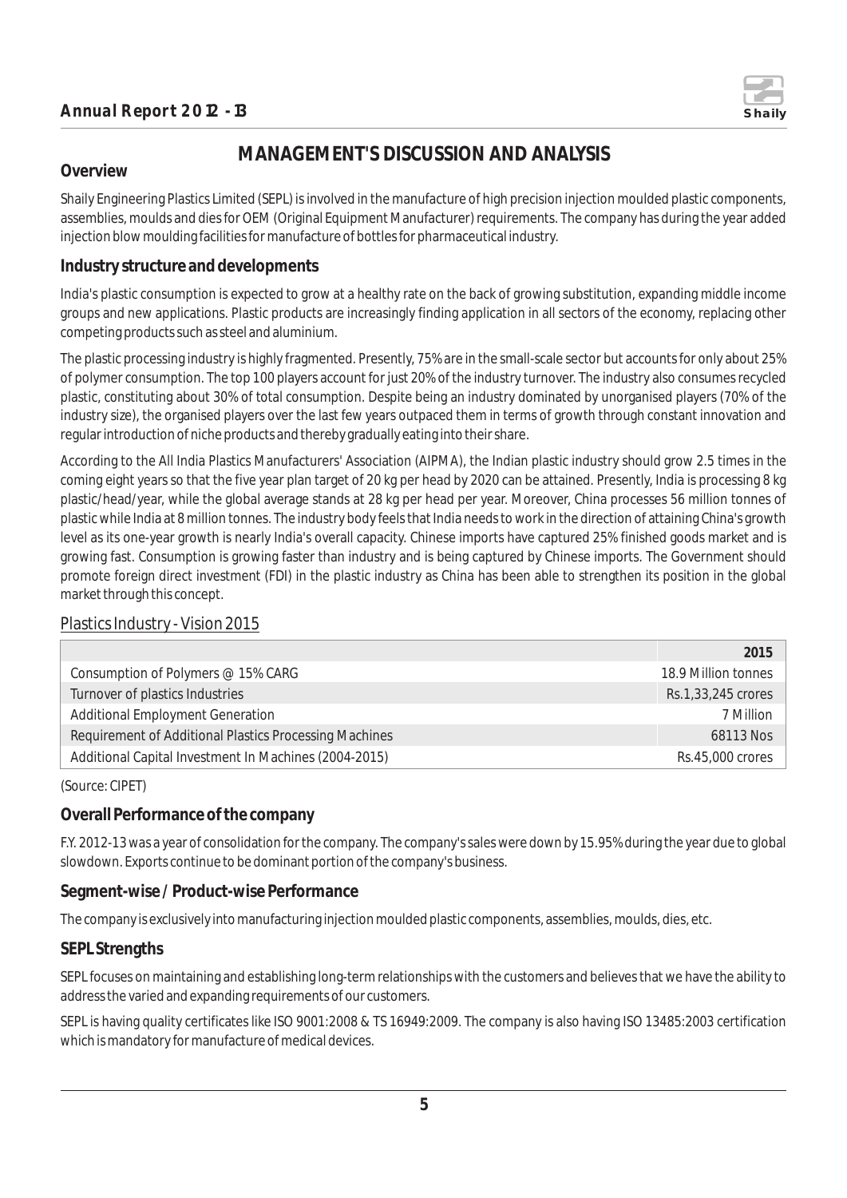# MANAGEMENT'S DISCUSSION AND ANALYSIS

## Overview

Shaily Engineering Plastics Limited (SEPL) is involved in the manufacture of high precision injection moulded plastic components, assemblies, moulds and dies for OEM (Original Equipment Manufacturer) requirements. The company has during the year added injection blow moulding facilities for manufacture of bottles for pharmaceutical industry.

## Industry structure and developments

India's plastic consumption is expected to grow at a healthy rate on the back of growing substitution, expanding middle income groups and new applications. Plastic products are increasingly finding application in all sectors of the economy, replacing other competing products such as steel and aluminium.

The plastic processing industry is highly fragmented. Presently, 75% are in the small-scale sector but accounts for only about 25% of polymer consumption. The top 100 players account for just 20% of the industry turnover. The industry also consumes recycled plastic, constituting about 30% of total consumption. Despite being an industry dominated by unorganised players (70% of the industry size), the organised players over the last few years outpaced them in terms of growth through constant innovation and regular introduction of niche products and thereby gradually eating into their share.

According to the All India Plastics Manufacturers' Association (AIPMA), the Indian plastic industry should grow 2.5 times in the coming eight years so that the five year plan target of 20 kg per head by 2020 can be attained. Presently, India is processing 8 kg plastic/head/year, while the global average stands at 28 kg per head per year. Moreover, China processes 56 million tonnes of plastic while India at 8 million tonnes. The industry body feels that India needs to work in the direction of attaining China's growth level as its one-year growth is nearly India's overall capacity. Chinese imports have captured 25% finished goods market and is growing fast. Consumption is growing faster than industry and is being captured by Chinese imports. The Government should promote foreign direct investment (FDI) in the plastic industry as China has been able to strengthen its position in the global market through this concept.

Plastics Industry - Vision 2015

| | 2015 |
|---|---|
| Consumption of Polymers @ 15% CARG | 18.9 Million tonnes |
| Turnover of plastics Industries | Rs.1,33,245 crores |
| Additional Employment Generation | 7 Million |
| Requirement of Additional Plastics Processing Machines | 68113 Nos |
| Additional Capital Investment In Machines (2004-2015) | Rs.45,000 crores |

(Source: CIPET)

## Overall Performance of the company

F.Y. 2012-13 was a year of consolidation for the company. The company's sales were down by 15.95% during the year due to global slowdown. Exports continue to be dominant portion of the company's business.

## Segment-wise / Product-wise Performance

The company is exclusively into manufacturing injection moulded plastic components, assemblies, moulds, dies, etc.

## SEPL Strengths

SEPL focuses on maintaining and establishing long-term relationships with the customers and believes that we have the ability to address the varied and expanding requirements of our customers.

SEPL is having quality certificates like ISO 9001:2008 & TS 16949:2009. The company is also having ISO 13485:2003 certification which is mandatory for manufacture of medical devices.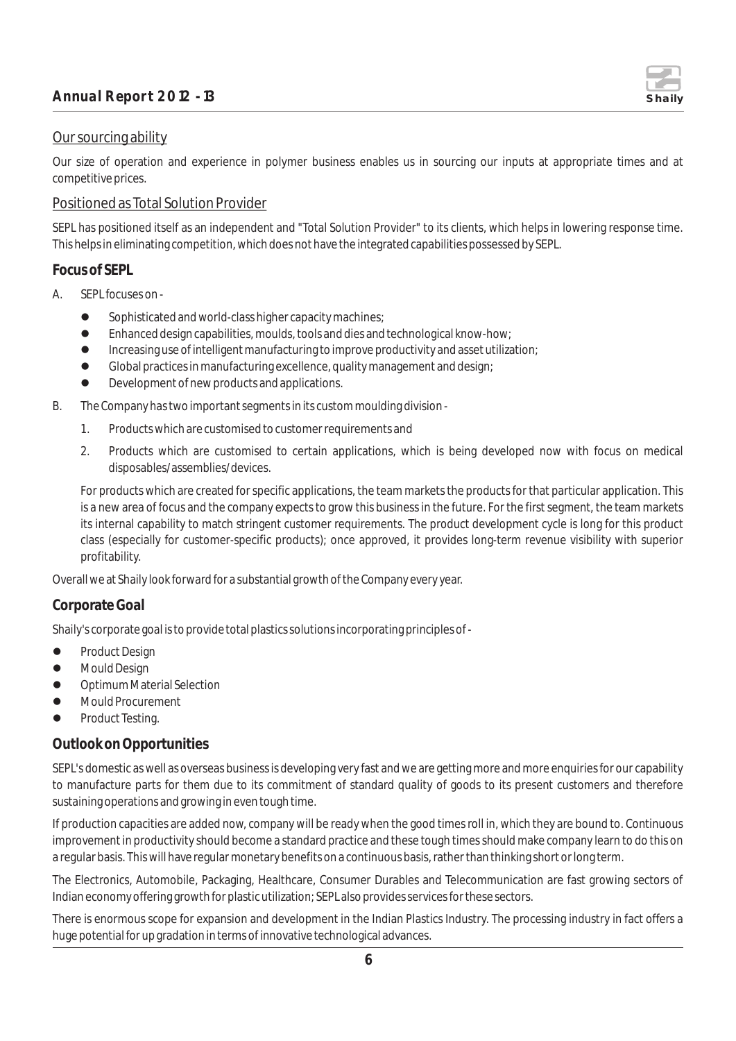Our sourcing ability

Our size of operation and experience in polymer business enables us in sourcing our inputs at appropriate times and at competitive prices.

Positioned as Total Solution Provider

SEPL has positioned itself as an independent and "Total Solution Provider" to its clients, which helps in lowering response time. This helps in eliminating competition, which does not have the integrated capabilities possessed by SEPL.

### Focus of SEPL

A. SEPL focuses on -

- Sophisticated and world-class higher capacity machines;
- Enhanced design capabilities, moulds, tools and dies and technological know-how;
- Increasing use of intelligent manufacturing to improve productivity and asset utilization;
- Global practices in manufacturing excellence, quality management and design;
- Development of new products and applications.

B. The Company has two important segments in its custom moulding division -

1. Products which are customised to customer requirements and
2. Products which are customised to certain applications, which is being developed now with focus on medical disposables/ assemblies/ devices.

For products which are created for specific applications, the team markets the products for that particular application. This is a new area of focus and the company expects to grow this business in the future. For the first segment, the team markets its internal capability to match stringent customer requirements. The product development cycle is long for this product class (especially for customer-specific products); once approved, it provides long-term revenue visibility with superior profitability.

Overall we at Shaily look forward for a substantial growth of the Company every year.

### Corporate Goal

Shaily's corporate goal is to provide total plastics solutions incorporating principles of -

- Product Design
- Mould Design
- Optimum Material Selection
- Mould Procurement
- Product Testing.

### Outlook on Opportunities

SEPL's domestic as well as overseas business is developing very fast and we are getting more and more enquiries for our capability to manufacture parts for them due to its commitment of standard quality of goods to its present customers and therefore sustaining operations and growing in even tough time.

If production capacities are added now, company will be ready when the good times roll in, which they are bound to. Continuous improvement in productivity should become a standard practice and these tough times should make company learn to do this on a regular basis. This will have regular monetary benefits on a continuous basis, rather than thinking short or long term.

The Electronics, Automobile, Packaging, Healthcare, Consumer Durables and Telecommunication are fast growing sectors of Indian economy offering growth for plastic utilization; SEPL also provides services for these sectors.

There is enormous scope for expansion and development in the Indian Plastics Industry. The processing industry in fact offers a huge potential for up gradation in terms of innovative technological advances.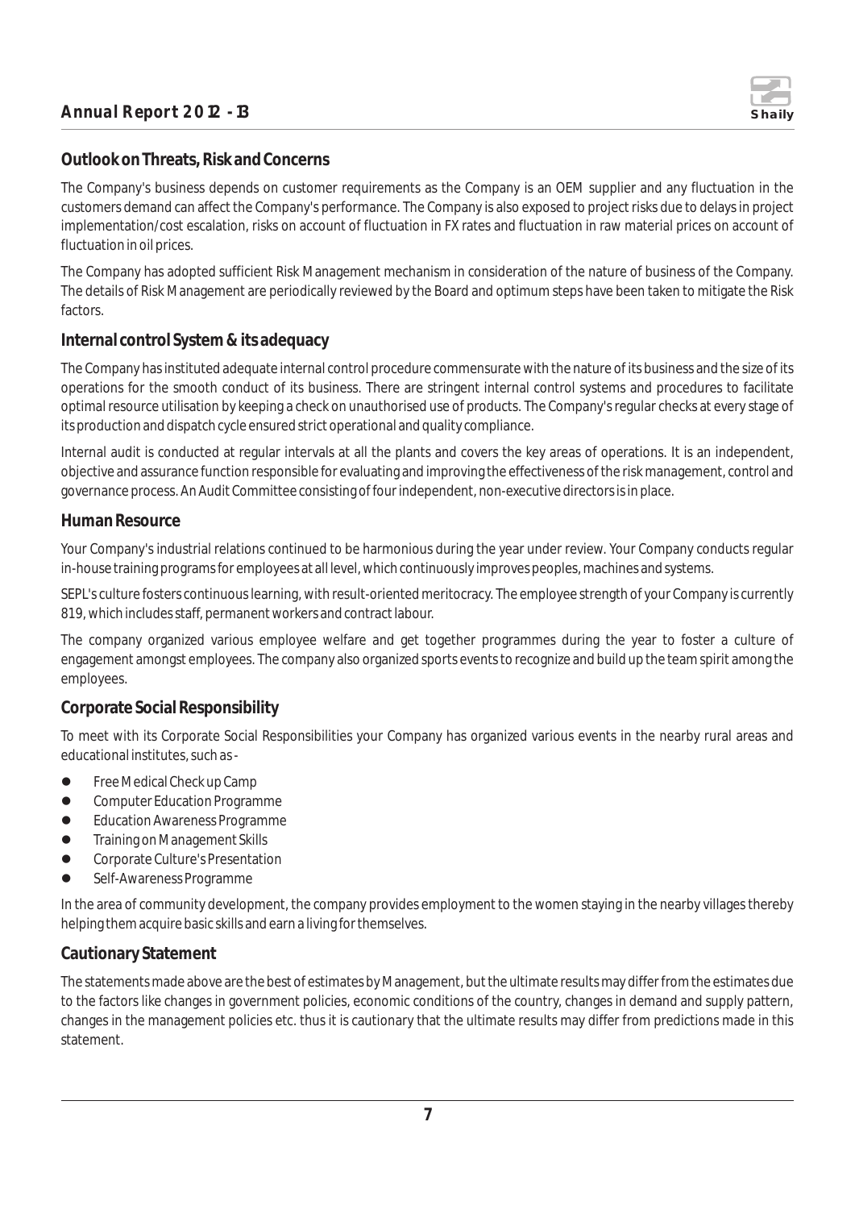## Outlook on Threats, Risk and Concerns

The Company's business depends on customer requirements as the Company is an OEM supplier and any fluctuation in the customers demand can affect the Company's performance. The Company is also exposed to project risks due to delays in project implementation/cost escalation, risks on account of fluctuation in FX rates and fluctuation in raw material prices on account of fluctuation in oil prices.

The Company has adopted sufficient Risk Management mechanism in consideration of the nature of business of the Company. The details of Risk Management are periodically reviewed by the Board and optimum steps have been taken to mitigate the Risk factors.

## Internal control System & its adequacy

The Company has instituted adequate internal control procedure commensurate with the nature of its business and the size of its operations for the smooth conduct of its business. There are stringent internal control systems and procedures to facilitate optimal resource utilisation by keeping a check on unauthorised use of products. The Company's regular checks at every stage of its production and dispatch cycle ensured strict operational and quality compliance.

Internal audit is conducted at regular intervals at all the plants and covers the key areas of operations. It is an independent, objective and assurance function responsible for evaluating and improving the effectiveness of the risk management, control and governance process. An Audit Committee consisting of four independent, non-executive directors is in place.

## Human Resource

Your Company's industrial relations continued to be harmonious during the year under review. Your Company conducts regular in-house training programs for employees at all level, which continuously improves peoples, machines and systems.

SEPL's culture fosters continuous learning, with result-oriented meritocracy. The employee strength of your Company is currently 819, which includes staff, permanent workers and contract labour.

The company organized various employee welfare and get together programmes during the year to foster a culture of engagement amongst employees. The company also organized sports events to recognize and build up the team spirit among the employees.

## Corporate Social Responsibility

To meet with its Corporate Social Responsibilities your Company has organized various events in the nearby rural areas and educational institutes, such as -

- Free Medical Check up Camp
- Computer Education Programme
- Education Awareness Programme
- Training on Management Skills
- Corporate Culture's Presentation
- Self-Awareness Programme

In the area of community development, the company provides employment to the women staying in the nearby villages thereby helping them acquire basic skills and earn a living for themselves.

## Cautionary Statement

The statements made above are the best of estimates by Management, but the ultimate results may differ from the estimates due to the factors like changes in government policies, economic conditions of the country, changes in demand and supply pattern, changes in the management policies etc. thus it is cautionary that the ultimate results may differ from predictions made in this statement.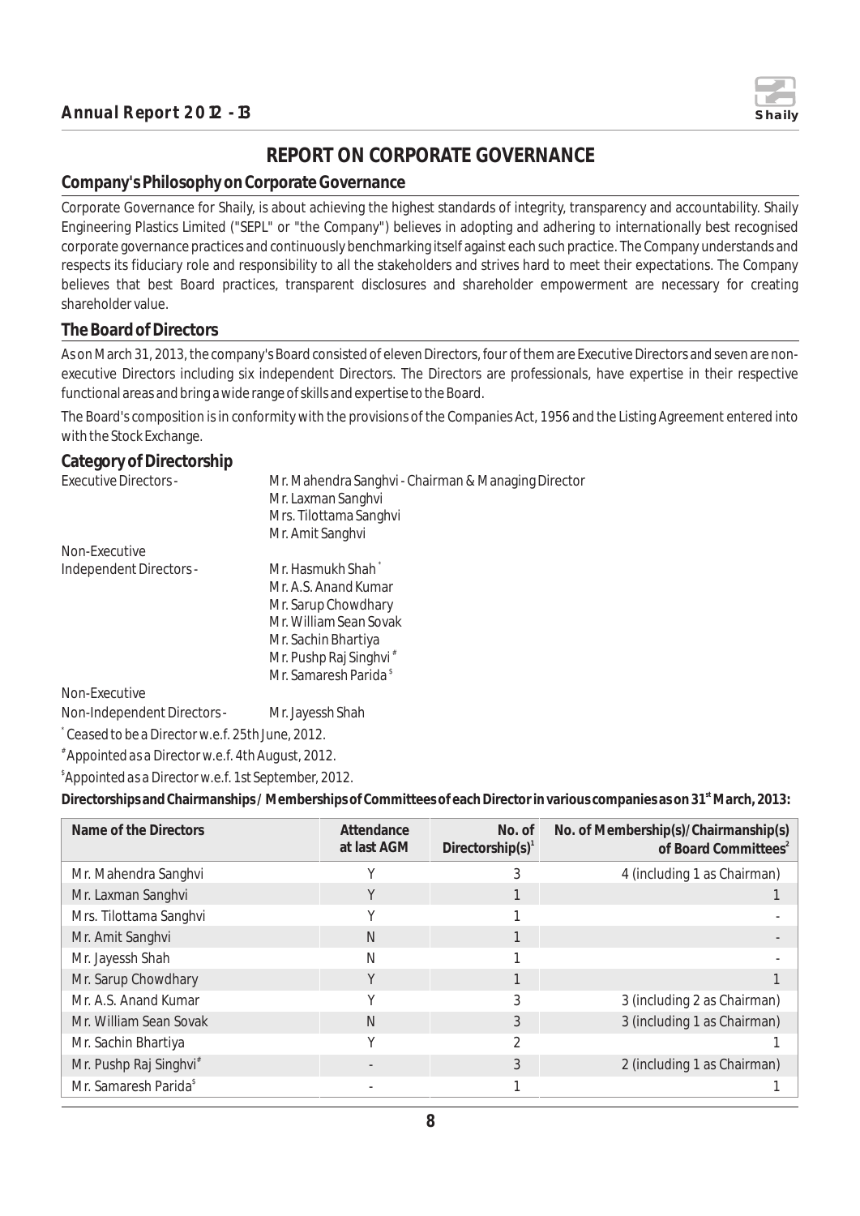# REPORT ON CORPORATE GOVERNANCE

## Company's Philosophy on Corporate Governance

Corporate Governance for Shaily, is about achieving the highest standards of integrity, transparency and accountability. Shaily Engineering Plastics Limited ("SEPL" or "the Company") believes in adopting and adhering to internationally best recognised corporate governance practices and continuously benchmarking itself against each such practice. The Company understands and respects its fiduciary role and responsibility to all the stakeholders and strives hard to meet their expectations. The Company believes that best Board practices, transparent disclosures and shareholder empowerment are necessary for creating shareholder value.

## The Board of Directors

As on March 31, 2013, the company's Board consisted of eleven Directors, four of them are Executive Directors and seven are non-executive Directors including six independent Directors. The Directors are professionals, have expertise in their respective functional areas and bring a wide range of skills and expertise to the Board.

The Board's composition is in conformity with the provisions of the Companies Act, 1956 and the Listing Agreement entered into with the Stock Exchange.

## Category of Directorship

Executive Directors -
- Mr. Mahendra Sanghvi - Chairman & Managing Director
- Mr. Laxman Sanghvi
- Mrs. Tilottama Sanghvi
- Mr. Amit Sanghvi

Non-Executive Independent Directors -
- Mr. Hasmukh Shah *
- Mr. A.S. Anand Kumar
- Mr. Sarup Chowdhary
- Mr. William Sean Sovak
- Mr. Sachin Bhartiya
- Mr. Pushp Raj Singhvi #
- Mr. Samaresh Parida $

Non-Executive Non-Independent Directors -
- Mr. Jayessh Shah

\* Ceased to be a Director w.e.f. 25th June, 2012.

\# Appointed as a Director w.e.f. 4th August, 2012.

$ Appointed as a Director w.e.f. 1st September, 2012.

**Directorships and Chairmanships / Memberships of Committees of each Director in various companies as on 31st March, 2013:**

| Name of the Directors | Attendance at last AGM | No. of Directorship(s)[1] | No. of Membership(s)/Chairmanship(s) of Board Committees[2] |
|---|---|---|---|
| Mr. Mahendra Sanghvi | Y | 3 | 4 (including 1 as Chairman) |
| Mr. Laxman Sanghvi | Y | 1 | 1 |
| Mrs. Tilottama Sanghvi | Y | 1 | - |
| Mr. Amit Sanghvi | N | 1 | - |
| Mr. Jayessh Shah | N | 1 | - |
| Mr. Sarup Chowdhary | Y | 1 | 1 |
| Mr. A.S. Anand Kumar | Y | 3 | 3 (including 2 as Chairman) |
| Mr. William Sean Sovak | N | 3 | 3 (including 1 as Chairman) |
| Mr. Sachin Bhartiya | Y | 2 | 1 |
| Mr. Pushp Raj Singhvi# | - | 3 | 2 (including 1 as Chairman) |
| Mr. Samaresh Parida$ | - | 1 | 1 |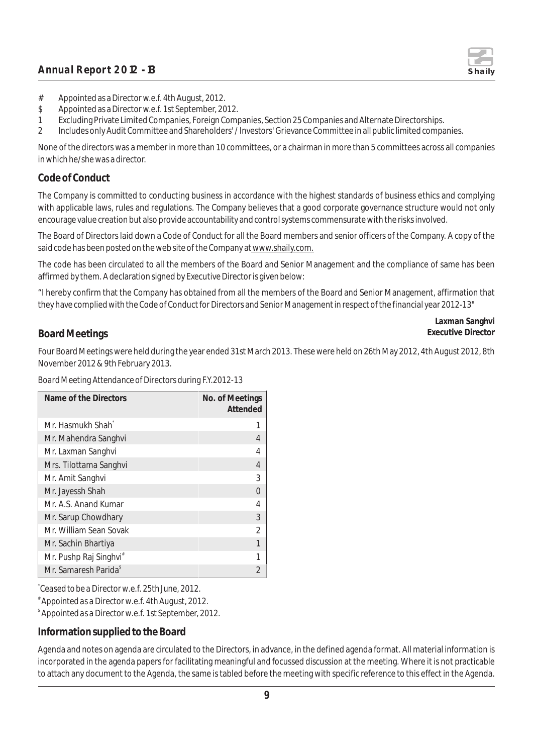- # Appointed as a Director w.e.f. 4th August, 2012.
- $ Appointed as a Director w.e.f. 1st September, 2012.
- 1 Excluding Private Limited Companies, Foreign Companies, Section 25 Companies and Alternate Directorships.
- 2 Includes only Audit Committee and Shareholders' / Investors' Grievance Committee in all public limited companies.

None of the directors was a member in more than 10 committees, or a chairman in more than 5 committees across all companies in which he/she was a director.

## Code of Conduct

The Company is committed to conducting business in accordance with the highest standards of business ethics and complying with applicable laws, rules and regulations. The Company believes that a good corporate governance structure would not only encourage value creation but also provide accountability and control systems commensurate with the risks involved.

The Board of Directors laid down a Code of Conduct for all the Board members and senior officers of the Company. A copy of the said code has been posted on the web site of the Company at www.shaily.com.

The code has been circulated to all the members of the Board and Senior Management and the compliance of same has been affirmed by them. A declaration signed by Executive Director is given below:

"I hereby confirm that the Company has obtained from all the members of the Board and Senior Management, affirmation that they have complied with the Code of Conduct for Directors and Senior Management in respect of the financial year 2012-13"

**Laxman Sanghvi**
**Executive Director**

## Board Meetings

Four Board Meetings were held during the year ended 31st March 2013. These were held on 26th May 2012, 4th August 2012, 8th November 2012 & 9th February 2013.

*Board Meeting Attendance of Directors during F.Y.2012-13*

| Name of the Directors | No. of Meetings Attended |
|---|---|
| Mr. Hasmukh Shah* | 1 |
| Mr. Mahendra Sanghvi | 4 |
| Mr. Laxman Sanghvi | 4 |
| Mrs. Tilottama Sanghvi | 4 |
| Mr. Amit Sanghvi | 3 |
| Mr. Jayessh Shah | 0 |
| Mr. A.S. Anand Kumar | 4 |
| Mr. Sarup Chowdhary | 3 |
| Mr. William Sean Sovak | 2 |
| Mr. Sachin Bhartiya | 1 |
| Mr. Pushp Raj Singhvi# | 1 |
| Mr. Samaresh Parida$ | 2 |

*Ceased to be a Director w.e.f. 25th June, 2012.

# Appointed as a Director w.e.f. 4th August, 2012.

$ Appointed as a Director w.e.f. 1st September, 2012.

## Information supplied to the Board

Agenda and notes on agenda are circulated to the Directors, in advance, in the defined agenda format. All material information is incorporated in the agenda papers for facilitating meaningful and focussed discussion at the meeting. Where it is not practicable to attach any document to the Agenda, the same is tabled before the meeting with specific reference to this effect in the Agenda.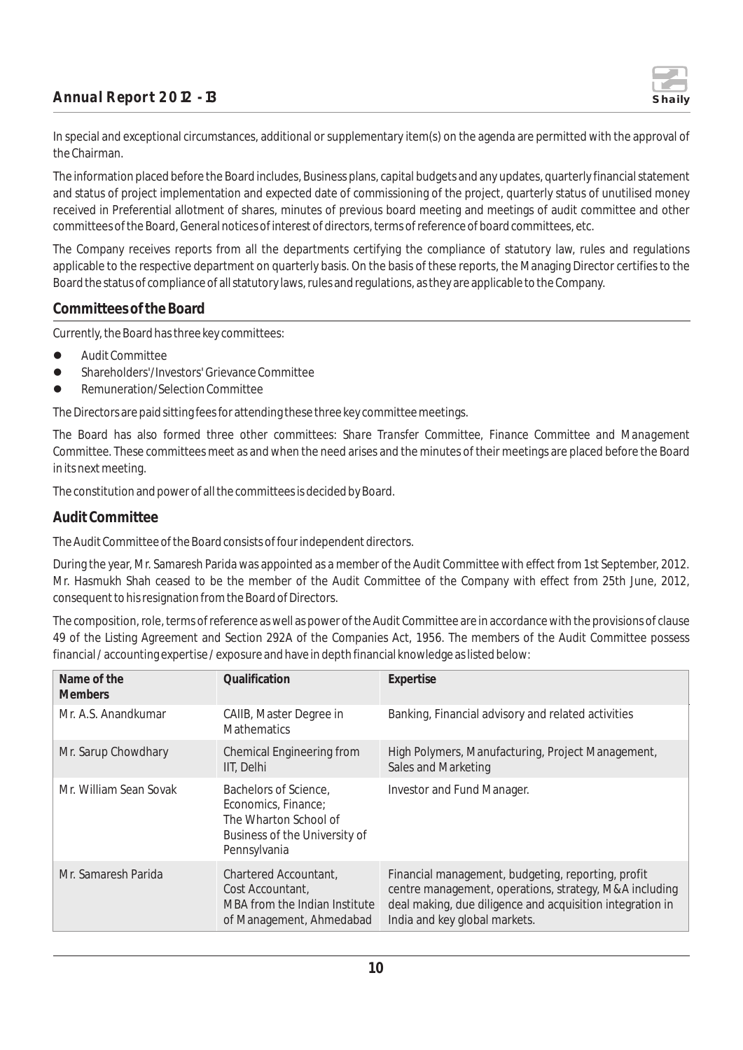In special and exceptional circumstances, additional or supplementary item(s) on the agenda are permitted with the approval of the Chairman.

The information placed before the Board includes, Business plans, capital budgets and any updates, quarterly financial statement and status of project implementation and expected date of commissioning of the project, quarterly status of unutilised money received in Preferential allotment of shares, minutes of previous board meeting and meetings of audit committee and other committees of the Board, General notices of interest of directors, terms of reference of board committees, etc.

The Company receives reports from all the departments certifying the compliance of statutory law, rules and regulations applicable to the respective department on quarterly basis. On the basis of these reports, the Managing Director certifies to the Board the status of compliance of all statutory laws, rules and regulations, as they are applicable to the Company.

## Committees of the Board

Currently, the Board has three key committees:

- Audit Committee
- Shareholders'/Investors' Grievance Committee
- Remuneration/Selection Committee

The Directors are paid sitting fees for attending these three key committee meetings.

The Board has also formed three other committees: Share Transfer Committee, Finance Committee and Management Committee. These committees meet as and when the need arises and the minutes of their meetings are placed before the Board in its next meeting.

The constitution and power of all the committees is decided by Board.

## Audit Committee

The Audit Committee of the Board consists of four independent directors.

During the year, Mr. Samaresh Parida was appointed as a member of the Audit Committee with effect from 1st September, 2012. Mr. Hasmukh Shah ceased to be the member of the Audit Committee of the Company with effect from 25th June, 2012, consequent to his resignation from the Board of Directors.

The composition, role, terms of reference as well as power of the Audit Committee are in accordance with the provisions of clause 49 of the Listing Agreement and Section 292A of the Companies Act, 1956. The members of the Audit Committee possess financial / accounting expertise / exposure and have in depth financial knowledge as listed below:

| Name of the Members | Qualification | Expertise |
|---|---|---|
| Mr. A.S. Anandkumar | CAIIB, Master Degree in Mathematics | Banking, Financial advisory and related activities |
| Mr. Sarup Chowdhary | Chemical Engineering from IIT, Delhi | High Polymers, Manufacturing, Project Management, Sales and Marketing |
| Mr. William Sean Sovak | Bachelors of Science, Economics, Finance; The Wharton School of Business of the University of Pennsylvania | Investor and Fund Manager. |
| Mr. Samaresh Parida | Chartered Accountant, Cost Accountant, MBA from the Indian Institute of Management, Ahmedabad | Financial management, budgeting, reporting, profit centre management, operations, strategy, M&A including deal making, due diligence and acquisition integration in India and key global markets. |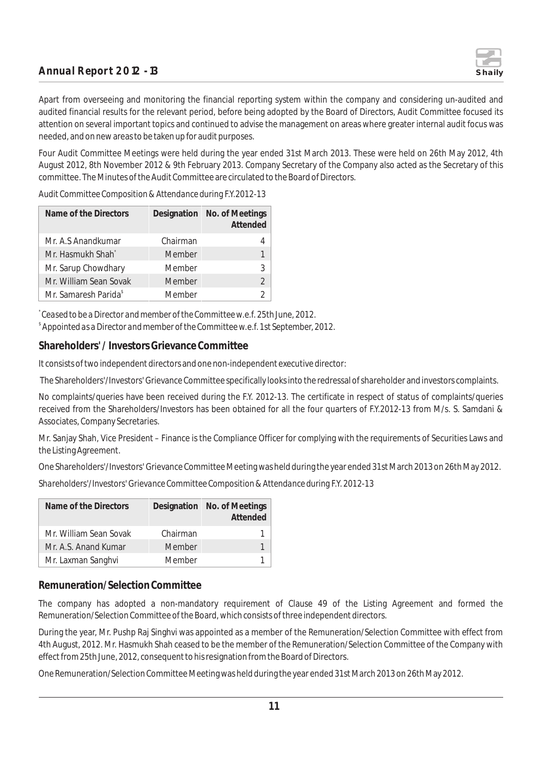Apart from overseeing and monitoring the financial reporting system within the company and considering un-audited and audited financial results for the relevant period, before being adopted by the Board of Directors, Audit Committee focused its attention on several important topics and continued to advise the management on areas where greater internal audit focus was needed, and on new areas to be taken up for audit purposes.

Four Audit Committee Meetings were held during the year ended 31st March 2013. These were held on 26th May 2012, 4th August 2012, 8th November 2012 & 9th February 2013. Company Secretary of the Company also acted as the Secretary of this committee. The Minutes of the Audit Committee are circulated to the Board of Directors.

*Audit Committee Composition & Attendance during F.Y.2012-13*

| Name of the Directors | Designation | No. of Meetings Attended |
|---|---|---|
| Mr. A.S Anandkumar | Chairman | 4 |
| Mr. Hasmukh Shah* | Member | 1 |
| Mr. Sarup Chowdhary | Member | 3 |
| Mr. William Sean Sovak | Member | 2 |
| Mr. Samaresh Parida$ | Member | 2 |

*Ceased to be a Director and member of the Committee w.e.f. 25th June, 2012.

$ Appointed as a Director and member of the Committee w.e.f. 1st September, 2012.

## Shareholders' / Investors Grievance Committee

It consists of two independent directors and one non-independent executive director:

The Shareholders'/Investors' Grievance Committee specifically looks into the redressal of shareholder and investors complaints.

No complaints/queries have been received during the F.Y. 2012-13. The certificate in respect of status of complaints/queries received from the Shareholders/Investors has been obtained for all the four quarters of F.Y.2012-13 from M/s. S. Samdani & Associates, Company Secretaries.

Mr. Sanjay Shah, Vice President – Finance is the Compliance Officer for complying with the requirements of Securities Laws and the Listing Agreement.

One Shareholders'/Investors' Grievance Committee Meeting was held during the year ended 31st March 2013 on 26th May 2012.

*Shareholders'/Investors' Grievance Committee Composition & Attendance during F.Y. 2012-13*

| Name of the Directors | Designation | No. of Meetings Attended |
|---|---|---|
| Mr. William Sean Sovak | Chairman | 1 |
| Mr. A.S. Anand Kumar | Member | 1 |
| Mr. Laxman Sanghvi | Member | 1 |

## Remuneration/Selection Committee

The company has adopted a non-mandatory requirement of Clause 49 of the Listing Agreement and formed the Remuneration/Selection Committee of the Board, which consists of three independent directors.

During the year, Mr. Pushp Raj Singhvi was appointed as a member of the Remuneration/Selection Committee with effect from 4th August, 2012. Mr. Hasmukh Shah ceased to be the member of the Remuneration/Selection Committee of the Company with effect from 25th June, 2012, consequent to his resignation from the Board of Directors.

One Remuneration/Selection Committee Meeting was held during the year ended 31st March 2013 on 26th May 2012.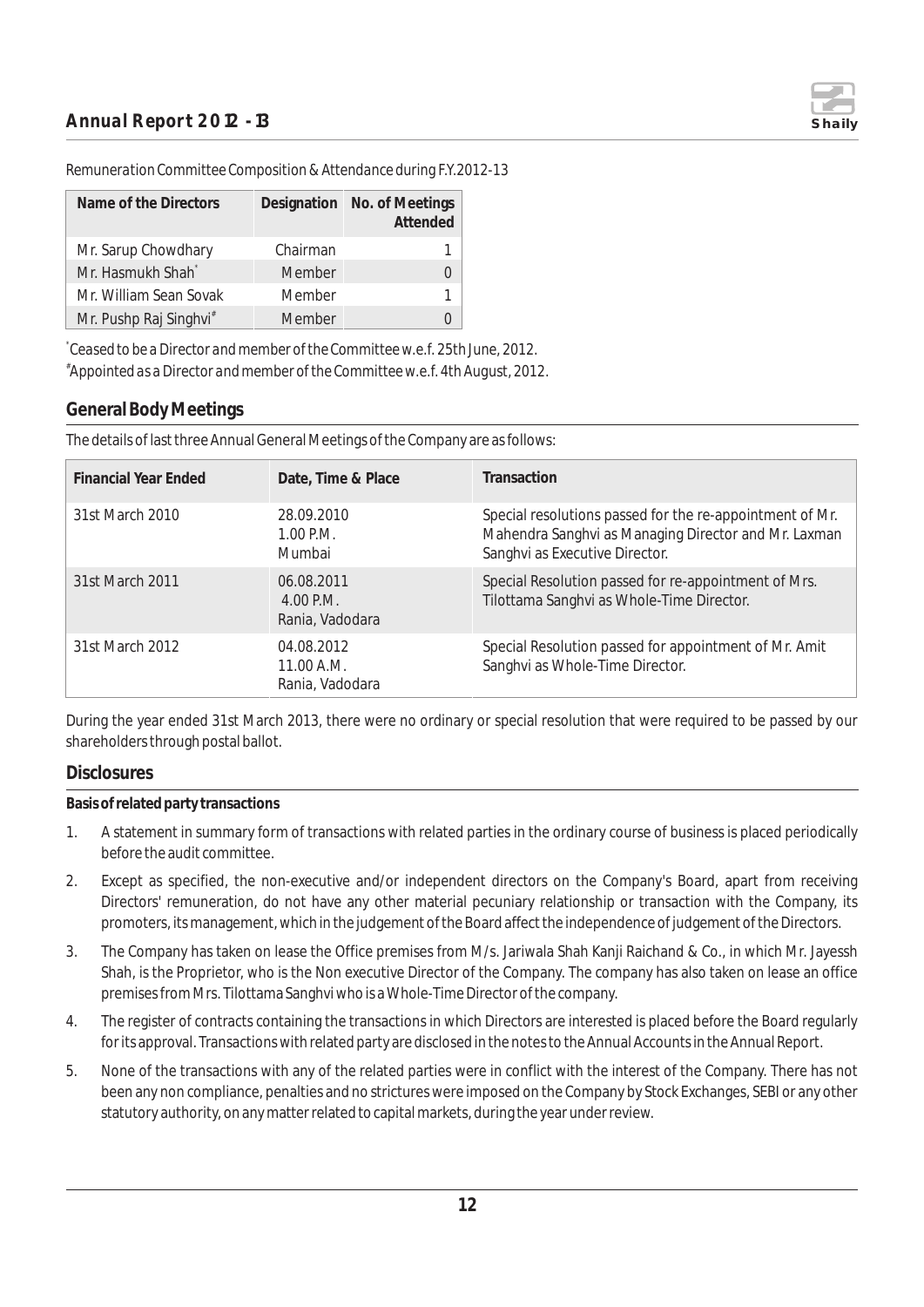*Remuneration Committee Composition & Attendance during F.Y.2012-13*

| Name of the Directors | Designation | No. of Meetings Attended |
|---|---|---|
| Mr. Sarup Chowdhary | Chairman | 1 |
| Mr. Hasmukh Shah* | Member | 0 |
| Mr. William Sean Sovak | Member | 1 |
| Mr. Pushp Raj Singhvi# | Member | 0 |

*Ceased to be a Director and member of the Committee w.e.f. 25th June, 2012.

#Appointed as a Director and member of the Committee w.e.f. 4th August, 2012.

## General Body Meetings

The details of last three Annual General Meetings of the Company are as follows:

| Financial Year Ended | Date, Time & Place | Transaction |
|---|---|---|
| 31st March 2010 | 28.09.2010<br>1.00 P.M.<br>Mumbai | Special resolutions passed for the re-appointment of Mr. Mahendra Sanghvi as Managing Director and Mr. Laxman Sanghvi as Executive Director. |
| 31st March 2011 | 06.08.2011<br>4.00 P.M.<br>Rania, Vadodara | Special Resolution passed for re-appointment of Mrs. Tilottama Sanghvi as Whole-Time Director. |
| 31st March 2012 | 04.08.2012<br>11.00 A.M.<br>Rania, Vadodara | Special Resolution passed for appointment of Mr. Amit Sanghvi as Whole-Time Director. |

During the year ended 31st March 2013, there were no ordinary or special resolution that were required to be passed by our shareholders through postal ballot.

## Disclosures

**Basis of related party transactions**

1. A statement in summary form of transactions with related parties in the ordinary course of business is placed periodically before the audit committee.
2. Except as specified, the non-executive and/or independent directors on the Company's Board, apart from receiving Directors' remuneration, do not have any other material pecuniary relationship or transaction with the Company, its promoters, its management, which in the judgement of the Board affect the independence of judgement of the Directors.
3. The Company has taken on lease the Office premises from M/s. Jariwala Shah Kanji Raichand & Co., in which Mr. Jayessh Shah, is the Proprietor, who is the Non executive Director of the Company. The company has also taken on lease an office premises from Mrs. Tilottama Sanghvi who is a Whole-Time Director of the company.
4. The register of contracts containing the transactions in which Directors are interested is placed before the Board regularly for its approval. Transactions with related party are disclosed in the notes to the Annual Accounts in the Annual Report.
5. None of the transactions with any of the related parties were in conflict with the interest of the Company. There has not been any non compliance, penalties and no strictures were imposed on the Company by Stock Exchanges, SEBI or any other statutory authority, on any matter related to capital markets, during the year under review.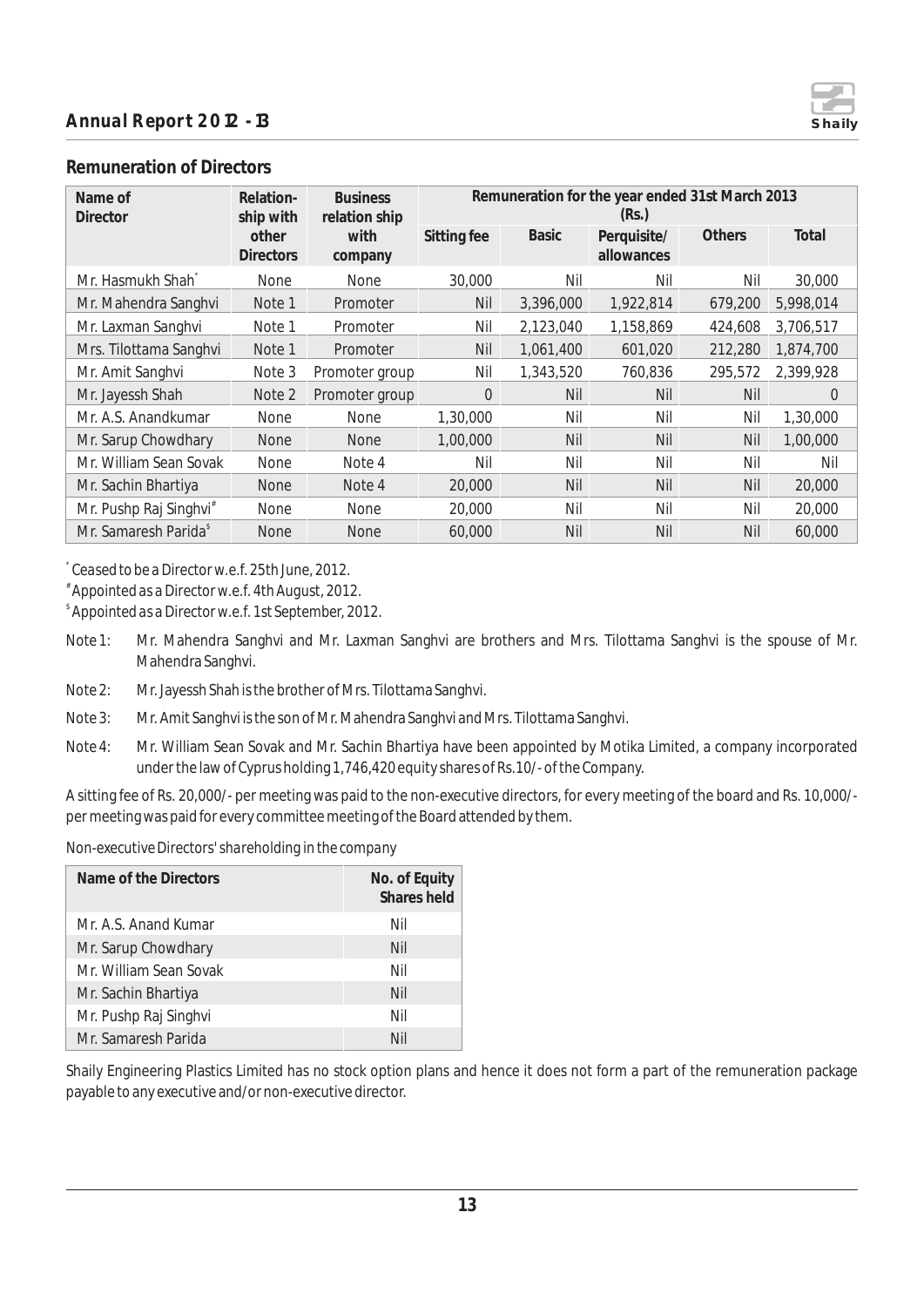## Remuneration of Directors

| Name of Director | Relation-ship with other Directors | Business relation ship with company | Remuneration for the year ended 31st March 2013 (Rs.) | | | | |
|---|---|---|---|---|---|---|---|
| | | | Sitting fee | Basic | Perquisite/ allowances | Others | Total |
| Mr. Hasmukh Shah* | None | None | 30,000 | Nil | Nil | Nil | 30,000 |
| Mr. Mahendra Sanghvi | Note 1 | Promoter | Nil | 3,396,000 | 1,922,814 | 679,200 | 5,998,014 |
| Mr. Laxman Sanghvi | Note 1 | Promoter | Nil | 2,123,040 | 1,158,869 | 424,608 | 3,706,517 |
| Mrs. Tilottama Sanghvi | Note 1 | Promoter | Nil | 1,061,400 | 601,020 | 212,280 | 1,874,700 |
| Mr. Amit Sanghvi | Note 3 | Promoter group | Nil | 1,343,520 | 760,836 | 295,572 | 2,399,928 |
| Mr. Jayessh Shah | Note 2 | Promoter group | 0 | Nil | Nil | Nil | 0 |
| Mr. A.S. Anandkumar | None | None | 1,30,000 | Nil | Nil | Nil | 1,30,000 |
| Mr. Sarup Chowdhary | None | None | 1,00,000 | Nil | Nil | Nil | 1,00,000 |
| Mr. William Sean Sovak | None | Note 4 | Nil | Nil | Nil | Nil | Nil |
| Mr. Sachin Bhartiya | None | Note 4 | 20,000 | Nil | Nil | Nil | 20,000 |
| Mr. Pushp Raj Singhvi# | None | None | 20,000 | Nil | Nil | Nil | 20,000 |
| Mr. Samaresh Parida$ | None | None | 60,000 | Nil | Nil | Nil | 60,000 |

\* Ceased to be a Director w.e.f. 25th June, 2012.

\# Appointed as a Director w.e.f. 4th August, 2012.

$ Appointed as a Director w.e.f. 1st September, 2012.

Note 1: Mr. Mahendra Sanghvi and Mr. Laxman Sanghvi are brothers and Mrs. Tilottama Sanghvi is the spouse of Mr. Mahendra Sanghvi.

Note 2: Mr. Jayessh Shah is the brother of Mrs. Tilottama Sanghvi.

Note 3: Mr. Amit Sanghvi is the son of Mr. Mahendra Sanghvi and Mrs. Tilottama Sanghvi.

Note 4: Mr. William Sean Sovak and Mr. Sachin Bhartiya have been appointed by Motika Limited, a company incorporated under the law of Cyprus holding 1,746,420 equity shares of Rs.10/- of the Company.

A sitting fee of Rs. 20,000/- per meeting was paid to the non-executive directors, for every meeting of the board and Rs. 10,000/- per meeting was paid for every committee meeting of the Board attended by them.

*Non-executive Directors' shareholding in the company*

| Name of the Directors | No. of Equity Shares held |
|---|---|
| Mr. A.S. Anand Kumar | Nil |
| Mr. Sarup Chowdhary | Nil |
| Mr. William Sean Sovak | Nil |
| Mr. Sachin Bhartiya | Nil |
| Mr. Pushp Raj Singhvi | Nil |
| Mr. Samaresh Parida | Nil |

Shaily Engineering Plastics Limited has no stock option plans and hence it does not form a part of the remuneration package payable to any executive and/or non-executive director.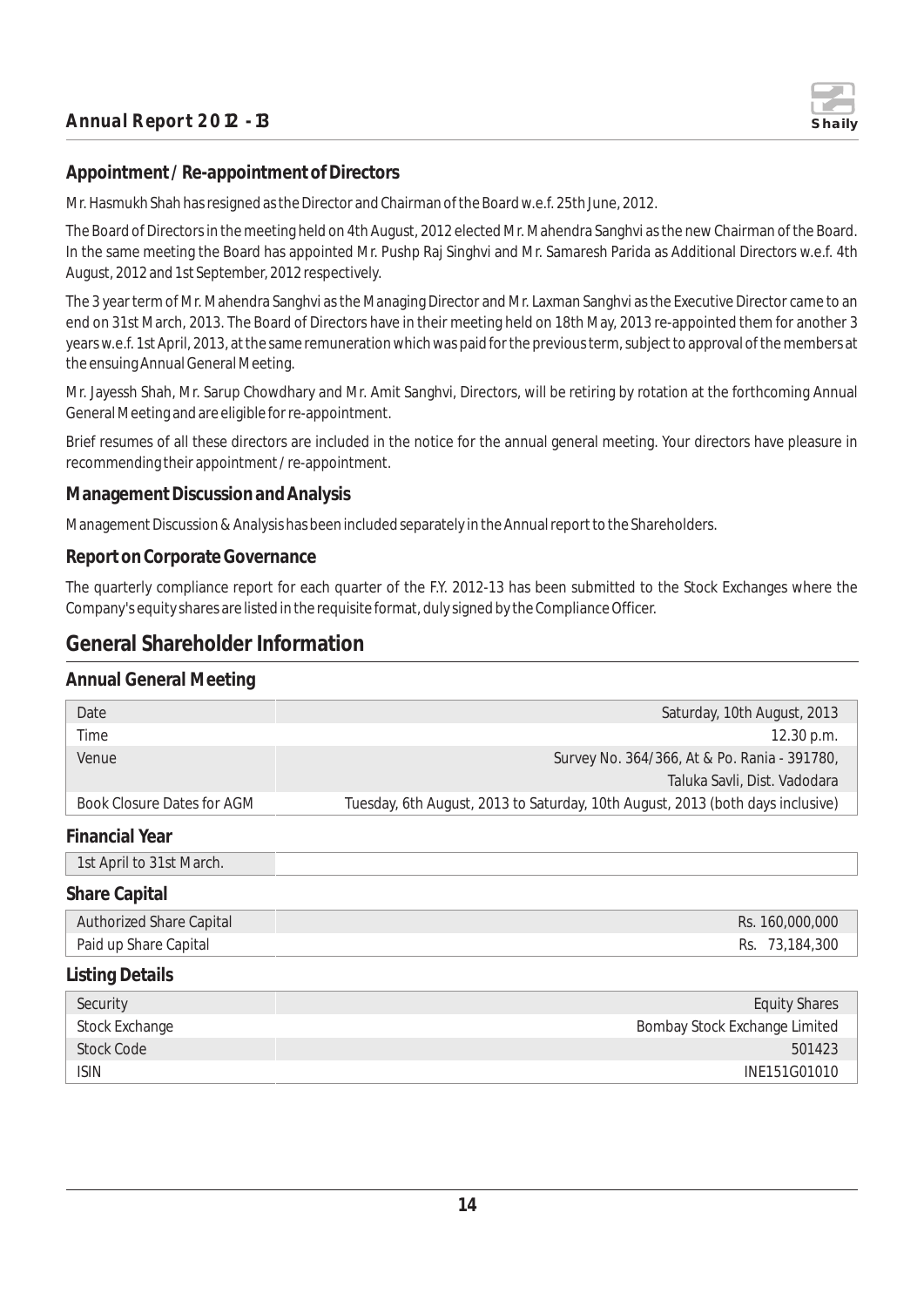### Appointment / Re-appointment of Directors

Mr. Hasmukh Shah has resigned as the Director and Chairman of the Board w.e.f. 25th June, 2012.

The Board of Directors in the meeting held on 4th August, 2012 elected Mr. Mahendra Sanghvi as the new Chairman of the Board. In the same meeting the Board has appointed Mr. Pushp Raj Singhvi and Mr. Samaresh Parida as Additional Directors w.e.f. 4th August, 2012 and 1st September, 2012 respectively.

The 3 year term of Mr. Mahendra Sanghvi as the Managing Director and Mr. Laxman Sanghvi as the Executive Director came to an end on 31st March, 2013. The Board of Directors have in their meeting held on 18th May, 2013 re-appointed them for another 3 years w.e.f. 1st April, 2013, at the same remuneration which was paid for the previous term, subject to approval of the members at the ensuing Annual General Meeting.

Mr. Jayessh Shah, Mr. Sarup Chowdhary and Mr. Amit Sanghvi, Directors, will be retiring by rotation at the forthcoming Annual General Meeting and are eligible for re-appointment.

Brief resumes of all these directors are included in the notice for the annual general meeting. Your directors have pleasure in recommending their appointment / re-appointment.

### Management Discussion and Analysis

Management Discussion & Analysis has been included separately in the Annual report to the Shareholders.

### Report on Corporate Governance

The quarterly compliance report for each quarter of the F.Y. 2012-13 has been submitted to the Stock Exchanges where the Company's equity shares are listed in the requisite format, duly signed by the Compliance Officer.

## General Shareholder Information

### Annual General Meeting

| | |
|---|---|
| Date | Saturday, 10th August, 2013 |
| Time | 12.30 p.m. |
| Venue | Survey No. 364/366, At & Po. Rania - 391780, Taluka Savli, Dist. Vadodara |
| Book Closure Dates for AGM | Tuesday, 6th August, 2013 to Saturday, 10th August, 2013 (both days inclusive) |

### Financial Year

| | |
|---|---|
| 1st April to 31st March. | |

### Share Capital

| | |
|---|---|
| Authorized Share Capital | Rs. 160,000,000 |
| Paid up Share Capital | Rs. 73,184,300 |

### Listing Details

| | |
|---|---|
| Security | Equity Shares |
| Stock Exchange | Bombay Stock Exchange Limited |
| Stock Code | 501423 |
| ISIN | INE151G01010 |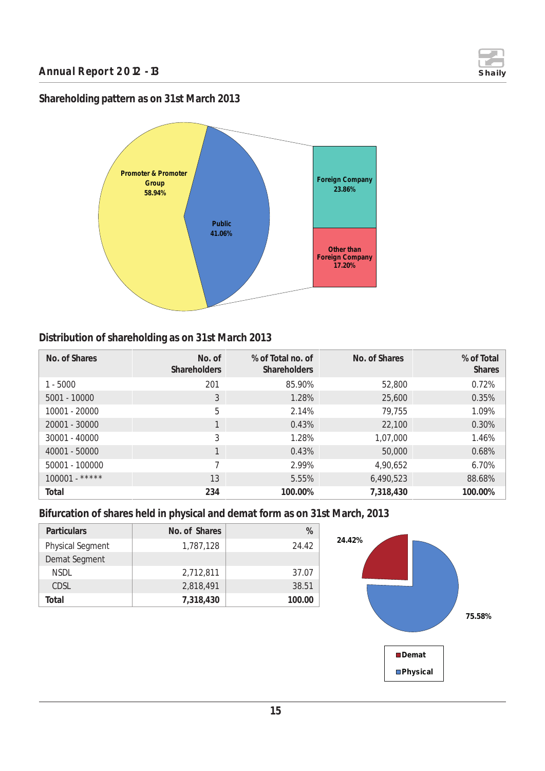## Shareholding pattern as on 31st March 2013

Promoter & Promoter Group 58.94%

Public 41.06%

Foreign Company 23.86%

Other than Foreign Company 17.20%

## Distribution of shareholding as on 31st March 2013

| No. of Shares | No. of Shareholders | % of Total no. of Shareholders | No. of Shares | % of Total Shares |
|---|---|---|---|---|
| 1 - 5000 | 201 | 85.90% | 52,800 | 0.72% |
| 5001 - 10000 | 3 | 1.28% | 25,600 | 0.35% |
| 10001 - 20000 | 5 | 2.14% | 79,755 | 1.09% |
| 20001 - 30000 | 1 | 0.43% | 22,100 | 0.30% |
| 30001 - 40000 | 3 | 1.28% | 1,07,000 | 1.46% |
| 40001 - 50000 | 1 | 0.43% | 50,000 | 0.68% |
| 50001 - 100000 | 7 | 2.99% | 4,90,652 | 6.70% |
| 100001 - ***** | 13 | 5.55% | 6,490,523 | 88.68% |
| **Total** | **234** | **100.00%** | **7,318,430** | **100.00%** |

## Bifurcation of shares held in physical and demat form as on 31st March, 2013

| Particulars | No. of Shares | % |
|---|---|---|
| Physical Segment | 1,787,128 | 24.42 |
| Demat Segment | | |
| NSDL | 2,712,811 | 37.07 |
| CDSL | 2,818,491 | 38.51 |
| **Total** | **7,318,430** | **100.00** |

24.42%

75.58%

Demat

Physical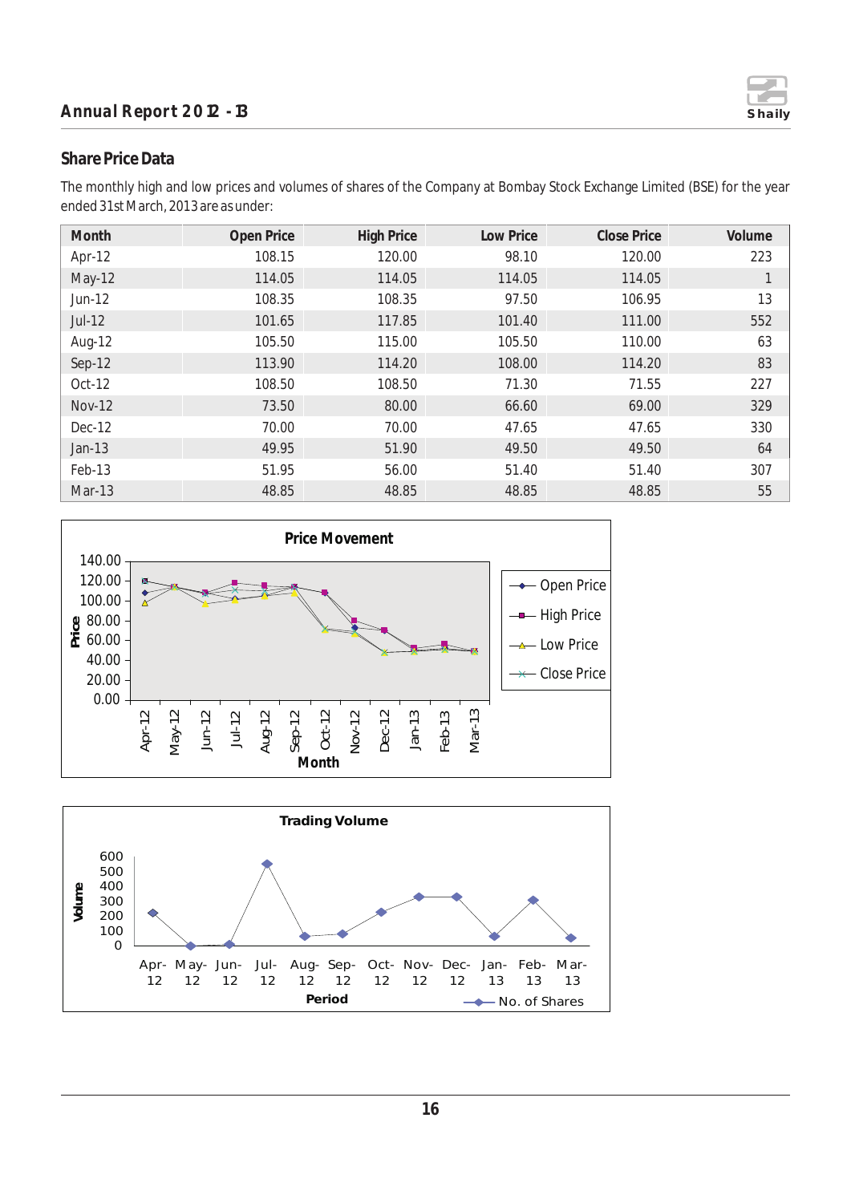## Share Price Data

The monthly high and low prices and volumes of shares of the Company at Bombay Stock Exchange Limited (BSE) for the year ended 31st March, 2013 are as under:

| Month | Open Price | High Price | Low Price | Close Price | Volume |
|---|---|---|---|---|---|
| Apr-12 | 108.15 | 120.00 | 98.10 | 120.00 | 223 |
| May-12 | 114.05 | 114.05 | 114.05 | 114.05 | 1 |
| Jun-12 | 108.35 | 108.35 | 97.50 | 106.95 | 13 |
| Jul-12 | 101.65 | 117.85 | 101.40 | 111.00 | 552 |
| Aug-12 | 105.50 | 115.00 | 105.50 | 110.00 | 63 |
| Sep-12 | 113.90 | 114.20 | 108.00 | 114.20 | 83 |
| Oct-12 | 108.50 | 108.50 | 71.30 | 71.55 | 227 |
| Nov-12 | 73.50 | 80.00 | 66.60 | 69.00 | 329 |
| Dec-12 | 70.00 | 70.00 | 47.65 | 47.65 | 330 |
| Jan-13 | 49.95 | 51.90 | 49.50 | 49.50 | 64 |
| Feb-13 | 51.95 | 56.00 | 51.40 | 51.40 | 307 |
| Mar-13 | 48.85 | 48.85 | 48.85 | 48.85 | 55 |

**Price Movement**

**Trading Volume**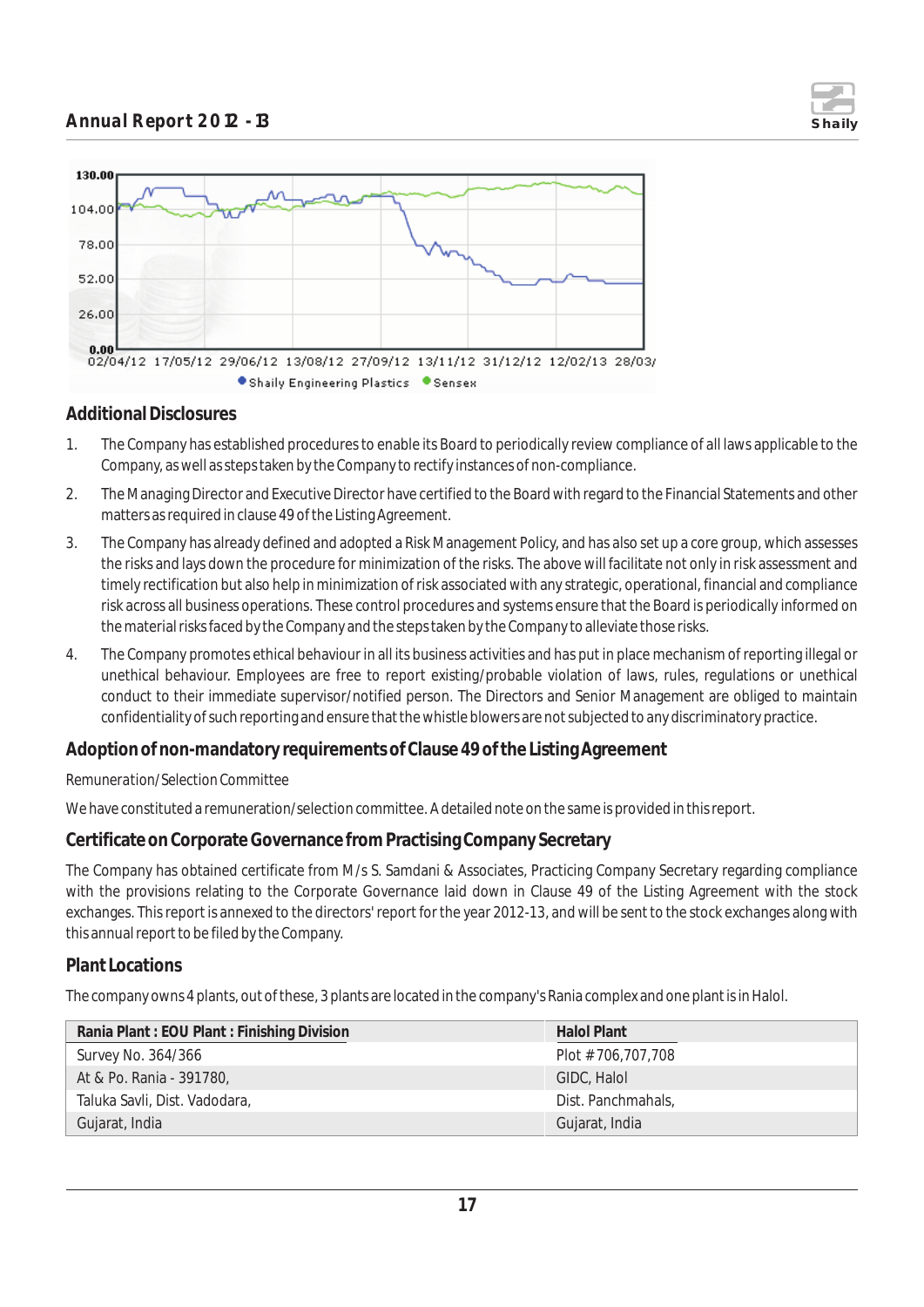## Additional Disclosures

1. The Company has established procedures to enable its Board to periodically review compliance of all laws applicable to the Company, as well as steps taken by the Company to rectify instances of non-compliance.
2. The Managing Director and Executive Director have certified to the Board with regard to the Financial Statements and other matters as required in clause 49 of the Listing Agreement.
3. The Company has already defined and adopted a Risk Management Policy, and has also set up a core group, which assesses the risks and lays down the procedure for minimization of the risks. The above will facilitate not only in risk assessment and timely rectification but also help in minimization of risk associated with any strategic, operational, financial and compliance risk across all business operations. These control procedures and systems ensure that the Board is periodically informed on the material risks faced by the Company and the steps taken by the Company to alleviate those risks.
4. The Company promotes ethical behaviour in all its business activities and has put in place mechanism of reporting illegal or unethical behaviour. Employees are free to report existing/probable violation of laws, rules, regulations or unethical conduct to their immediate supervisor/notified person. The Directors and Senior Management are obliged to maintain confidentiality of such reporting and ensure that the whistle blowers are not subjected to any discriminatory practice.

## Adoption of non-mandatory requirements of Clause 49 of the Listing Agreement

Remuneration/Selection Committee

We have constituted a remuneration/selection committee. A detailed note on the same is provided in this report.

## Certificate on Corporate Governance from Practising Company Secretary

The Company has obtained certificate from M/s S. Samdani & Associates, Practicing Company Secretary regarding compliance with the provisions relating to the Corporate Governance laid down in Clause 49 of the Listing Agreement with the stock exchanges. This report is annexed to the directors' report for the year 2012-13, and will be sent to the stock exchanges along with this annual report to be filed by the Company.

## Plant Locations

The company owns 4 plants, out of these, 3 plants are located in the company's Rania complex and one plant is in Halol.

| Rania Plant : EOU Plant : Finishing Division | Halol Plant |
|---|---|
| Survey No. 364/366 | Plot #706,707,708 |
| At & Po. Rania - 391780, | GIDC, Halol |
| Taluka Savli, Dist. Vadodara, | Dist. Panchmahals, |
| Gujarat, India | Gujarat, India |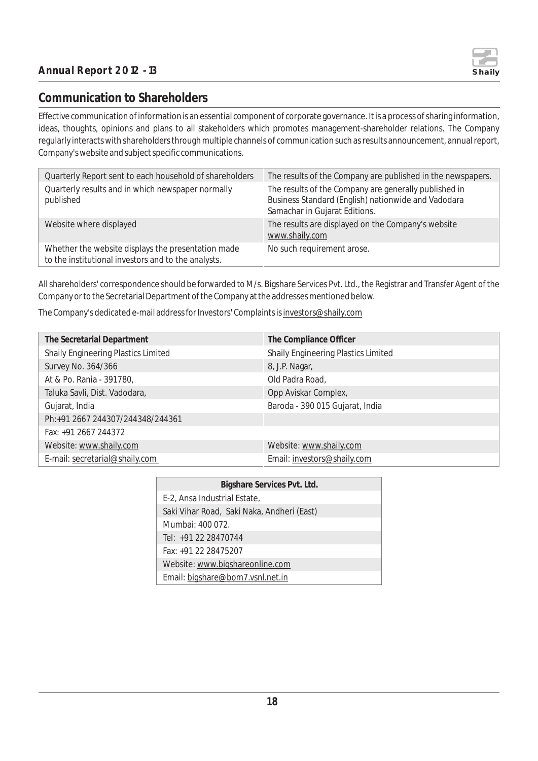## Communication to Shareholders

Effective communication of information is an essential component of corporate governance. It is a process of sharing information, ideas, thoughts, opinions and plans to all stakeholders which promotes management-shareholder relations. The Company regularly interacts with shareholders through multiple channels of communication such as results announcement, annual report, Company's website and subject specific communications.

| Quarterly Report sent to each household of shareholders | The results of the Company are published in the newspapers. |
|---|---|
| Quarterly results and in which newspaper normally published | The results of the Company are generally published in Business Standard (English) nationwide and Vadodara Samachar in Gujarat Editions. |
| Website where displayed | The results are displayed on the Company's website www.shaily.com |
| Whether the website displays the presentation made to the institutional investors and to the analysts. | No such requirement arose. |

All shareholders' correspondence should be forwarded to M/s. Bigshare Services Pvt. Ltd., the Registrar and Transfer Agent of the Company or to the Secretarial Department of the Company at the addresses mentioned below.

The Company's dedicated e-mail address for Investors' Complaints is investors@shaily.com

| The Secretarial Department | The Compliance Officer |
|---|---|
| Shaily Engineering Plastics Limited | Shaily Engineering Plastics Limited |
| Survey No. 364/366 | 8, J.P. Nagar, |
| At & Po. Rania - 391780, | Old Padra Road, |
| Taluka Savli, Dist. Vadodara, | Opp Aviskar Complex, |
| Gujarat, India | Baroda - 390 015 Gujarat, India |
| Ph:+91 2667 244307/244348/244361 | |
| Fax: +91 2667 244372 | |
| Website: www.shaily.com | Website: www.shaily.com |
| E-mail: secretarial@shaily.com | Email: investors@shaily.com |

| Bigshare Services Pvt. Ltd. |
|---|
| E-2, Ansa Industrial Estate, |
| Saki Vihar Road, Saki Naka, Andheri (East) |
| Mumbai: 400 072. |
| Tel: +91 22 28470744 |
| Fax: +91 22 28475207 |
| Website: www.bigshareonline.com |
| Email: bigshare@bom7.vsnl.net.in |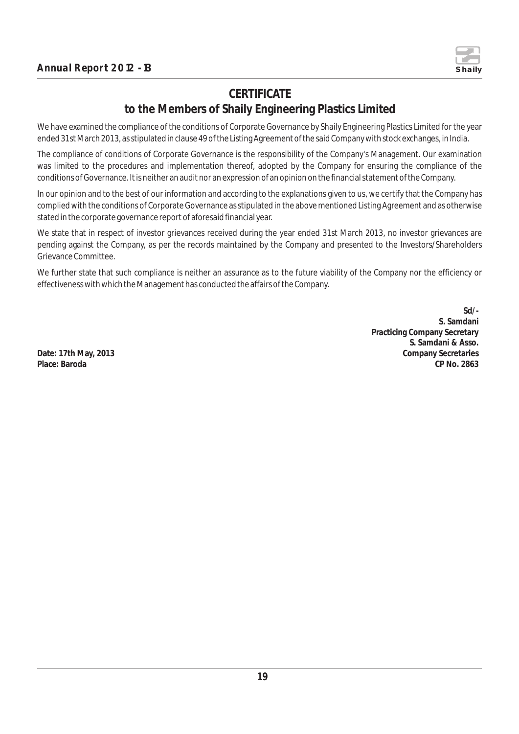# CERTIFICATE

## to the Members of Shaily Engineering Plastics Limited

We have examined the compliance of the conditions of Corporate Governance by Shaily Engineering Plastics Limited for the year ended 31st March 2013, as stipulated in clause 49 of the Listing Agreement of the said Company with stock exchanges, in India.

The compliance of conditions of Corporate Governance is the responsibility of the Company's Management. Our examination was limited to the procedures and implementation thereof, adopted by the Company for ensuring the compliance of the conditions of Governance. It is neither an audit nor an expression of an opinion on the financial statement of the Company.

In our opinion and to the best of our information and according to the explanations given to us, we certify that the Company has complied with the conditions of Corporate Governance as stipulated in the above mentioned Listing Agreement and as otherwise stated in the corporate governance report of aforesaid financial year.

We state that in respect of investor grievances received during the year ended 31st March 2013, no investor grievances are pending against the Company, as per the records maintained by the Company and presented to the Investors/Shareholders Grievance Committee.

We further state that such compliance is neither an assurance as to the future viability of the Company nor the efficiency or effectiveness with which the Management has conducted the affairs of the Company.

**Sd/-**
**S. Samdani**
**Practicing Company Secretary**
**S. Samdani & Asso.**
**Company Secretaries**
**CP No. 2863**

**Date: 17th May, 2013**
**Place: Baroda**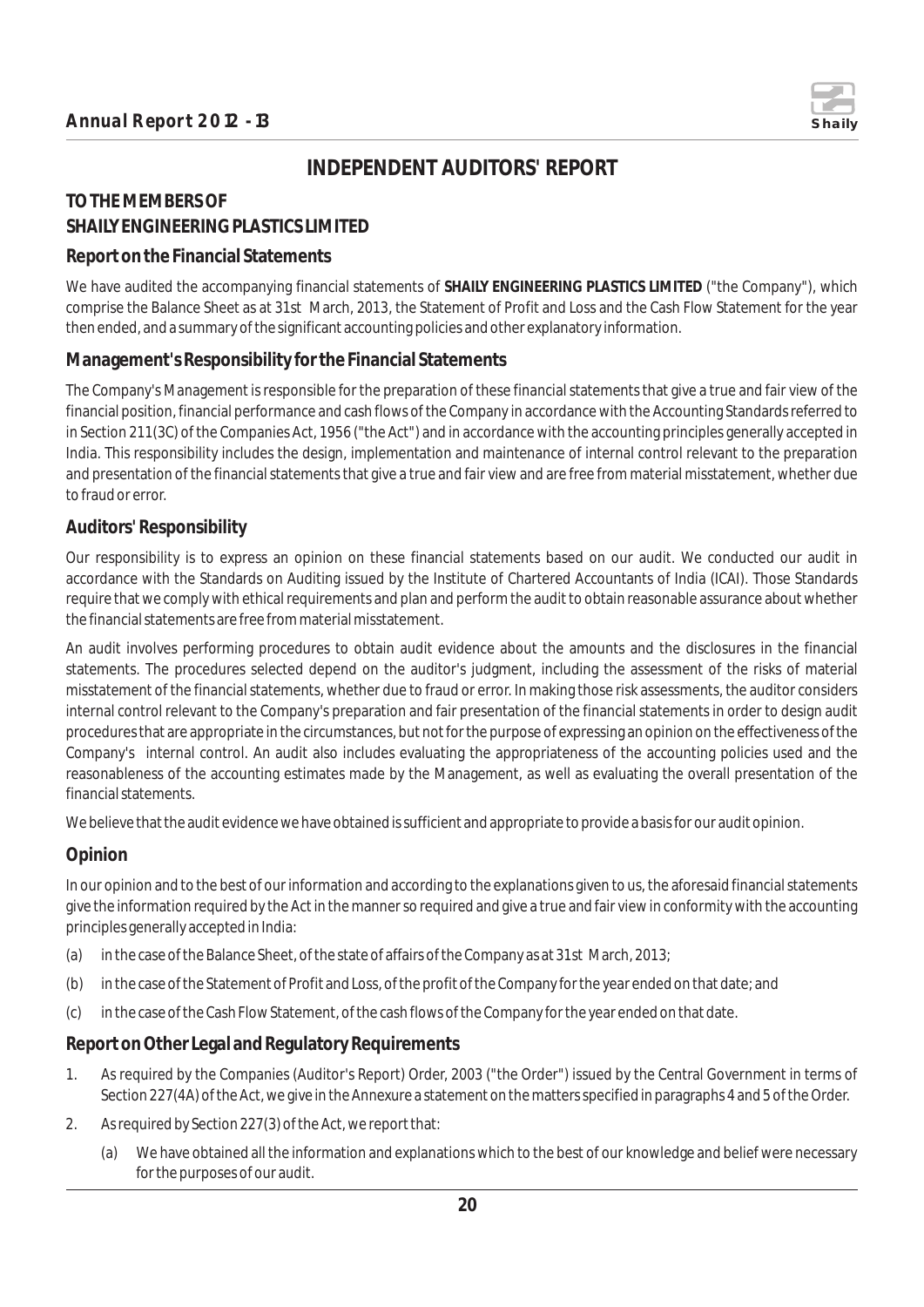# INDEPENDENT AUDITORS' REPORT

## TO THE MEMBERS OF
## SHAILY ENGINEERING PLASTICS LIMITED

### Report on the Financial Statements

We have audited the accompanying financial statements of **SHAILY ENGINEERING PLASTICS LIMITED** ("the Company"), which comprise the Balance Sheet as at 31st March, 2013, the Statement of Profit and Loss and the Cash Flow Statement for the year then ended, and a summary of the significant accounting policies and other explanatory information.

### Management's Responsibility for the Financial Statements

The Company's Management is responsible for the preparation of these financial statements that give a true and fair view of the financial position, financial performance and cash flows of the Company in accordance with the Accounting Standards referred to in Section 211(3C) of the Companies Act, 1956 ("the Act") and in accordance with the accounting principles generally accepted in India. This responsibility includes the design, implementation and maintenance of internal control relevant to the preparation and presentation of the financial statements that give a true and fair view and are free from material misstatement, whether due to fraud or error.

### Auditors' Responsibility

Our responsibility is to express an opinion on these financial statements based on our audit. We conducted our audit in accordance with the Standards on Auditing issued by the Institute of Chartered Accountants of India (ICAI). Those Standards require that we comply with ethical requirements and plan and perform the audit to obtain reasonable assurance about whether the financial statements are free from material misstatement.

An audit involves performing procedures to obtain audit evidence about the amounts and the disclosures in the financial statements. The procedures selected depend on the auditor's judgment, including the assessment of the risks of material misstatement of the financial statements, whether due to fraud or error. In making those risk assessments, the auditor considers internal control relevant to the Company's preparation and fair presentation of the financial statements in order to design audit procedures that are appropriate in the circumstances, but not for the purpose of expressing an opinion on the effectiveness of the Company's internal control. An audit also includes evaluating the appropriateness of the accounting policies used and the reasonableness of the accounting estimates made by the Management, as well as evaluating the overall presentation of the financial statements.

We believe that the audit evidence we have obtained is sufficient and appropriate to provide a basis for our audit opinion.

### Opinion

In our opinion and to the best of our information and according to the explanations given to us, the aforesaid financial statements give the information required by the Act in the manner so required and give a true and fair view in conformity with the accounting principles generally accepted in India:

(a) in the case of the Balance Sheet, of the state of affairs of the Company as at 31st March, 2013;

(b) in the case of the Statement of Profit and Loss, of the profit of the Company for the year ended on that date; and

(c) in the case of the Cash Flow Statement, of the cash flows of the Company for the year ended on that date.

### Report on Other Legal and Regulatory Requirements

1. As required by the Companies (Auditor's Report) Order, 2003 ("the Order") issued by the Central Government in terms of Section 227(4A) of the Act, we give in the Annexure a statement on the matters specified in paragraphs 4 and 5 of the Order.

2. As required by Section 227(3) of the Act, we report that:

   (a) We have obtained all the information and explanations which to the best of our knowledge and belief were necessary for the purposes of our audit.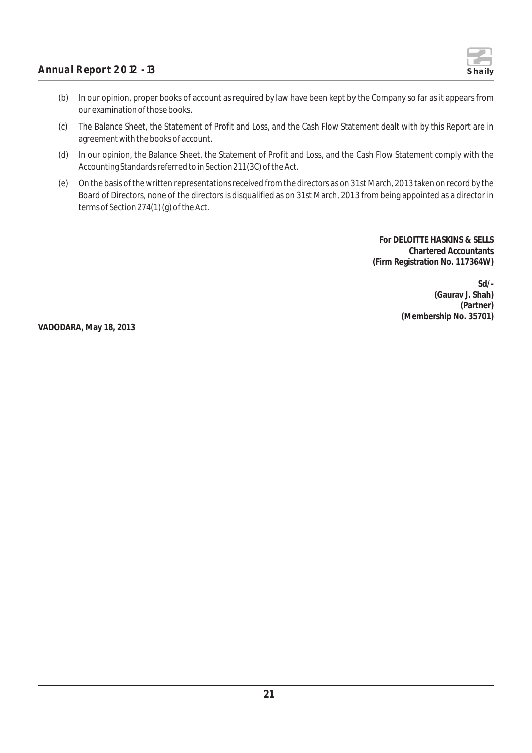(b) In our opinion, proper books of account as required by law have been kept by the Company so far as it appears from our examination of those books.

(c) The Balance Sheet, the Statement of Profit and Loss, and the Cash Flow Statement dealt with by this Report are in agreement with the books of account.

(d) In our opinion, the Balance Sheet, the Statement of Profit and Loss, and the Cash Flow Statement comply with the Accounting Standards referred to in Section 211(3C) of the Act.

(e) On the basis of the written representations received from the directors as on 31st March, 2013 taken on record by the Board of Directors, none of the directors is disqualified as on 31st March, 2013 from being appointed as a director in terms of Section 274(1) (g) of the Act.

**For DELOITTE HASKINS & SELLS**
**Chartered Accountants**
**(Firm Registration No. 117364W)**

**Sd/-**
**(Gaurav J. Shah)**
**(Partner)**
**(Membership No. 35701)**

**VADODARA, May 18, 2013**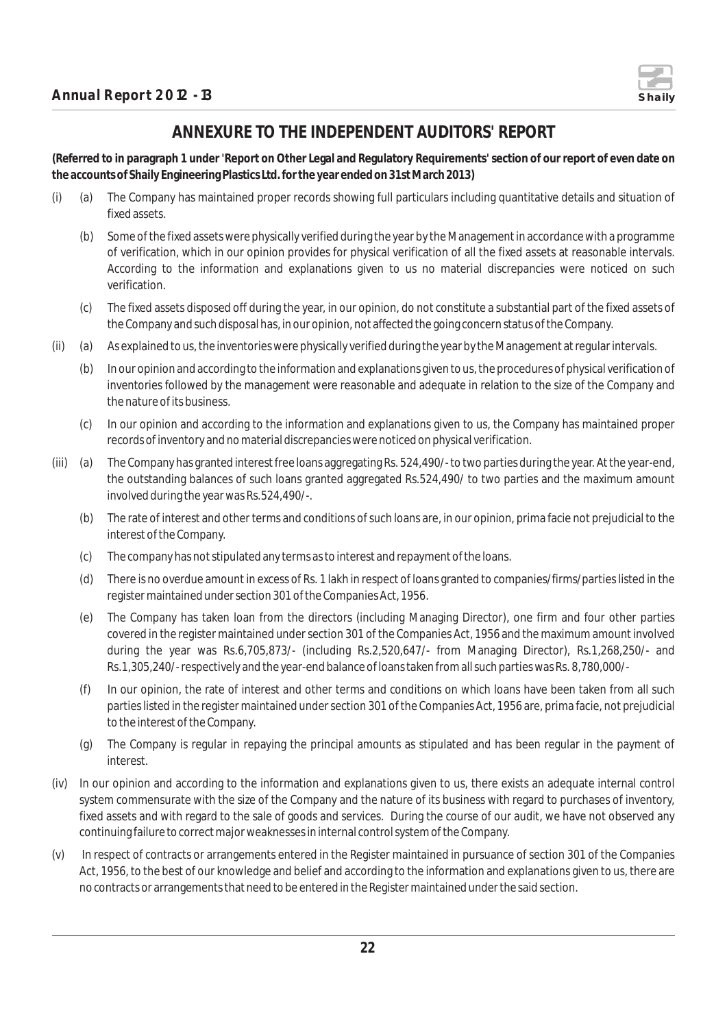## ANNEXURE TO THE INDEPENDENT AUDITORS' REPORT

**(Referred to in paragraph 1 under 'Report on Other Legal and Regulatory Requirements' section of our report of even date on the accounts of Shaily Engineering Plastics Ltd. for the year ended on 31st March 2013)**

(i) (a) The Company has maintained proper records showing full particulars including quantitative details and situation of fixed assets.

(b) Some of the fixed assets were physically verified during the year by the Management in accordance with a programme of verification, which in our opinion provides for physical verification of all the fixed assets at reasonable intervals. According to the information and explanations given to us no material discrepancies were noticed on such verification.

(c) The fixed assets disposed off during the year, in our opinion, do not constitute a substantial part of the fixed assets of the Company and such disposal has, in our opinion, not affected the going concern status of the Company.

(ii) (a) As explained to us, the inventories were physically verified during the year by the Management at regular intervals.

(b) In our opinion and according to the information and explanations given to us, the procedures of physical verification of inventories followed by the management were reasonable and adequate in relation to the size of the Company and the nature of its business.

(c) In our opinion and according to the information and explanations given to us, the Company has maintained proper records of inventory and no material discrepancies were noticed on physical verification.

(iii) (a) The Company has granted interest free loans aggregating Rs. 524,490/- to two parties during the year. At the year-end, the outstanding balances of such loans granted aggregated Rs.524,490/ to two parties and the maximum amount involved during the year was Rs.524,490/-.

(b) The rate of interest and other terms and conditions of such loans are, in our opinion, prima facie not prejudicial to the interest of the Company.

(c) The company has not stipulated any terms as to interest and repayment of the loans.

(d) There is no overdue amount in excess of Rs. 1 lakh in respect of loans granted to companies/firms/parties listed in the register maintained under section 301 of the Companies Act, 1956.

(e) The Company has taken loan from the directors (including Managing Director), one firm and four other parties covered in the register maintained under section 301 of the Companies Act, 1956 and the maximum amount involved during the year was Rs.6,705,873/- (including Rs.2,520,647/- from Managing Director), Rs.1,268,250/- and Rs.1,305,240/- respectively and the year-end balance of loans taken from all such parties was Rs. 8,780,000/-

(f) In our opinion, the rate of interest and other terms and conditions on which loans have been taken from all such parties listed in the register maintained under section 301 of the Companies Act, 1956 are, prima facie, not prejudicial to the interest of the Company.

(g) The Company is regular in repaying the principal amounts as stipulated and has been regular in the payment of interest.

(iv) In our opinion and according to the information and explanations given to us, there exists an adequate internal control system commensurate with the size of the Company and the nature of its business with regard to purchases of inventory, fixed assets and with regard to the sale of goods and services. During the course of our audit, we have not observed any continuing failure to correct major weaknesses in internal control system of the Company.

(v) In respect of contracts or arrangements entered in the Register maintained in pursuance of section 301 of the Companies Act, 1956, to the best of our knowledge and belief and according to the information and explanations given to us, there are no contracts or arrangements that need to be entered in the Register maintained under the said section.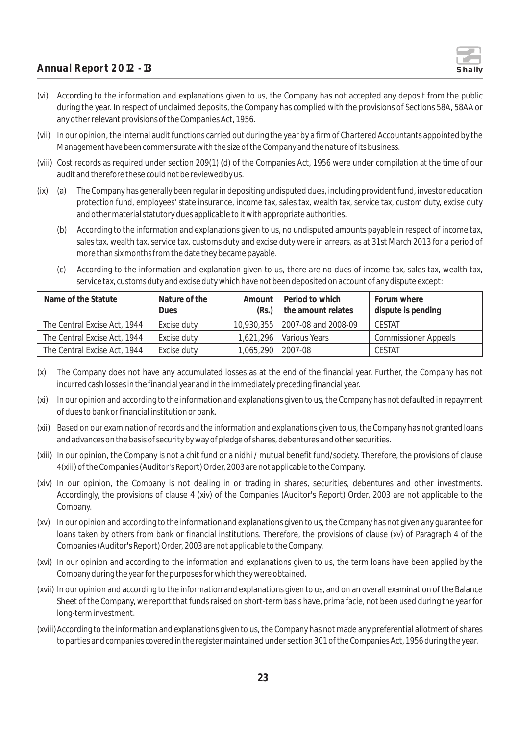(vi) According to the information and explanations given to us, the Company has not accepted any deposit from the public during the year. In respect of unclaimed deposits, the Company has complied with the provisions of Sections 58A, 58AA or any other relevant provisions of the Companies Act, 1956.

(vii) In our opinion, the internal audit functions carried out during the year by a firm of Chartered Accountants appointed by the Management have been commensurate with the size of the Company and the nature of its business.

(viii) Cost records as required under section 209(1) (d) of the Companies Act, 1956 were under compilation at the time of our audit and therefore these could not be reviewed by us.

(ix) (a) The Company has generally been regular in depositing undisputed dues, including provident fund, investor education protection fund, employees' state insurance, income tax, sales tax, wealth tax, service tax, custom duty, excise duty and other material statutory dues applicable to it with appropriate authorities.

(b) According to the information and explanations given to us, no undisputed amounts payable in respect of income tax, sales tax, wealth tax, service tax, customs duty and excise duty were in arrears, as at 31st March 2013 for a period of more than six months from the date they became payable.

(c) According to the information and explanation given to us, there are no dues of income tax, sales tax, wealth tax, service tax, customs duty and excise duty which have not been deposited on account of any dispute except:

| Name of the Statute | Nature of the Dues | Amount (Rs.) | Period to which the amount relates | Forum where dispute is pending |
|---|---|---|---|---|
| The Central Excise Act, 1944 | Excise duty | 10,930,355 | 2007-08 and 2008-09 | CESTAT |
| The Central Excise Act, 1944 | Excise duty | 1,621,296 | Various Years | Commissioner Appeals |
| The Central Excise Act, 1944 | Excise duty | 1,065,290 | 2007-08 | CESTAT |

(x) The Company does not have any accumulated losses as at the end of the financial year. Further, the Company has not incurred cash losses in the financial year and in the immediately preceding financial year.

(xi) In our opinion and according to the information and explanations given to us, the Company has not defaulted in repayment of dues to bank or financial institution or bank.

(xii) Based on our examination of records and the information and explanations given to us, the Company has not granted loans and advances on the basis of security by way of pledge of shares, debentures and other securities.

(xiii) In our opinion, the Company is not a chit fund or a nidhi / mutual benefit fund/society. Therefore, the provisions of clause 4(xiii) of the Companies (Auditor's Report) Order, 2003 are not applicable to the Company.

(xiv) In our opinion, the Company is not dealing in or trading in shares, securities, debentures and other investments. Accordingly, the provisions of clause 4 (xiv) of the Companies (Auditor's Report) Order, 2003 are not applicable to the Company.

(xv) In our opinion and according to the information and explanations given to us, the Company has not given any guarantee for loans taken by others from bank or financial institutions. Therefore, the provisions of clause (xv) of Paragraph 4 of the Companies (Auditor's Report) Order, 2003 are not applicable to the Company.

(xvi) In our opinion and according to the information and explanations given to us, the term loans have been applied by the Company during the year for the purposes for which they were obtained.

(xvii) In our opinion and according to the information and explanations given to us, and on an overall examination of the Balance Sheet of the Company, we report that funds raised on short-term basis have, prima facie, not been used during the year for long-term investment.

(xviii) According to the information and explanations given to us, the Company has not made any preferential allotment of shares to parties and companies covered in the register maintained under section 301 of the Companies Act, 1956 during the year.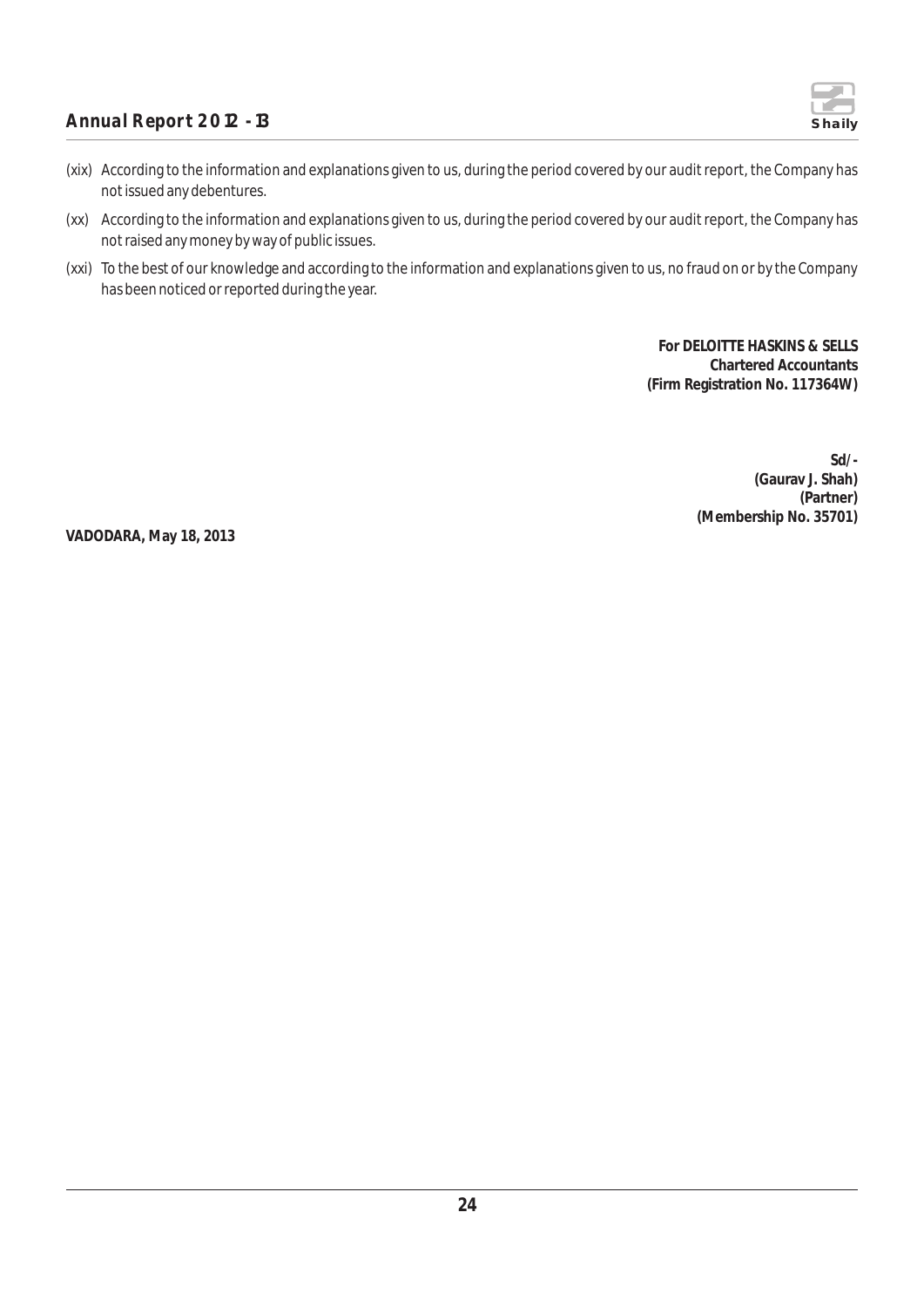(xix) According to the information and explanations given to us, during the period covered by our audit report, the Company has not issued any debentures.

(xx) According to the information and explanations given to us, during the period covered by our audit report, the Company has not raised any money by way of public issues.

(xxi) To the best of our knowledge and according to the information and explanations given to us, no fraud on or by the Company has been noticed or reported during the year.

**For DELOITTE HASKINS & SELLS**
**Chartered Accountants**
**(Firm Registration No. 117364W)**

**Sd/-**
**(Gaurav J. Shah)**
**(Partner)**
**(Membership No. 35701)**

**VADODARA, May 18, 2013**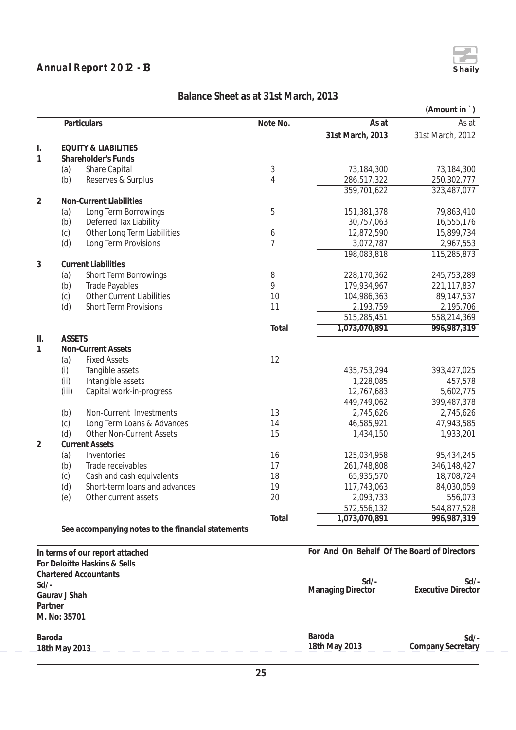# Balance Sheet as at 31st March, 2013

(Amount in `)

| | | Particulars | Note No. | As at 31st March, 2013 | As at 31st March, 2012 |
|---|---|---|---|---|---|
| **I.** | | **EQUITY & LIABILITIES** | | | |
| **1** | | **Shareholder's Funds** | | | |
| | (a) | Share Capital | 3 | 73,184,300 | 73,184,300 |
| | (b) | Reserves & Surplus | 4 | 286,517,322 | 250,302,777 |
| | | | | 359,701,622 | 323,487,077 |
| **2** | | **Non-Current Liabilities** | | | |
| | (a) | Long Term Borrowings | 5 | 151,381,378 | 79,863,410 |
| | (b) | Deferred Tax Liability | | 30,757,063 | 16,555,176 |
| | (c) | Other Long Term Liabilities | 6 | 12,872,590 | 15,899,734 |
| | (d) | Long Term Provisions | 7 | 3,072,787 | 2,967,553 |
| | | | | 198,083,818 | 115,285,873 |
| **3** | | **Current Liabilities** | | | |
| | (a) | Short Term Borrowings | 8 | 228,170,362 | 245,753,289 |
| | (b) | Trade Payables | 9 | 179,934,967 | 221,117,837 |
| | (c) | Other Current Liabilities | 10 | 104,986,363 | 89,147,537 |
| | (d) | Short Term Provisions | 11 | 2,193,759 | 2,195,706 |
| | | | | 515,285,451 | 558,214,369 |
| | | | **Total** | **1,073,070,891** | **996,987,319** |
| **II.** | | **ASSETS** | | | |
| **1** | | **Non-Current Assets** | | | |
| | (a) | Fixed Assets | 12 | | |
| | (i) | Tangible assets | | 435,753,294 | 393,427,025 |
| | (ii) | Intangible assets | | 1,228,085 | 457,578 |
| | (iii) | Capital work-in-progress | | 12,767,683 | 5,602,775 |
| | | | | 449,749,062 | 399,487,378 |
| | (b) | Non-Current Investments | 13 | 2,745,626 | 2,745,626 |
| | (c) | Long Term Loans & Advances | 14 | 46,585,921 | 47,943,585 |
| | (d) | Other Non-Current Assets | 15 | 1,434,150 | 1,933,201 |
| **2** | | **Current Assets** | | | |
| | (a) | Inventories | 16 | 125,034,958 | 95,434,245 |
| | (b) | Trade receivables | 17 | 261,748,808 | 346,148,427 |
| | (c) | Cash and cash equivalents | 18 | 65,935,570 | 18,708,724 |
| | (d) | Short-term loans and advances | 19 | 117,743,063 | 84,030,059 |
| | (e) | Other current assets | 20 | 2,093,733 | 556,073 |
| | | | | 572,556,132 | 544,877,528 |
| | | | **Total** | **1,073,070,891** | **996,987,319** |

**See accompanying notes to the financial statements**

**In terms of our report attached**
**For Deloitte Haskins & Sells**
**Chartered Accountants**
**Sd/-**
**Gaurav J Shah**
**Partner**
**M. No: 35701**

**Baroda**
**18th May 2013**

**For And On Behalf Of The Board of Directors**

**Sd/-** **Managing Director**

**Sd/-** **Executive Director**

**Baroda**
**18th May 2013**

**Sd/-** **Company Secretary**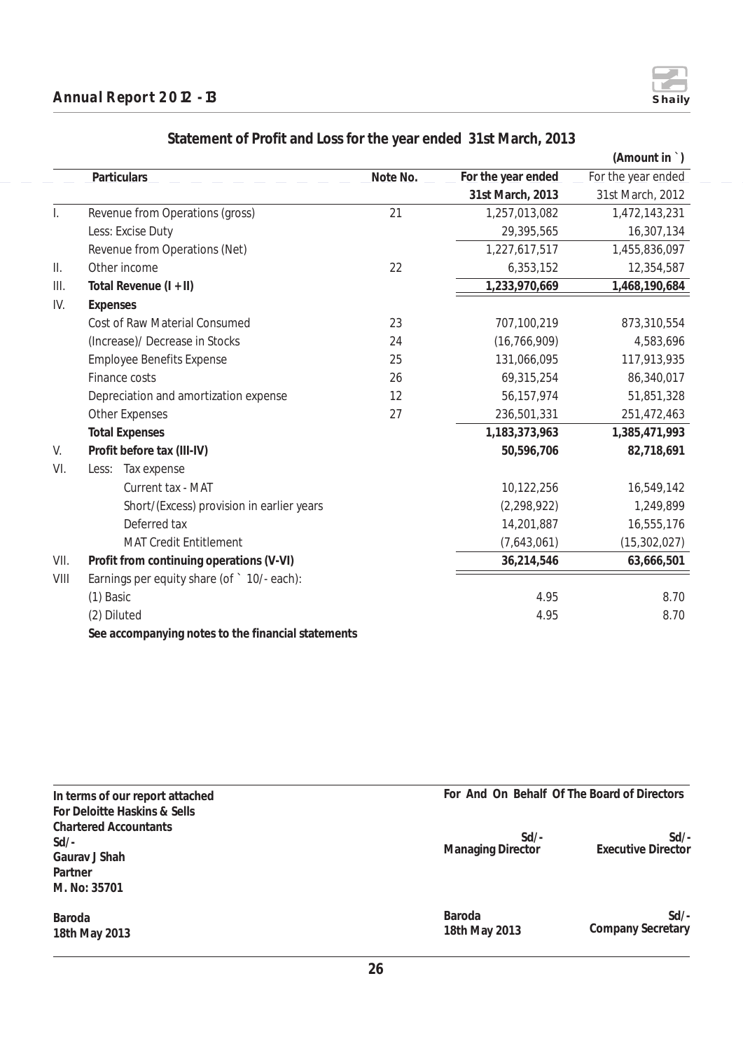## Statement of Profit and Loss for the year ended 31st March, 2013

(Amount in ` )

| | Particulars | Note No. | For the year ended 31st March, 2013 | For the year ended 31st March, 2012 |
|---|---|---|---|---|
| I. | Revenue from Operations (gross) | 21 | 1,257,013,082 | 1,472,143,231 |
| | Less: Excise Duty | | 29,395,565 | 16,307,134 |
| | Revenue from Operations (Net) | | 1,227,617,517 | 1,455,836,097 |
| II. | Other income | 22 | 6,353,152 | 12,354,587 |
| III. | **Total Revenue (I + II)** | | **1,233,970,669** | **1,468,190,684** |
| IV. | **Expenses** | | | |
| | Cost of Raw Material Consumed | 23 | 707,100,219 | 873,310,554 |
| | (Increase)/ Decrease in Stocks | 24 | (16,766,909) | 4,583,696 |
| | Employee Benefits Expense | 25 | 131,066,095 | 117,913,935 |
| | Finance costs | 26 | 69,315,254 | 86,340,017 |
| | Depreciation and amortization expense | 12 | 56,157,974 | 51,851,328 |
| | Other Expenses | 27 | 236,501,331 | 251,472,463 |
| | **Total Expenses** | | **1,183,373,963** | **1,385,471,993** |
| V. | **Profit before tax (III-IV)** | | **50,596,706** | **82,718,691** |
| VI. | Less: Tax expense | | | |
| | Current tax - MAT | | 10,122,256 | 16,549,142 |
| | Short/(Excess) provision in earlier years | | (2,298,922) | 1,249,899 |
| | Deferred tax | | 14,201,887 | 16,555,176 |
| | MAT Credit Entitlement | | (7,643,061) | (15,302,027) |
| VII. | **Profit from continuing operations (V-VI)** | | **36,214,546** | **63,666,501** |
| VIII | Earnings per equity share (of ` 10/- each): | | | |
| | (1) Basic | | 4.95 | 8.70 |
| | (2) Diluted | | 4.95 | 8.70 |
| | **See accompanying notes to the financial statements** | | | |

**In terms of our report attached**
**For Deloitte Haskins & Sells**
**Chartered Accountants**
**Sd/-**
**Gaurav J Shah**
**Partner**
**M. No: 35701**

**Baroda**
**18th May 2013**

**For And On Behalf Of The Board of Directors**

| Sd/- Managing Director | Sd/- Executive Director |
|---|---|
| **Baroda** **18th May 2013** | **Sd/-** **Company Secretary** |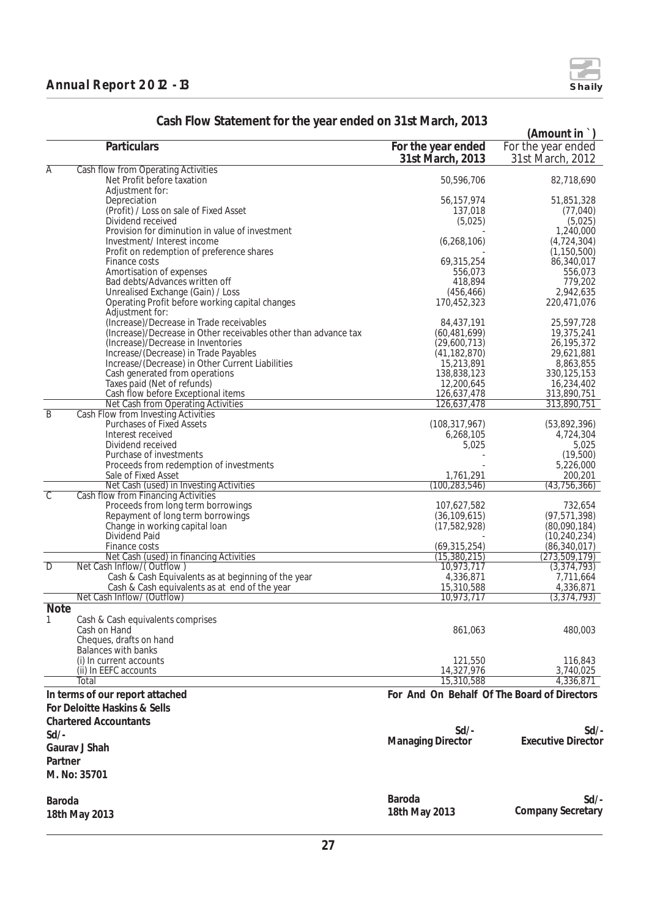# Cash Flow Statement for the year ended on 31st March, 2013

(Amount in `)

| | Particulars | For the year ended 31st March, 2013 | For the year ended 31st March, 2012 |
|---|---|---|---|
| A | Cash flow from Operating Activities | | |
| | Net Profit before taxation | 50,596,706 | 82,718,690 |
| | Adjustment for: | | |
| | Depreciation | 56,157,974 | 51,851,328 |
| | (Profit) / Loss on sale of Fixed Asset | 137,018 | (77,040) |
| | Dividend received | (5,025) | (5,025) |
| | Provision for diminution in value of investment | - | 1,240,000 |
| | Investment/ Interest income | (6,268,106) | (4,724,304) |
| | Profit on redemption of preference shares | - | (1,150,500) |
| | Finance costs | 69,315,254 | 86,340,017 |
| | Amortisation of expenses | 556,073 | 556,073 |
| | Bad debts/Advances written off | 418,894 | 779,202 |
| | Unrealised Exchange (Gain) / Loss | (456,466) | 2,942,635 |
| | Operating Profit before working capital changes | 170,452,323 | 220,471,076 |
| | Adjustment for: | | |
| | (Increase)/Decrease in Trade receivables | 84,437,191 | 25,597,728 |
| | (Increase)/Decrease in Other receivables other than advance tax | (60,481,699) | 19,375,241 |
| | (Increase)/Decrease in Inventories | (29,600,713) | 26,195,372 |
| | Increase/(Decrease) in Trade Payables | (41,182,870) | 29,621,881 |
| | Increase/(Decrease) in Other Current Liabilities | 15,213,891 | 8,863,855 |
| | Cash generated from operations | 138,838,123 | 330,125,153 |
| | Taxes paid (Net of refunds) | 12,200,645 | 16,234,402 |
| | Cash flow before Exceptional items | 126,637,478 | 313,890,751 |
| | Net Cash from Operating Activities | 126,637,478 | 313,890,751 |
| B | Cash Flow from Investing Activities | | |
| | Purchases of Fixed Assets | (108,317,967) | (53,892,396) |
| | Interest received | 6,268,105 | 4,724,304 |
| | Dividend received | 5,025 | 5,025 |
| | Purchase of investments | - | (19,500) |
| | Proceeds from redemption of investments | - | 5,226,000 |
| | Sale of Fixed Asset | 1,761,291 | 200,201 |
| | Net Cash (used) in Investing Activities | (100,283,546) | (43,756,366) |
| C | Cash flow from Financing Activities | | |
| | Proceeds from long term borrowings | 107,627,582 | 732,654 |
| | Repayment of long term borrowings | (36,109,615) | (97,571,398) |
| | Change in working capital loan | (17,582,928) | (80,090,184) |
| | Dividend Paid | - | (10,240,234) |
| | Finance costs | (69,315,254) | (86,340,017) |
| | Net Cash (used) in financing Activities | (15,380,215) | (273,509,179) |
| D | Net Cash Inflow/( Outflow ) | 10,973,717 | (3,374,793) |
| | Cash & Cash Equivalents as at beginning of the year | 4,336,871 | 7,711,664 |
| | Cash & Cash equivalents as at end of the year | 15,310,588 | 4,336,871 |
| | Net Cash Inflow/ (Outflow) | 10,973,717 | (3,374,793) |

**Note**

| | | | |
|---|---|---|---|
| 1 | Cash & Cash equivalents comprises | | |
| | Cash on Hand | 861,063 | 480,003 |
| | Cheques, drafts on hand | | |
| | Balances with banks | | |
| | (i) In current accounts | 121,550 | 116,843 |
| | (ii) In EEFC accounts | 14,327,976 | 3,740,025 |
| | Total | 15,310,588 | 4,336,871 |

In terms of our report attached

**For Deloitte Haskins & Sells**

**Chartered Accountants**

Sd/-

**Gaurav J Shah**

**Partner**

**M. No: 35701**

Baroda

18th May 2013

**For And On Behalf Of The Board of Directors**

Sd/-
**Managing Director**

Sd/-
**Executive Director**

Baroda
18th May 2013

Sd/-
**Company Secretary**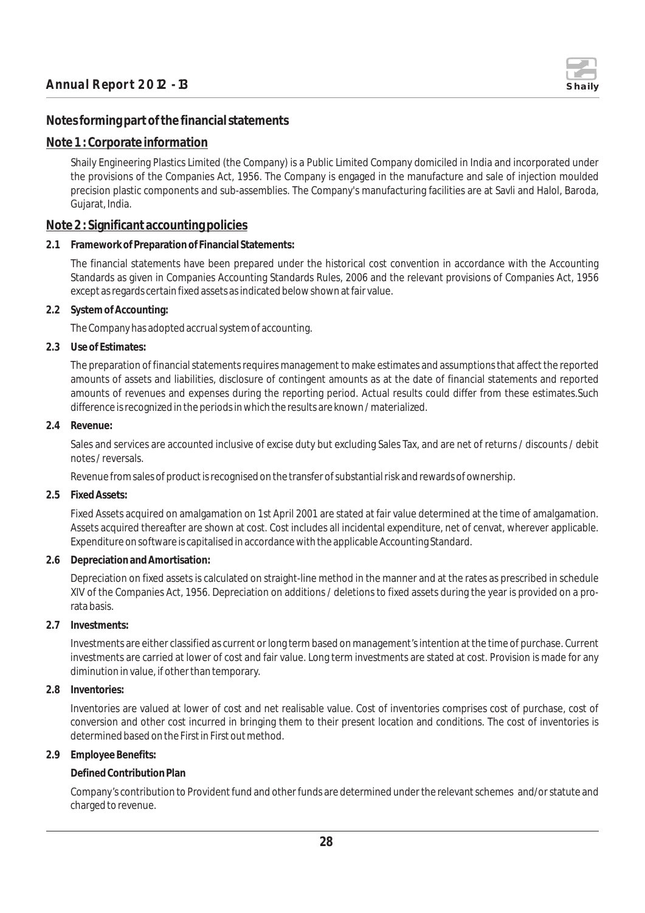## Notes forming part of the financial statements

### Note 1 : Corporate information

Shaily Engineering Plastics Limited (the Company) is a Public Limited Company domiciled in India and incorporated under the provisions of the Companies Act, 1956. The Company is engaged in the manufacture and sale of injection moulded precision plastic components and sub-assemblies. The Company's manufacturing facilities are at Savli and Halol, Baroda, Gujarat, India.

### Note 2 : Significant accounting policies

**2.1 Framework of Preparation of Financial Statements:**

The financial statements have been prepared under the historical cost convention in accordance with the Accounting Standards as given in Companies Accounting Standards Rules, 2006 and the relevant provisions of Companies Act, 1956 except as regards certain fixed assets as indicated below shown at fair value.

**2.2 System of Accounting:**

The Company has adopted accrual system of accounting.

**2.3 Use of Estimates:**

The preparation of financial statements requires management to make estimates and assumptions that affect the reported amounts of assets and liabilities, disclosure of contingent amounts as at the date of financial statements and reported amounts of revenues and expenses during the reporting period. Actual results could differ from these estimates.Such difference is recognized in the periods in which the results are known / materialized.

**2.4 Revenue:**

Sales and services are accounted inclusive of excise duty but excluding Sales Tax, and are net of returns / discounts / debit notes / reversals.

Revenue from sales of product is recognised on the transfer of substantial risk and rewards of ownership.

**2.5 Fixed Assets:**

Fixed Assets acquired on amalgamation on 1st April 2001 are stated at fair value determined at the time of amalgamation. Assets acquired thereafter are shown at cost. Cost includes all incidental expenditure, net of cenvat, wherever applicable. Expenditure on software is capitalised in accordance with the applicable Accounting Standard.

**2.6 Depreciation and Amortisation:**

Depreciation on fixed assets is calculated on straight-line method in the manner and at the rates as prescribed in schedule XIV of the Companies Act, 1956. Depreciation on additions / deletions to fixed assets during the year is provided on a pro-rata basis.

**2.7 Investments:**

Investments are either classified as current or long term based on management's intention at the time of purchase. Current investments are carried at lower of cost and fair value. Long term investments are stated at cost. Provision is made for any diminution in value, if other than temporary.

**2.8 Inventories:**

Inventories are valued at lower of cost and net realisable value. Cost of inventories comprises cost of purchase, cost of conversion and other cost incurred in bringing them to their present location and conditions. The cost of inventories is determined based on the First in First out method.

**2.9 Employee Benefits:**

**Defined Contribution Plan**

Company's contribution to Provident fund and other funds are determined under the relevant schemes and/or statute and charged to revenue.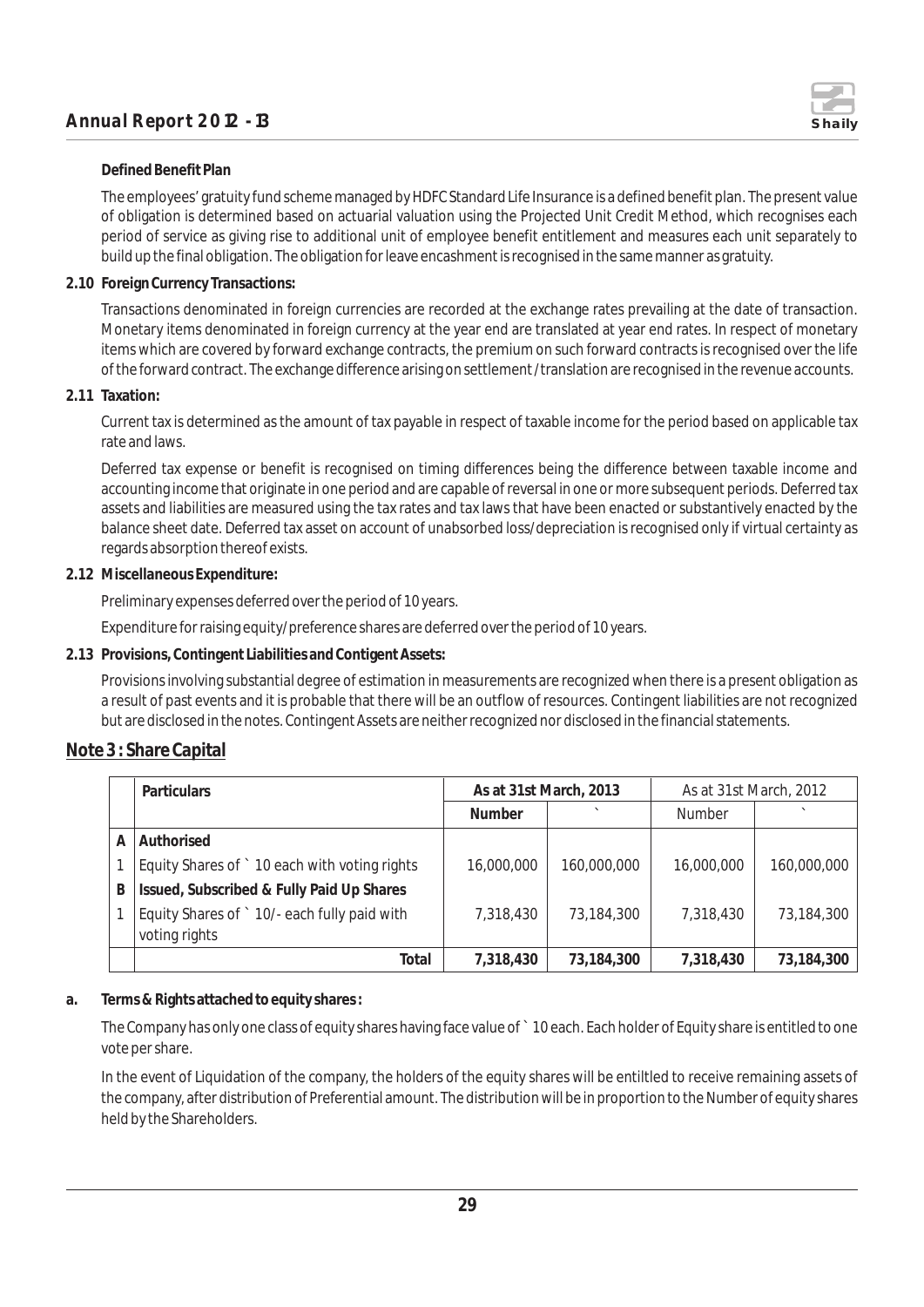**Defined Benefit Plan**

The employees' gratuity fund scheme managed by HDFC Standard Life Insurance is a defined benefit plan. The present value of obligation is determined based on actuarial valuation using the Projected Unit Credit Method, which recognises each period of service as giving rise to additional unit of employee benefit entitlement and measures each unit separately to build up the final obligation. The obligation for leave encashment is recognised in the same manner as gratuity.

**2.10 Foreign Currency Transactions:**

Transactions denominated in foreign currencies are recorded at the exchange rates prevailing at the date of transaction. Monetary items denominated in foreign currency at the year end are translated at year end rates. In respect of monetary items which are covered by forward exchange contracts, the premium on such forward contracts is recognised over the life of the forward contract. The exchange difference arising on settlement / translation are recognised in the revenue accounts.

**2.11 Taxation:**

Current tax is determined as the amount of tax payable in respect of taxable income for the period based on applicable tax rate and laws.

Deferred tax expense or benefit is recognised on timing differences being the difference between taxable income and accounting income that originate in one period and are capable of reversal in one or more subsequent periods. Deferred tax assets and liabilities are measured using the tax rates and tax laws that have been enacted or substantively enacted by the balance sheet date. Deferred tax asset on account of unabsorbed loss/depreciation is recognised only if virtual certainty as regards absorption thereof exists.

**2.12 Miscellaneous Expenditure:**

Preliminary expenses deferred over the period of 10 years.

Expenditure for raising equity/preference shares are deferred over the period of 10 years.

**2.13 Provisions, Contingent Liabilities and Contigent Assets:**

Provisions involving substantial degree of estimation in measurements are recognized when there is a present obligation as a result of past events and it is probable that there will be an outflow of resources. Contingent liabilities are not recognized but are disclosed in the notes. Contingent Assets are neither recognized nor disclosed in the financial statements.

## Note 3 : Share Capital

| | Particulars | As at 31st March, 2013 | | As at 31st March, 2012 | |
|---|---|---|---|---|---|
| | | Number | ` | Number | ` |
| A | **Authorised** | | | | |
| 1 | Equity Shares of ` 10 each with voting rights | 16,000,000 | 160,000,000 | 16,000,000 | 160,000,000 |
| B | **Issued, Subscribed & Fully Paid Up Shares** | | | | |
| 1 | Equity Shares of ` 10/- each fully paid with voting rights | 7,318,430 | 73,184,300 | 7,318,430 | 73,184,300 |
| | **Total** | **7,318,430** | **73,184,300** | **7,318,430** | **73,184,300** |

**a. Terms & Rights attached to equity shares :**

The Company has only one class of equity shares having face value of ` 10 each. Each holder of Equity share is entitled to one vote per share.

In the event of Liquidation of the company, the holders of the equity shares will be entiltled to receive remaining assets of the company, after distribution of Preferential amount. The distribution will be in proportion to the Number of equity shares held by the Shareholders.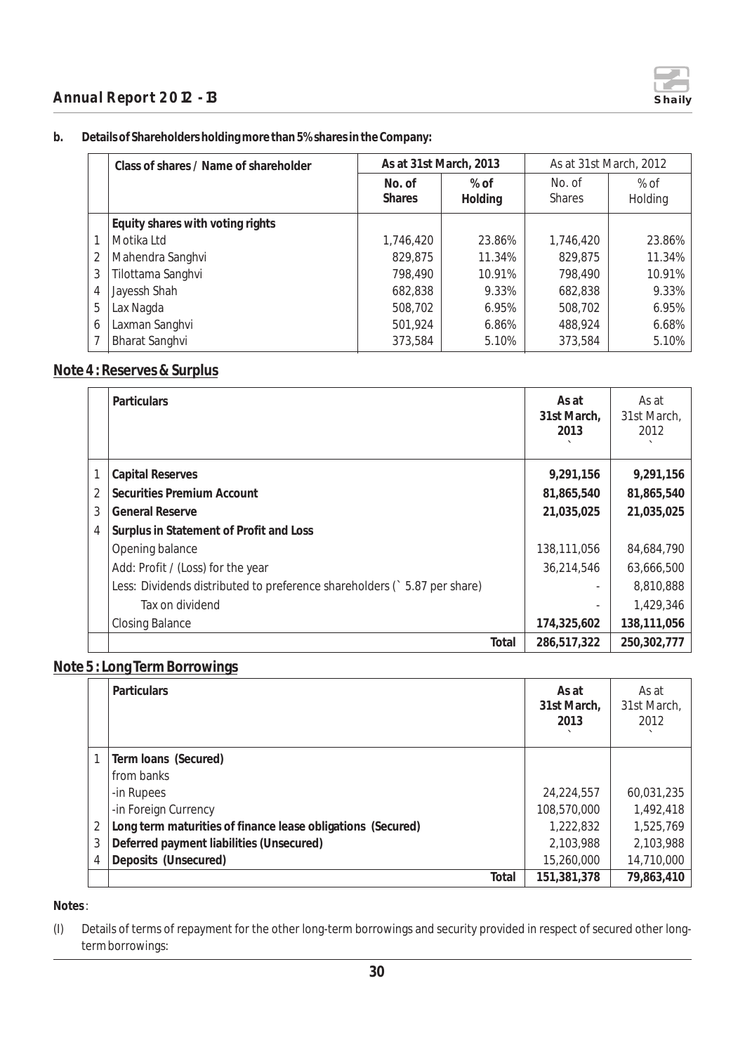**b. Details of Shareholders holding more than 5% shares in the Company:**

| | Class of shares / Name of shareholder | As at 31st March, 2013 | | As at 31st March, 2012 | |
|---|---|---|---|---|---|
| | | No. of Shares | % of Holding | No. of Shares | % of Holding |
| | **Equity shares with voting rights** | | | | |
| 1 | Motika Ltd | 1,746,420 | 23.86% | 1,746,420 | 23.86% |
| 2 | Mahendra Sanghvi | 829,875 | 11.34% | 829,875 | 11.34% |
| 3 | Tilottama Sanghvi | 798,490 | 10.91% | 798,490 | 10.91% |
| 4 | Jayessh Shah | 682,838 | 9.33% | 682,838 | 9.33% |
| 5 | Lax Nagda | 508,702 | 6.95% | 508,702 | 6.95% |
| 6 | Laxman Sanghvi | 501,924 | 6.86% | 488,924 | 6.68% |
| 7 | Bharat Sanghvi | 373,584 | 5.10% | 373,584 | 5.10% |

## Note 4 : Reserves & Surplus

| | Particulars | As at 31st March, 2013 ` | As at 31st March, 2012 ` |
|---|---|---|---|
| 1 | **Capital Reserves** | **9,291,156** | **9,291,156** |
| 2 | **Securities Premium Account** | **81,865,540** | **81,865,540** |
| 3 | **General Reserve** | **21,035,025** | **21,035,025** |
| 4 | **Surplus in Statement of Profit and Loss** | | |
| | Opening balance | 138,111,056 | 84,684,790 |
| | Add: Profit / (Loss) for the year | 36,214,546 | 63,666,500 |
| | Less: Dividends distributed to preference shareholders (` 5.87 per share) | - | 8,810,888 |
| | Tax on dividend | - | 1,429,346 |
| | Closing Balance | **174,325,602** | **138,111,056** |
| | **Total** | **286,517,322** | **250,302,777** |

## Note 5 : Long Term Borrowings

| | Particulars | As at 31st March, 2013 ` | As at 31st March, 2012 ` |
|---|---|---|---|
| 1 | **Term loans (Secured)** | | |
| | from banks | | |
| | -in Rupees | 24,224,557 | 60,031,235 |
| | -in Foreign Currency | 108,570,000 | 1,492,418 |
| 2 | **Long term maturities of finance lease obligations (Secured)** | 1,222,832 | 1,525,769 |
| 3 | **Deferred payment liabilities (Unsecured)** | 2,103,988 | 2,103,988 |
| 4 | **Deposits (Unsecured)** | 15,260,000 | 14,710,000 |
| | **Total** | **151,381,378** | **79,863,410** |

**Notes**:

(I) Details of terms of repayment for the other long-term borrowings and security provided in respect of secured other long-term borrowings: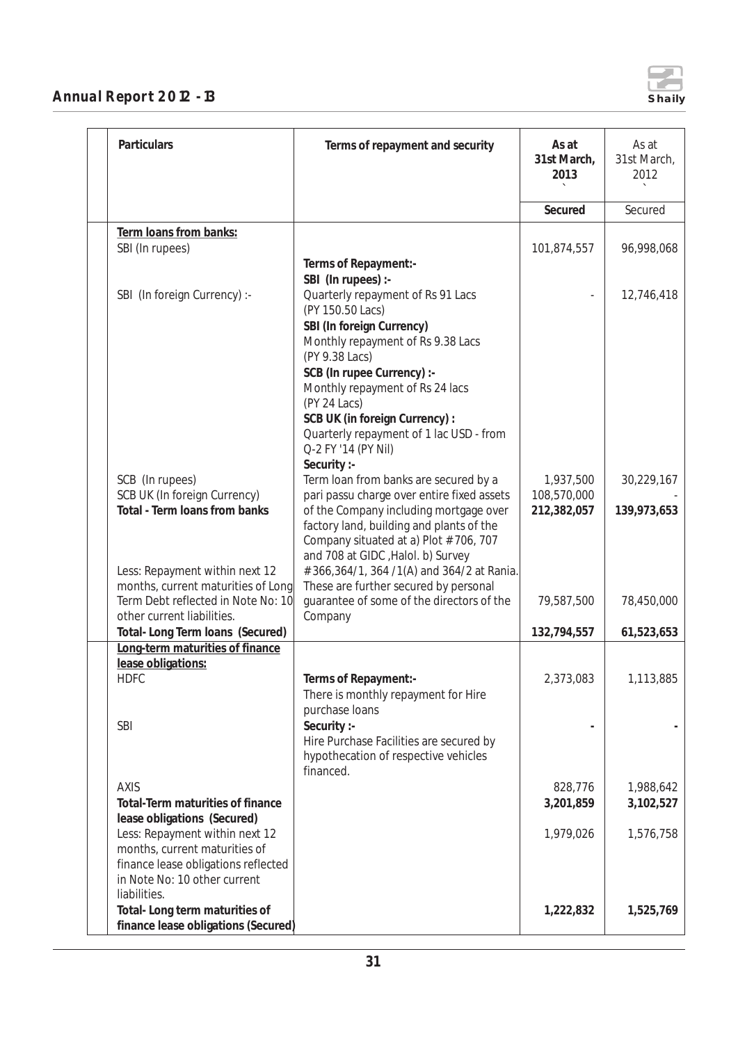| Particulars | Terms of repayment and security | As at 31st March, 2013 ` | As at 31st March, 2012 ` |
|---|---|---|---|
| | | **Secured** | Secured |
| **Term loans from banks:** | | | |
| SBI (In rupees) | | 101,874,557 | 96,998,068 |
| | **Terms of Repayment:-** | | |
| | **SBI (In rupees) :-** | | |
| SBI (In foreign Currency) :- | Quarterly repayment of Rs 91 Lacs (PY 150.50 Lacs) | - | 12,746,418 |
| | **SBI (In foreign Currency)** Monthly repayment of Rs 9.38 Lacs (PY 9.38 Lacs) | | |
| | **SCB (In rupee Currency) :-** Monthly repayment of Rs 24 lacs (PY 24 Lacs) | | |
| | **SCB UK (in foreign Currency) :** Quarterly repayment of 1 lac USD - from Q-2 FY '14 (PY Nil) | | |
| | **Security :-** | | |
| SCB (In rupees) | Term loan from banks are secured by a pari passu charge over entire fixed assets of the Company including mortgage over factory land, building and plants of the Company situated at a) Plot # 706, 707 and 708 at GIDC ,Halol. b) Survey # 366,364/1, 364 /1(A) and 364/2 at Rania. These are further secured by personal guarantee of some of the directors of the Company | 1,937,500 | 30,229,167 |
| SCB UK (In foreign Currency) | | 108,570,000 | - |
| **Total - Term loans from banks** | | **212,382,057** | **139,973,653** |
| Less: Repayment within next 12 months, current maturities of Long Term Debt reflected in Note No: 10 other current liabilities. | | 79,587,500 | 78,450,000 |
| **Total- Long Term loans (Secured)** | | **132,794,557** | **61,523,653** |
| **Long-term maturities of finance lease obligations:** | | | |
| HDFC | **Terms of Repayment:-** There is monthly repayment for Hire purchase loans | 2,373,083 | 1,113,885 |
| SBI | **Security :-** Hire Purchase Facilities are secured by hypothecation of respective vehicles financed. | **-** | **-** |
| AXIS | | 828,776 | 1,988,642 |
| **Total-Term maturities of finance lease obligations (Secured)** | | **3,201,859** | **3,102,527** |
| Less: Repayment within next 12 months, current maturities of finance lease obligations reflected in Note No: 10 other current liabilities. | | 1,979,026 | 1,576,758 |
| **Total- Long term maturities of finance lease obligations (Secured)** | | **1,222,832** | **1,525,769** |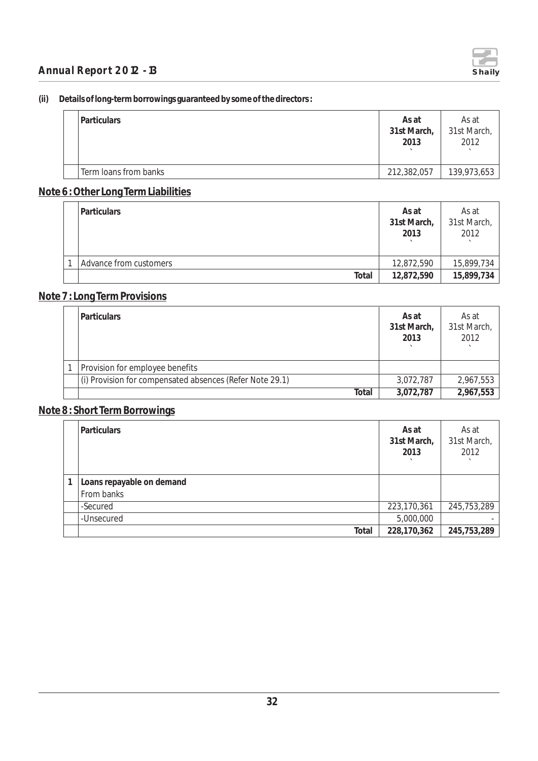**(ii) Details of long-term borrowings guaranteed by some of the directors :**

| | Particulars | As at 31st March, 2013 ` | As at 31st March, 2012 ` |
|---|---|---|---|
| | Term loans from banks | 212,382,057 | 139,973,653 |

## Note 6 : Other Long Term Liabilities

| | Particulars | As at 31st March, 2013 ` | As at 31st March, 2012 ` |
|---|---|---|---|
| 1 | Advance from customers | 12,872,590 | 15,899,734 |
| | **Total** | **12,872,590** | **15,899,734** |

## Note 7 : Long Term Provisions

| | Particulars | As at 31st March, 2013 ` | As at 31st March, 2012 ` |
|---|---|---|---|
| 1 | Provision for employee benefits | | |
| | (i) Provision for compensated absences (Refer Note 29.1) | 3,072,787 | 2,967,553 |
| | **Total** | **3,072,787** | **2,967,553** |

## Note 8 : Short Term Borrowings

| | Particulars | As at 31st March, 2013 ` | As at 31st March, 2012 ` |
|---|---|---|---|
| **1** | **Loans repayable on demand** | | |
| | From banks | | |
| | -Secured | 223,170,361 | 245,753,289 |
| | -Unsecured | 5,000,000 | - |
| | **Total** | **228,170,362** | **245,753,289** |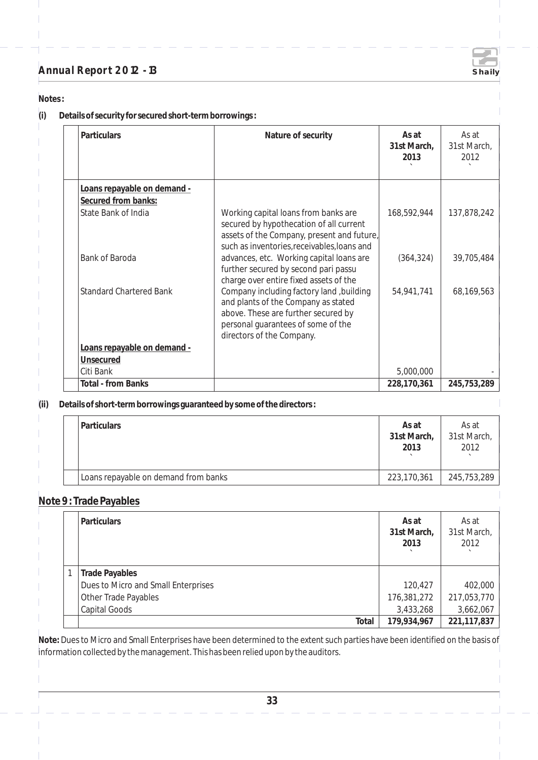**Notes :**

**(i) Details of security for secured short-term borrowings :**

| Particulars | Nature of security | As at 31st March, 2013 ` | As at 31st March, 2012 ` |
|---|---|---|---|
| **Loans repayable on demand - Secured from banks:** | | | |
| State Bank of India | Working capital loans from banks are secured by hypothecation of all current assets of the Company, present and future, such as inventories,receivables,loans and advances, etc. Working capital loans are further secured by second pari passu charge over entire fixed assets of the Company including factory land ,building and plants of the Company as stated above. These are further secured by personal guarantees of some of the directors of the Company. | 168,592,944 | 137,878,242 |
| Bank of Baroda | | (364,324) | 39,705,484 |
| Standard Chartered Bank | | 54,941,741 | 68,169,563 |
| **Loans repayable on demand - Unsecured** | | | |
| Citi Bank | | 5,000,000 | - |
| **Total - from Banks** | | **228,170,361** | **245,753,289** |

**(ii) Details of short-term borrowings guaranteed by some of the directors :**

| Particulars | As at 31st March, 2013 ` | As at 31st March, 2012 ` |
|---|---|---|
| Loans repayable on demand from banks | 223,170,361 | 245,753,289 |

## Note 9 : Trade Payables

| | Particulars | As at 31st March, 2013 ` | As at 31st March, 2012 ` |
|---|---|---|---|
| 1 | **Trade Payables** | | |
| | Dues to Micro and Small Enterprises | 120,427 | 402,000 |
| | Other Trade Payables | 176,381,272 | 217,053,770 |
| | Capital Goods | 3,433,268 | 3,662,067 |
| | **Total** | **179,934,967** | **221,117,837** |

**Note:** Dues to Micro and Small Enterprises have been determined to the extent such parties have been identified on the basis of information collected by the management. This has been relied upon by the auditors.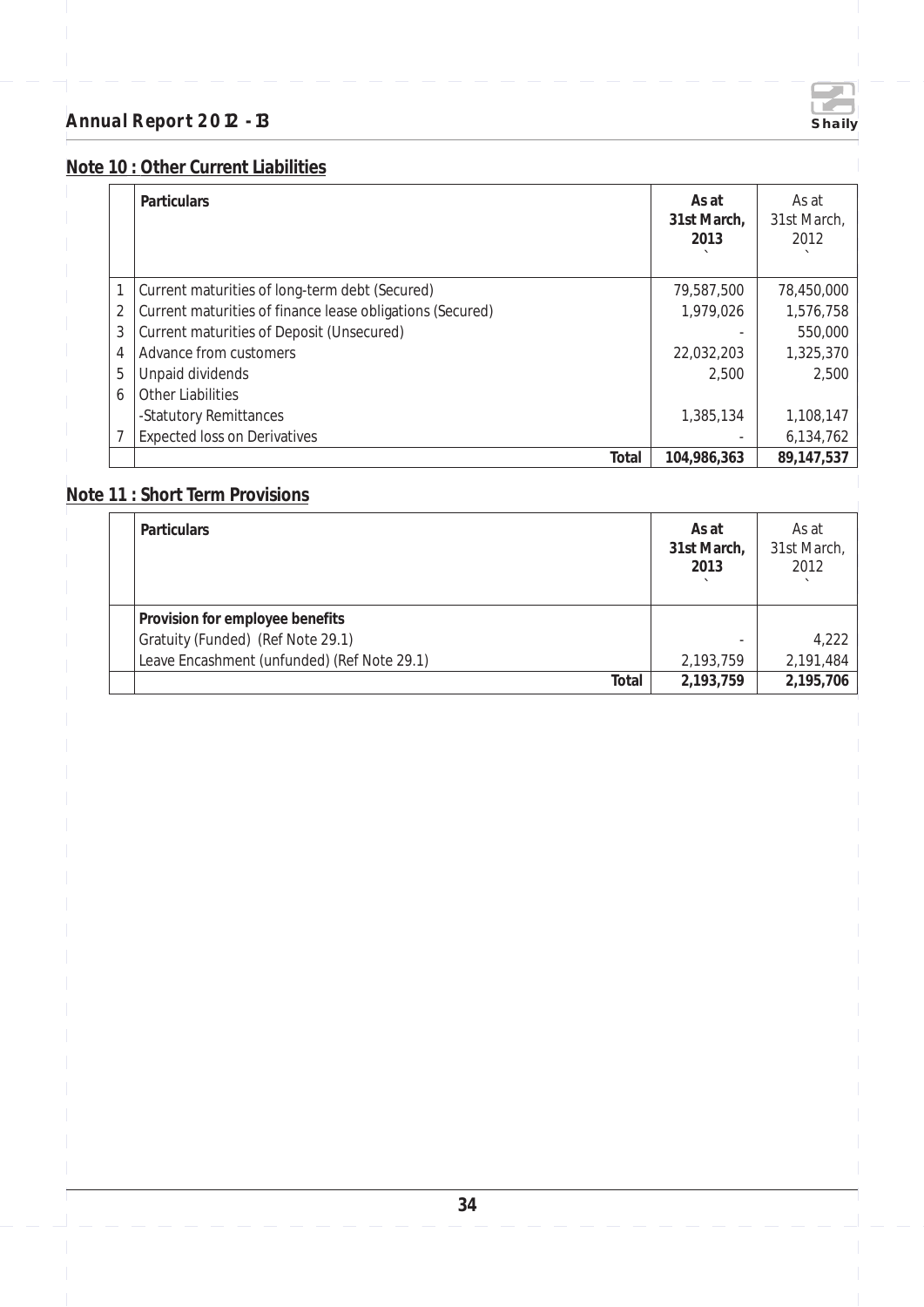## Note 10 : Other Current Liabilities

| | Particulars | As at 31st March, 2013 ` | As at 31st March, 2012 ` |
|---|---|---|---|
| 1 | Current maturities of long-term debt (Secured) | 79,587,500 | 78,450,000 |
| 2 | Current maturities of finance lease obligations (Secured) | 1,979,026 | 1,576,758 |
| 3 | Current maturities of Deposit (Unsecured) | - | 550,000 |
| 4 | Advance from customers | 22,032,203 | 1,325,370 |
| 5 | Unpaid dividends | 2,500 | 2,500 |
| 6 | Other Liabilities | | |
| | -Statutory Remittances | 1,385,134 | 1,108,147 |
| 7 | Expected loss on Derivatives | - | 6,134,762 |
| | **Total** | **104,986,363** | **89,147,537** |

## Note 11 : Short Term Provisions

| | Particulars | As at 31st March, 2013 ` | As at 31st March, 2012 ` |
|---|---|---|---|
| | **Provision for employee benefits** | | |
| | Gratuity (Funded) (Ref Note 29.1) | - | 4,222 |
| | Leave Encashment (unfunded) (Ref Note 29.1) | 2,193,759 | 2,191,484 |
| | **Total** | **2,193,759** | **2,195,706** |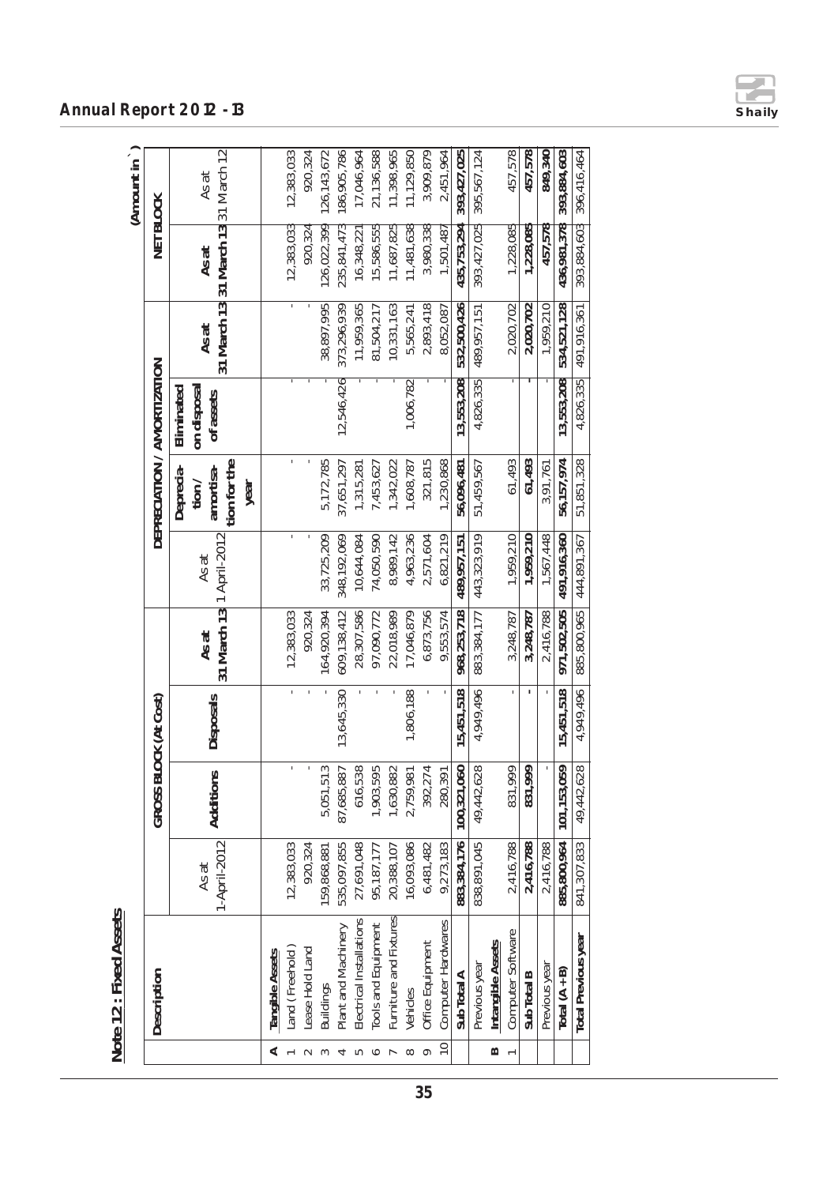## Note 12 : Fixed Assets

(Amount in ` )

| | Description | GROSS BLOCK (At Cost) | | | | DEPRECIATION / AMORTIZATION | | | | NET BLOCK | |
|---|---|---|---|---|---|---|---|---|---|---|---|
| | | As at 1-April-2012 | Additions | Disposals | As at 31 March 13 | As at 1 April-2012 | Deprecia-tion / amortisa-tion for the year | Eliminated on disposal of assets | As at 31 March 13 | As at 31 March 13 | As at 31 March 12 |
| A | Tangible Assets | | | | | | | | | | |
| 1 | Land ( Freehold ) | 12,383,033 | - | - | 12,383,033 | - | - | - | - | 12,383,033 | 12,383,033 |
| 2 | Lease Hold Land | 920,324 | - | - | 920,324 | - | - | - | - | 920,324 | 920,324 |
| 3 | Buildings | 159,868,881 | 5,051,513 | - | 164,920,394 | 33,725,209 | 5,172,785 | - | 38,897,995 | 126,022,399 | 126,143,672 |
| 4 | Plant and Machinery | 535,097,855 | 87,685,887 | 13,645,330 | 609,138,412 | 348,192,069 | 37,651,297 | 12,546,426 | 373,296,939 | 235,841,473 | 186,905,786 |
| 5 | Electrical Installations | 27,691,048 | 616,538 | - | 28,307,586 | 10,644,084 | 1,315,281 | - | 11,959,365 | 16,348,221 | 17,046,964 |
| 6 | Tools and Equipment | 95,187,177 | 1,903,595 | - | 97,090,772 | 74,050,590 | 7,453,627 | - | 81,504,217 | 15,586,555 | 21,136,588 |
| 7 | Furniture and Fixtures | 20,388,107 | 1,630,882 | - | 22,018,989 | 8,989,142 | 1,342,022 | - | 10,331,163 | 11,687,825 | 11,398,965 |
| 8 | Vehicles | 16,093,086 | 2,759,981 | 1,806,188 | 17,046,879 | 4,963,236 | 1,608,787 | 1,006,782 | 5,565,241 | 11,481,638 | 11,129,850 |
| 9 | Office Equipment | 6,481,482 | 392,274 | - | 6,873,756 | 2,571,604 | 321,815 | - | 2,893,418 | 3,980,338 | 3,909,879 |
| 10 | Computer Hardwares | 9,273,183 | 280,391 | - | 9,553,574 | 6,821,219 | 1,230,868 | - | 8,052,087 | 1,501,487 | 2,451,964 |
| | **Sub Total A** | **883,384,176** | **100,321,060** | **15,451,518** | **968,253,718** | **489,957,151** | **56,096,481** | **13,553,208** | **532,500,426** | **435,753,294** | **393,427,025** |
| | Previous year | 838,891,045 | 49,442,628 | 4,949,496 | 883,384,177 | 443,323,919 | 51,459,567 | 4,826,335 | 489,957,151 | 393,427,025 | 395,567,124 |
| B | Intangible Assets | | | | | | | | | | |
| 1 | Computer Software | 2,416,788 | 831,999 | - | 3,248,787 | 1,959,210 | 61,493 | - | 2,020,702 | 1,228,085 | 457,578 |
| | **Sub Total B** | **2,416,788** | **831,999** | **-** | **3,248,787** | **1,959,210** | **61,493** | **-** | **2,020,702** | **1,228,085** | **457,578** |
| | Previous year | 2,416,788 | - | - | 2,416,788 | 1,567,448 | 3,91,761 | - | 1,959,210 | 457,578 | 849,340 |
| | **Total (A+B)** | **885,800,964** | **101,153,059** | **15,451,518** | **971,502,505** | **491,916,360** | **56,157,974** | **13,553,208** | **534,521,128** | **436,981,378** | **393,884,603** |
| | **Total Previous year** | 841,307,833 | 49,442,628 | 4,949,496 | 885,800,965 | 444,891,367 | 51,851,328 | 4,826,335 | 491,916,361 | 393,884,603 | 396,416,464 |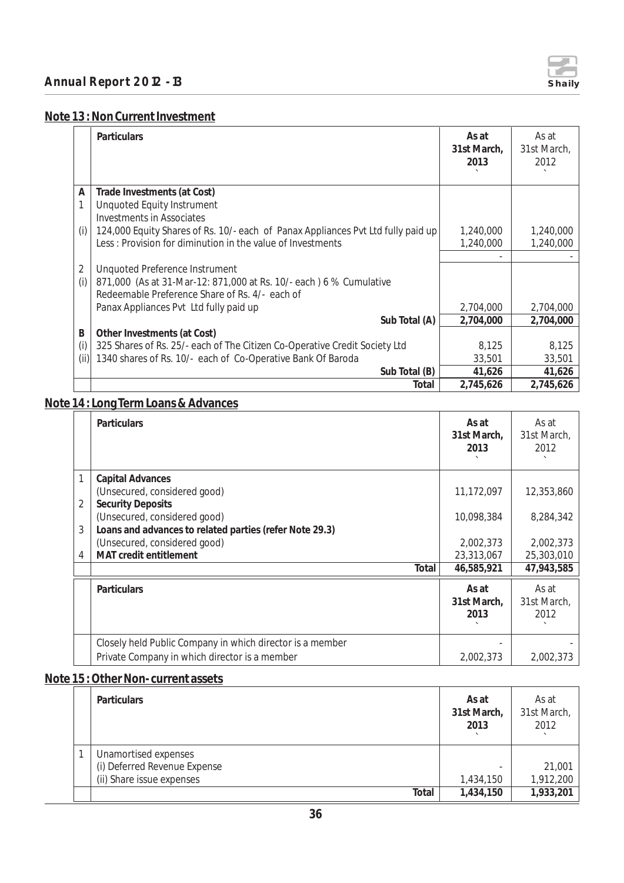## Note 13 : Non Current Investment

| | Particulars | As at 31st March, 2013 ` | As at 31st March, 2012 ` |
|---|---|---|---|
| **A** | **Trade Investments (at Cost)** | | |
| 1 | Unquoted Equity Instrument | | |
| | Investments in Associates | | |
| (i) | 124,000 Equity Shares of Rs. 10/- each of Panax Appliances Pvt Ltd fully paid up | 1,240,000 | 1,240,000 |
| | Less : Provision for diminution in the value of Investments | 1,240,000 | 1,240,000 |
| | | - | - |
| 2 | Unquoted Preference Instrument | | |
| (i) | 871,000 (As at 31-Mar-12: 871,000 at Rs. 10/- each ) 6 % Cumulative Redeemable Preference Share of Rs. 4/- each of Panax Appliances Pvt Ltd fully paid up | 2,704,000 | 2,704,000 |
| | **Sub Total (A)** | **2,704,000** | **2,704,000** |
| **B** | **Other Investments (at Cost)** | | |
| (i) | 325 Shares of Rs. 25/- each of The Citizen Co-Operative Credit Society Ltd | 8,125 | 8,125 |
| (ii) | 1340 shares of Rs. 10/- each of Co-Operative Bank Of Baroda | 33,501 | 33,501 |
| | **Sub Total (B)** | **41,626** | **41,626** |
| | **Total** | **2,745,626** | **2,745,626** |

## Note 14 : Long Term Loans & Advances

| | Particulars | As at 31st March, 2013 ` | As at 31st March, 2012 ` |
|---|---|---|---|
| 1 | **Capital Advances** | | |
| | (Unsecured, considered good) | 11,172,097 | 12,353,860 |
| 2 | **Security Deposits** | | |
| | (Unsecured, considered good) | 10,098,384 | 8,284,342 |
| 3 | **Loans and advances to related parties (refer Note 29.3)** | | |
| | (Unsecured, considered good) | 2,002,373 | 2,002,373 |
| 4 | **MAT credit entitlement** | 23,313,067 | 25,303,010 |
| | **Total** | **46,585,921** | **47,943,585** |

| | Particulars | As at 31st March, 2013 ` | As at 31st March, 2012 ` |
|---|---|---|---|
| | Closely held Public Company in which director is a member | - | - |
| | Private Company in which director is a member | 2,002,373 | 2,002,373 |

## Note 15 : Other Non- current assets

| | Particulars | As at 31st March, 2013 ` | As at 31st March, 2012 ` |
|---|---|---|---|
| 1 | Unamortised expenses | | |
| | (i) Deferred Revenue Expense | - | 21,001 |
| | (ii) Share issue expenses | 1,434,150 | 1,912,200 |
| | **Total** | **1,434,150** | **1,933,201** |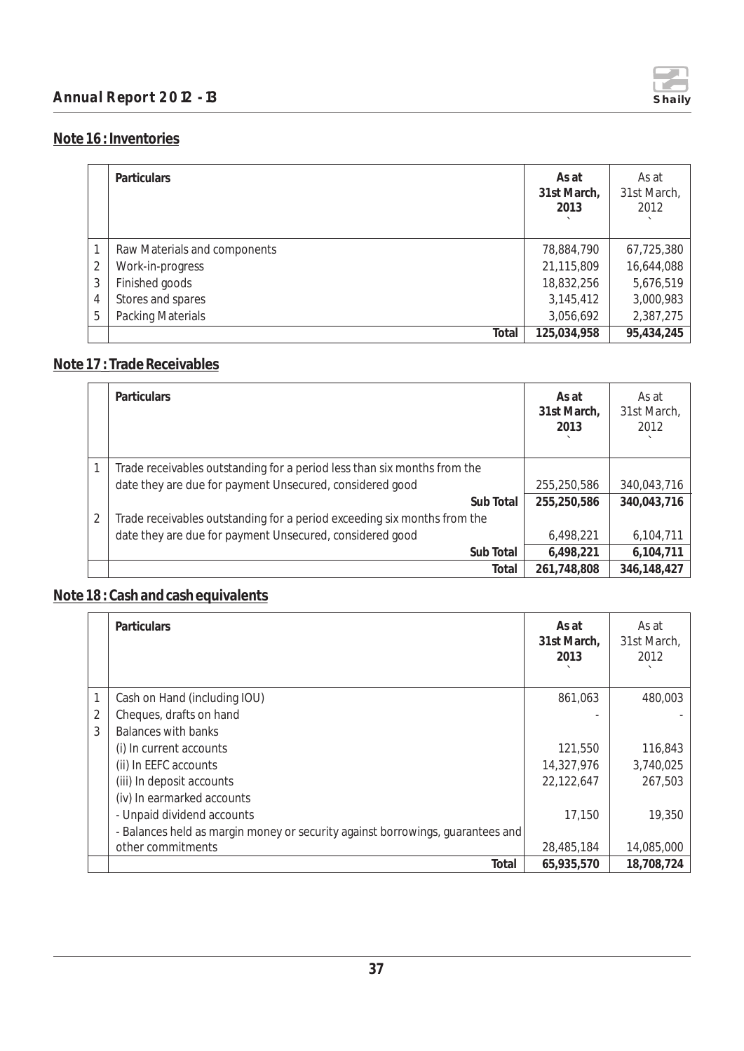## Note 16 : Inventories

| | Particulars | As at 31st March, 2013 ` | As at 31st March, 2012 ` |
|---|---|---|---|
| 1 | Raw Materials and components | 78,884,790 | 67,725,380 |
| 2 | Work-in-progress | 21,115,809 | 16,644,088 |
| 3 | Finished goods | 18,832,256 | 5,676,519 |
| 4 | Stores and spares | 3,145,412 | 3,000,983 |
| 5 | Packing Materials | 3,056,692 | 2,387,275 |
| | **Total** | **125,034,958** | **95,434,245** |

## Note 17 : Trade Receivables

| | Particulars | As at 31st March, 2013 ` | As at 31st March, 2012 ` |
|---|---|---|---|
| 1 | Trade receivables outstanding for a period less than six months from the date they are due for payment Unsecured, considered good | 255,250,586 | 340,043,716 |
| | **Sub Total** | **255,250,586** | **340,043,716** |
| 2 | Trade receivables outstanding for a period exceeding six months from the date they are due for payment Unsecured, considered good | 6,498,221 | 6,104,711 |
| | **Sub Total** | **6,498,221** | **6,104,711** |
| | **Total** | **261,748,808** | **346,148,427** |

## Note 18 : Cash and cash equivalents

| | Particulars | As at 31st March, 2013 ` | As at 31st March, 2012 ` |
|---|---|---|---|
| 1 | Cash on Hand (including IOU) | 861,063 | 480,003 |
| 2 | Cheques, drafts on hand | - | - |
| 3 | Balances with banks | | |
| | (i) In current accounts | 121,550 | 116,843 |
| | (ii) In EEFC accounts | 14,327,976 | 3,740,025 |
| | (iii) In deposit accounts | 22,122,647 | 267,503 |
| | (iv) In earmarked accounts | | |
| | - Unpaid dividend accounts | 17,150 | 19,350 |
| | - Balances held as margin money or security against borrowings, guarantees and other commitments | 28,485,184 | 14,085,000 |
| | **Total** | **65,935,570** | **18,708,724** |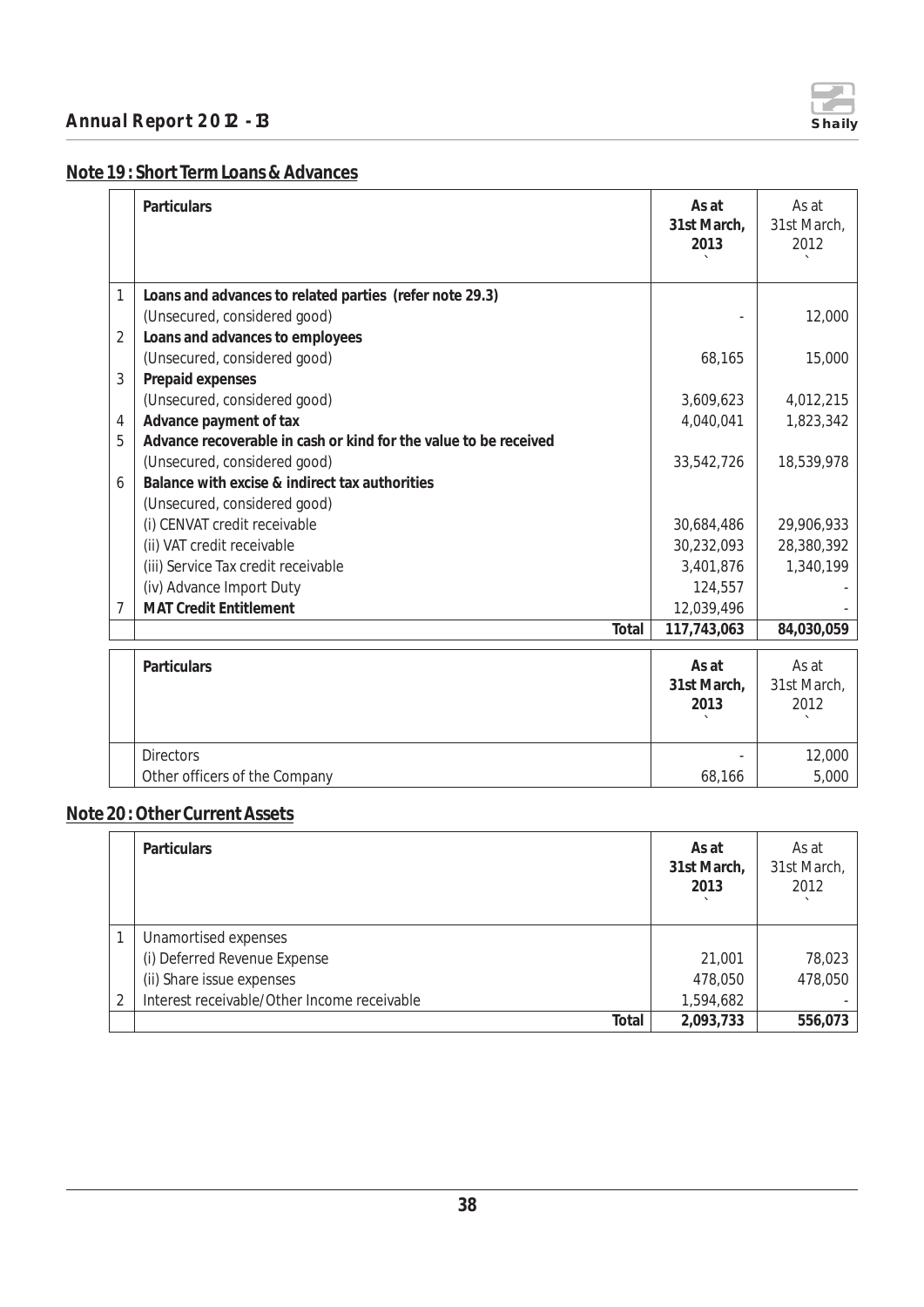## Note 19 : Short Term Loans & Advances

| | Particulars | As at 31st March, 2013 ` | As at 31st March, 2012 ` |
|---|---|---|---|
| 1 | **Loans and advances to related parties (refer note 29.3)** | | |
| | (Unsecured, considered good) | - | 12,000 |
| 2 | **Loans and advances to employees** | | |
| | (Unsecured, considered good) | 68,165 | 15,000 |
| 3 | **Prepaid expenses** | | |
| | (Unsecured, considered good) | 3,609,623 | 4,012,215 |
| 4 | **Advance payment of tax** | 4,040,041 | 1,823,342 |
| 5 | **Advance recoverable in cash or kind for the value to be received** | | |
| | (Unsecured, considered good) | 33,542,726 | 18,539,978 |
| 6 | **Balance with excise & indirect tax authorities** | | |
| | (Unsecured, considered good) | | |
| | (i) CENVAT credit receivable | 30,684,486 | 29,906,933 |
| | (ii) VAT credit receivable | 30,232,093 | 28,380,392 |
| | (iii) Service Tax credit receivable | 3,401,876 | 1,340,199 |
| | (iv) Advance Import Duty | 124,557 | - |
| 7 | **MAT Credit Entitlement** | 12,039,496 | - |
| | **Total** | **117,743,063** | **84,030,059** |

| | Particulars | As at 31st March, 2013 ` | As at 31st March, 2012 ` |
|---|---|---|---|
| | Directors | - | 12,000 |
| | Other officers of the Company | 68,166 | 5,000 |

## Note 20 : Other Current Assets

| | Particulars | As at 31st March, 2013 ` | As at 31st March, 2012 ` |
|---|---|---|---|
| 1 | Unamortised expenses | | |
| | (i) Deferred Revenue Expense | 21,001 | 78,023 |
| | (ii) Share issue expenses | 478,050 | 478,050 |
| 2 | Interest receivable/Other Income receivable | 1,594,682 | - |
| | **Total** | **2,093,733** | **556,073** |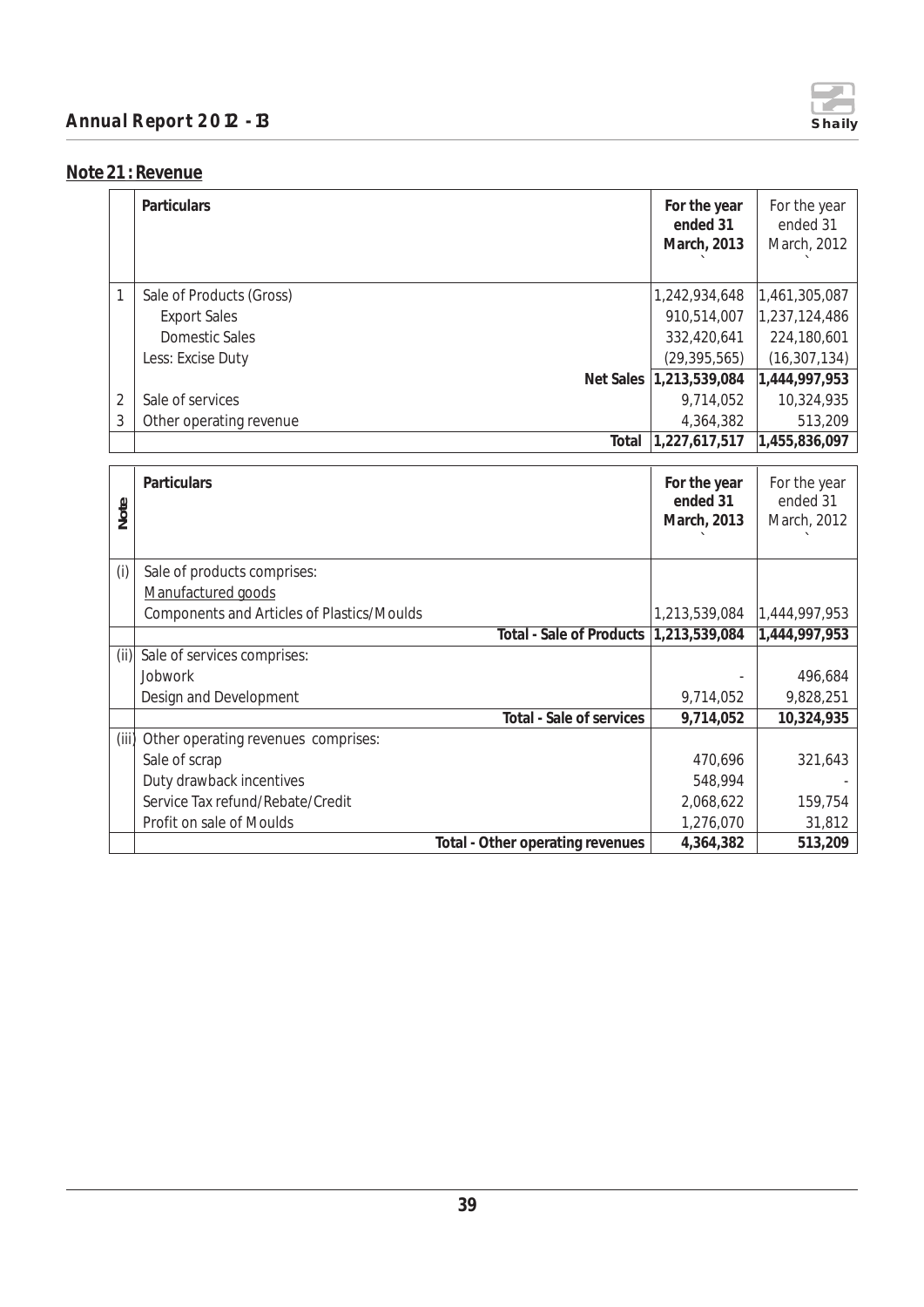## Note 21 : Revenue

| | Particulars | For the year ended 31 March, 2013 ` | For the year ended 31 March, 2012 ` |
|---|---|---|---|
| 1 | Sale of Products (Gross) | 1,242,934,648 | 1,461,305,087 |
| | Export Sales | 910,514,007 | 1,237,124,486 |
| | Domestic Sales | 332,420,641 | 224,180,601 |
| | Less: Excise Duty | (29,395,565) | (16,307,134) |
| | **Net Sales** | **1,213,539,084** | **1,444,997,953** |
| 2 | Sale of services | 9,714,052 | 10,324,935 |
| 3 | Other operating revenue | 4,364,382 | 513,209 |
| | **Total** | **1,227,617,517** | **1,455,836,097** |

| Note | Particulars | For the year ended 31 March, 2013 ` | For the year ended 31 March, 2012 ` |
|---|---|---|---|
| (i) | Sale of products comprises: | | |
| | Manufactured goods | | |
| | Components and Articles of Plastics/Moulds | 1,213,539,084 | 1,444,997,953 |
| | **Total - Sale of Products** | **1,213,539,084** | **1,444,997,953** |
| (ii) | Sale of services comprises: | | |
| | Jobwork | - | 496,684 |
| | Design and Development | 9,714,052 | 9,828,251 |
| | **Total - Sale of services** | **9,714,052** | **10,324,935** |
| (iii) | Other operating revenues comprises: | | |
| | Sale of scrap | 470,696 | 321,643 |
| | Duty drawback incentives | 548,994 | - |
| | Service Tax refund/Rebate/Credit | 2,068,622 | 159,754 |
| | Profit on sale of Moulds | 1,276,070 | 31,812 |
| | **Total - Other operating revenues** | **4,364,382** | **513,209** |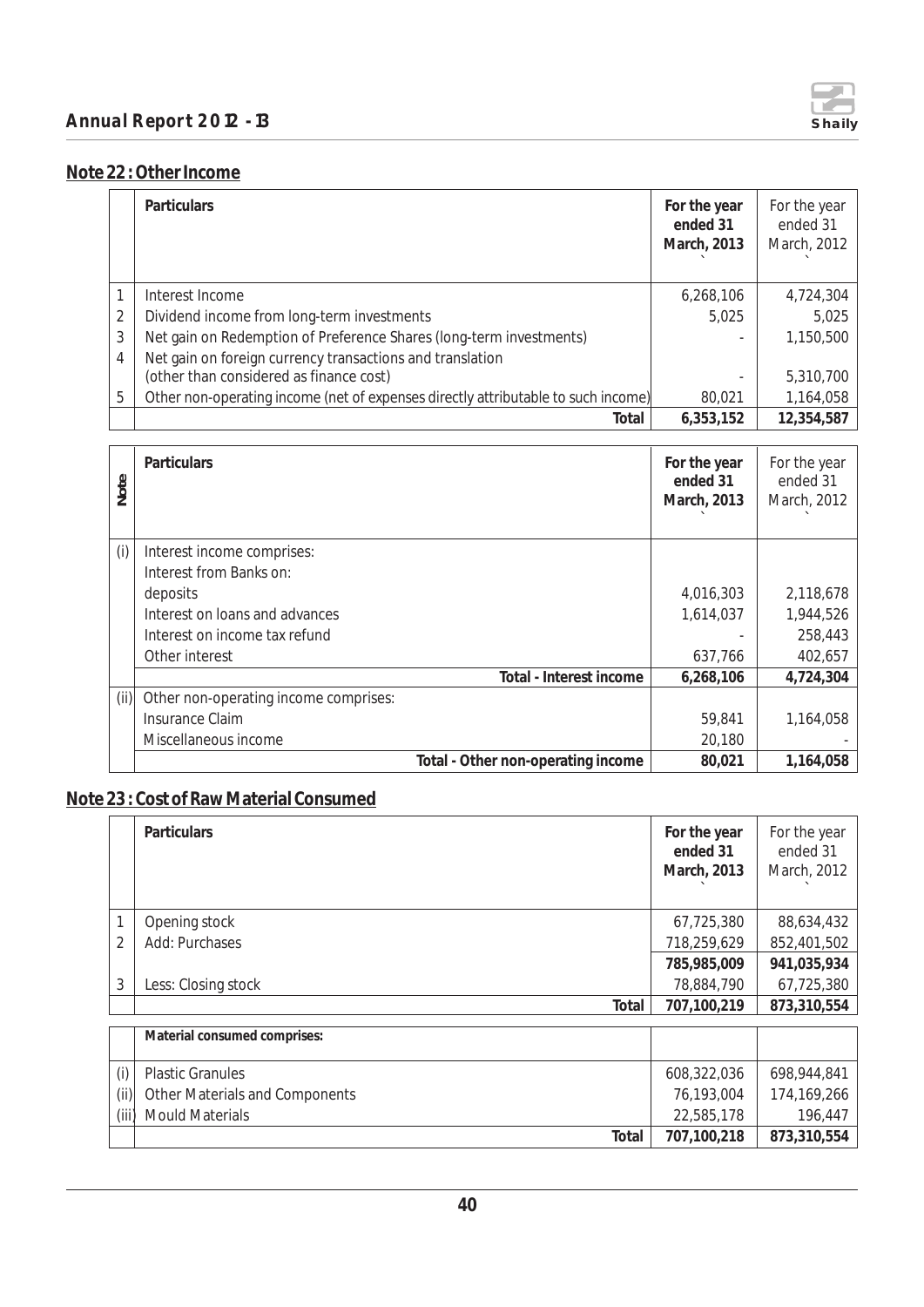## Note 22 : Other Income

| | Particulars | For the year ended 31 March, 2013 ` | For the year ended 31 March, 2012 ` |
|---|---|---|---|
| 1 | Interest Income | 6,268,106 | 4,724,304 |
| 2 | Dividend income from long-term investments | 5,025 | 5,025 |
| 3 | Net gain on Redemption of Preference Shares (long-term investments) | - | 1,150,500 |
| 4 | Net gain on foreign currency transactions and translation (other than considered as finance cost) | - | 5,310,700 |
| 5 | Other non-operating income (net of expenses directly attributable to such income) | 80,021 | 1,164,058 |
| | **Total** | **6,353,152** | **12,354,587** |

| Note | Particulars | For the year ended 31 March, 2013 ` | For the year ended 31 March, 2012 ` |
|---|---|---|---|
| (i) | Interest income comprises: | | |
| | Interest from Banks on: | | |
| | deposits | 4,016,303 | 2,118,678 |
| | Interest on loans and advances | 1,614,037 | 1,944,526 |
| | Interest on income tax refund | - | 258,443 |
| | Other interest | 637,766 | 402,657 |
| | **Total - Interest income** | **6,268,106** | **4,724,304** |
| (ii) | Other non-operating income comprises: | | |
| | Insurance Claim | 59,841 | 1,164,058 |
| | Miscellaneous income | 20,180 | - |
| | **Total - Other non-operating income** | **80,021** | **1,164,058** |

## Note 23 : Cost of Raw Material Consumed

| | Particulars | For the year ended 31 March, 2013 ` | For the year ended 31 March, 2012 ` |
|---|---|---|---|
| 1 | Opening stock | 67,725,380 | 88,634,432 |
| 2 | Add: Purchases | 718,259,629 | 852,401,502 |
| | | **785,985,009** | **941,035,934** |
| 3 | Less: Closing stock | 78,884,790 | 67,725,380 |
| | **Total** | **707,100,219** | **873,310,554** |
| | **Material consumed comprises:** | | |
| (i) | Plastic Granules | 608,322,036 | 698,944,841 |
| (ii) | Other Materials and Components | 76,193,004 | 174,169,266 |
| (iii) | Mould Materials | 22,585,178 | 196,447 |
| | **Total** | **707,100,218** | **873,310,554** |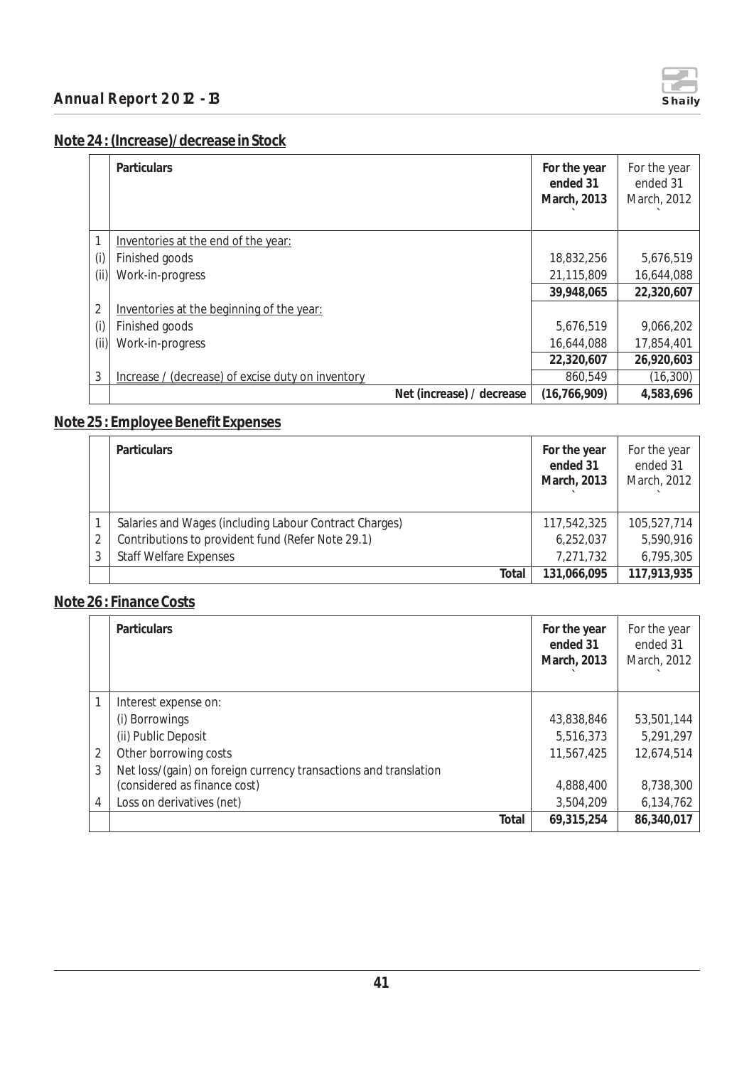## Note 24 : (Increase)/decrease in Stock

| | Particulars | For the year ended 31 March, 2013 ` | For the year ended 31 March, 2012 ` |
|---|---|---|---|
| 1 | Inventories at the end of the year: | | |
| (i) | Finished goods | 18,832,256 | 5,676,519 |
| (ii) | Work-in-progress | 21,115,809 | 16,644,088 |
| | | **39,948,065** | **22,320,607** |
| 2 | Inventories at the beginning of the year: | | |
| (i) | Finished goods | 5,676,519 | 9,066,202 |
| (ii) | Work-in-progress | 16,644,088 | 17,854,401 |
| | | **22,320,607** | **26,920,603** |
| 3 | Increase / (decrease) of excise duty on inventory | 860,549 | (16,300) |
| | **Net (increase) / decrease** | **(16,766,909)** | **4,583,696** |

## Note 25 : Employee Benefit Expenses

| | Particulars | For the year ended 31 March, 2013 ` | For the year ended 31 March, 2012 ` |
|---|---|---|---|
| 1 | Salaries and Wages (including Labour Contract Charges) | 117,542,325 | 105,527,714 |
| 2 | Contributions to provident fund (Refer Note 29.1) | 6,252,037 | 5,590,916 |
| 3 | Staff Welfare Expenses | 7,271,732 | 6,795,305 |
| | **Total** | **131,066,095** | **117,913,935** |

## Note 26 : Finance Costs

| | Particulars | For the year ended 31 March, 2013 ` | For the year ended 31 March, 2012 ` |
|---|---|---|---|
| 1 | Interest expense on: | | |
| | (i) Borrowings | 43,838,846 | 53,501,144 |
| | (ii) Public Deposit | 5,516,373 | 5,291,297 |
| 2 | Other borrowing costs | 11,567,425 | 12,674,514 |
| 3 | Net loss/(gain) on foreign currency transactions and translation (considered as finance cost) | 4,888,400 | 8,738,300 |
| 4 | Loss on derivatives (net) | 3,504,209 | 6,134,762 |
| | **Total** | **69,315,254** | **86,340,017** |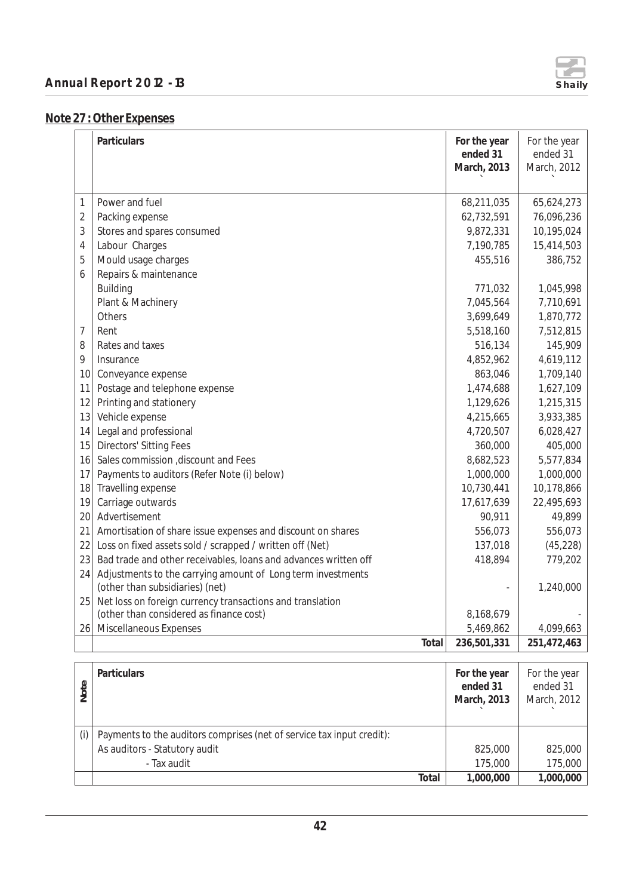## Note 27 : Other Expenses

| | Particulars | For the year ended 31 March, 2013 ` | For the year ended 31 March, 2012 ` |
|---|---|---|---|
| 1 | Power and fuel | 68,211,035 | 65,624,273 |
| 2 | Packing expense | 62,732,591 | 76,096,236 |
| 3 | Stores and spares consumed | 9,872,331 | 10,195,024 |
| 4 | Labour Charges | 7,190,785 | 15,414,503 |
| 5 | Mould usage charges | 455,516 | 386,752 |
| 6 | Repairs & maintenance | | |
| | Building | 771,032 | 1,045,998 |
| | Plant & Machinery | 7,045,564 | 7,710,691 |
| | Others | 3,699,649 | 1,870,772 |
| 7 | Rent | 5,518,160 | 7,512,815 |
| 8 | Rates and taxes | 516,134 | 145,909 |
| 9 | Insurance | 4,852,962 | 4,619,112 |
| 10 | Conveyance expense | 863,046 | 1,709,140 |
| 11 | Postage and telephone expense | 1,474,688 | 1,627,109 |
| 12 | Printing and stationery | 1,129,626 | 1,215,315 |
| 13 | Vehicle expense | 4,215,665 | 3,933,385 |
| 14 | Legal and professional | 4,720,507 | 6,028,427 |
| 15 | Directors' Sitting Fees | 360,000 | 405,000 |
| 16 | Sales commission ,discount and Fees | 8,682,523 | 5,577,834 |
| 17 | Payments to auditors (Refer Note (i) below) | 1,000,000 | 1,000,000 |
| 18 | Travelling expense | 10,730,441 | 10,178,866 |
| 19 | Carriage outwards | 17,617,639 | 22,495,693 |
| 20 | Advertisement | 90,911 | 49,899 |
| 21 | Amortisation of share issue expenses and discount on shares | 556,073 | 556,073 |
| 22 | Loss on fixed assets sold / scrapped / written off (Net) | 137,018 | (45,228) |
| 23 | Bad trade and other receivables, loans and advances written off | 418,894 | 779,202 |
| 24 | Adjustments to the carrying amount of Long term investments (other than subsidiaries) (net) | - | 1,240,000 |
| 25 | Net loss on foreign currency transactions and translation (other than considered as finance cost) | 8,168,679 | - |
| 26 | Miscellaneous Expenses | 5,469,862 | 4,099,663 |
| | **Total** | **236,501,331** | **251,472,463** |

| Note | Particulars | For the year ended 31 March, 2013 ` | For the year ended 31 March, 2012 ` |
|---|---|---|---|
| (i) | Payments to the auditors comprises (net of service tax input credit): | | |
| | As auditors - Statutory audit | 825,000 | 825,000 |
| | - Tax audit | 175,000 | 175,000 |
| | **Total** | **1,000,000** | **1,000,000** |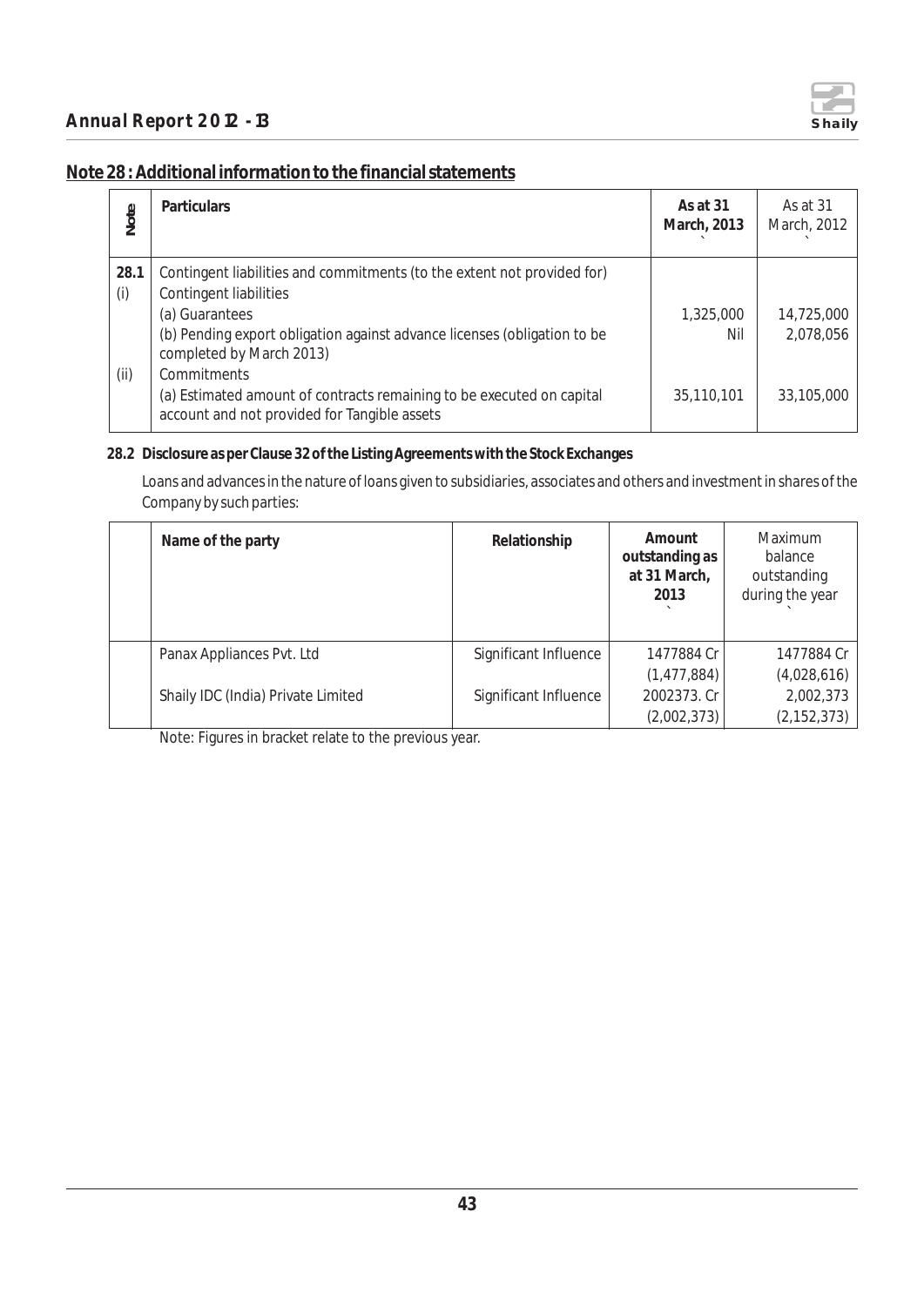## Note 28 : Additional information to the financial statements

| Note | Particulars | As at 31 March, 2013 ` | As at 31 March, 2012 ` |
|---|---|---|---|
| 28.1 | Contingent liabilities and commitments (to the extent not provided for) | | |
| (i) | Contingent liabilities | | |
| | (a) Guarantees | 1,325,000 | 14,725,000 |
| | (b) Pending export obligation against advance licenses (obligation to be completed by March 2013) | Nil | 2,078,056 |
| (ii) | Commitments | | |
| | (a) Estimated amount of contracts remaining to be executed on capital account and not provided for Tangible assets | 35,110,101 | 33,105,000 |

**28.2 Disclosure as per Clause 32 of the Listing Agreements with the Stock Exchanges**

Loans and advances in the nature of loans given to subsidiaries, associates and others and investment in shares of the Company by such parties:

| | Name of the party | Relationship | Amount outstanding as at 31 March, 2013 ` | Maximum balance outstanding during the year ` |
|---|---|---|---|---|
| | Panax Appliances Pvt. Ltd | Significant Influence | 1477884 Cr | 1477884 Cr |
| | | | (1,477,884) | (4,028,616) |
| | Shaily IDC (India) Private Limited | Significant Influence | 2002373. Cr | 2,002,373 |
| | | | (2,002,373) | (2,152,373) |

Note: Figures in bracket relate to the previous year.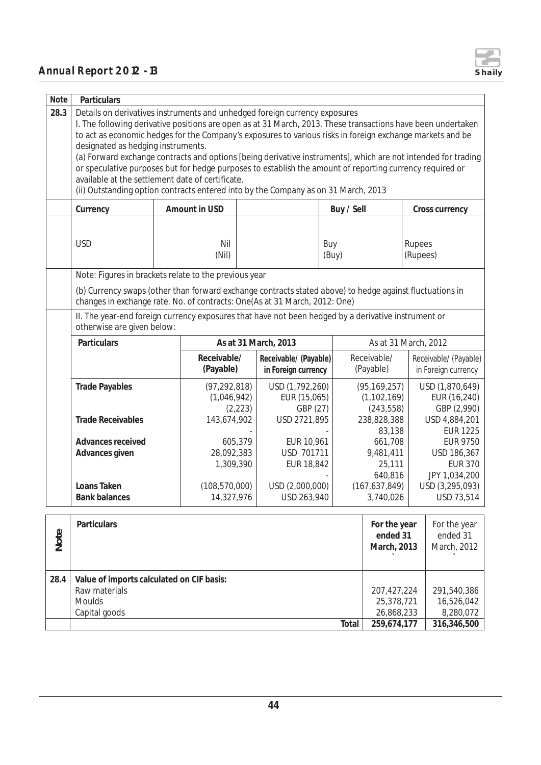| Note | Particulars |
|---|---|
| 28.3 | Details on derivatives instruments and unhedged foreign currency exposures<br>I. The following derivative positions are open as at 31 March, 2013. These transactions have been undertaken to act as economic hedges for the Company's exposures to various risks in foreign exchange markets and be designated as hedging instruments.<br>(a) Forward exchange contracts and options [being derivative instruments], which are not intended for trading or speculative purposes but for hedge purposes to establish the amount of reporting currency required or available at the settlement date of certificate.<br>(ii) Outstanding option contracts entered into by the Company as on 31 March, 2013 |

| Currency | Amount in USD | | Buy / Sell | Cross currency |
|---|---|---|---|---|
| USD | Nil<br>(Nil) | | Buy<br>(Buy) | Rupees<br>(Rupees) |

Note: Figures in brackets relate to the previous year

(b) Currency swaps (other than forward exchange contracts stated above) to hedge against fluctuations in changes in exchange rate. No. of contracts: One(As at 31 March, 2012: One)

II. The year-end foreign currency exposures that have not been hedged by a derivative instrument or otherwise are given below:

| Particulars | As at 31 March, 2013 | | As at 31 March, 2012 | |
|---|---|---|---|---|
| | Receivable/ (Payable) | Receivable/ (Payable) in Foreign currency | Receivable/ (Payable) | Receivable/ (Payable) in Foreign currency |
| **Trade Payables** | (97,292,818) | USD (1,792,260) | (95,169,257) | USD (1,870,649) |
| | (1,046,942) | EUR (15,065) | (1,102,169) | EUR (16,240) |
| | (2,223) | GBP (27) | (243,558) | GBP (2,990) |
| **Trade Receivables** | 143,674,902 | USD 2721,895 | 238,828,388 | USD 4,884,201 |
| | - | - | 83,138 | EUR 1225 |
| **Advances received** | 605,379 | EUR 10,961 | 661,708 | EUR 9750 |
| **Advances given** | 28,092,383 | USD 701711 | 9,481,411 | USD 186,367 |
| | 1,309,390 | EUR 18,842 | 25,111 | EUR 370 |
| | - | - | 640,816 | JPY 1,034,200 |
| **Loans Taken** | (108,570,000) | USD (2,000,000) | (167,637,849) | USD (3,295,093) |
| **Bank balances** | 14,327,976 | USD 263,940 | 3,740,026 | USD 73,514 |

| Note | Particulars | For the year ended 31 March, 2013 ` | For the year ended 31 March, 2012 ` |
|---|---|---|---|
| 28.4 | **Value of imports calculated on CIF basis:** | | |
| | Raw materials | 207,427,224 | 291,540,386 |
| | Moulds | 25,378,721 | 16,526,042 |
| | Capital goods | 26,868,233 | 8,280,072 |
| | **Total** | **259,674,177** | **316,346,500** |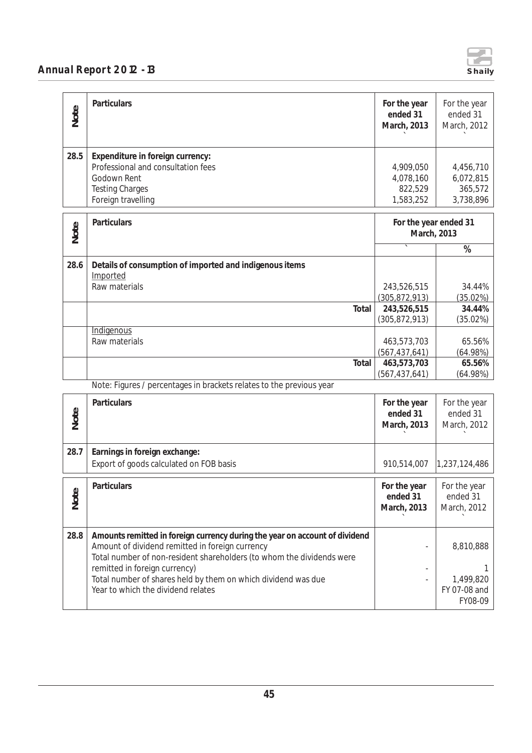| Note | Particulars | For the year ended 31 March, 2013 ` | For the year ended 31 March, 2012 ` |
|---|---|---|---|
| 28.5 | **Expenditure in foreign currency:** | | |
| | Professional and consultation fees | 4,909,050 | 4,456,710 |
| | Godown Rent | 4,078,160 | 6,072,815 |
| | Testing Charges | 822,529 | 365,572 |
| | Foreign travelling | 1,583,252 | 3,738,896 |

| Note | Particulars | For the year ended 31 March, 2013 | |
|---|---|---|---|
| | | ` | % |
| 28.6 | **Details of consumption of imported and indigenous items** | | |
| | Imported | | |
| | Raw materials | 243,526,515<br>(305,872,913) | 34.44%<br>(35.02%) |
| | **Total** | **243,526,515**<br>(305,872,913) | **34.44%**<br>(35.02%) |
| | Indigenous | | |
| | Raw materials | 463,573,703<br>(567,437,641) | 65.56%<br>(64.98%) |
| | **Total** | **463,573,703**<br>(567,437,641) | **65.56%**<br>(64.98%) |

Note: Figures / percentages in brackets relates to the previous year

| Note | Particulars | For the year ended 31 March, 2013 ` | For the year ended 31 March, 2012 ` |
|---|---|---|---|
| 28.7 | **Earnings in foreign exchange:** | | |
| | Export of goods calculated on FOB basis | 910,514,007 | 1,237,124,486 |

| Note | Particulars | For the year ended 31 March, 2013 ` | For the year ended 31 March, 2012 ` |
|---|---|---|---|
| 28.8 | **Amounts remitted in foreign currency during the year on account of dividend** | | |
| | Amount of dividend remitted in foreign currency | - | 8,810,888 |
| | Total number of non-resident shareholders (to whom the dividends were remitted in foreign currency) | - | 1 |
| | Total number of shares held by them on which dividend was due | - | 1,499,820 |
| | Year to which the dividend relates | | FY 07-08 and FY08-09 |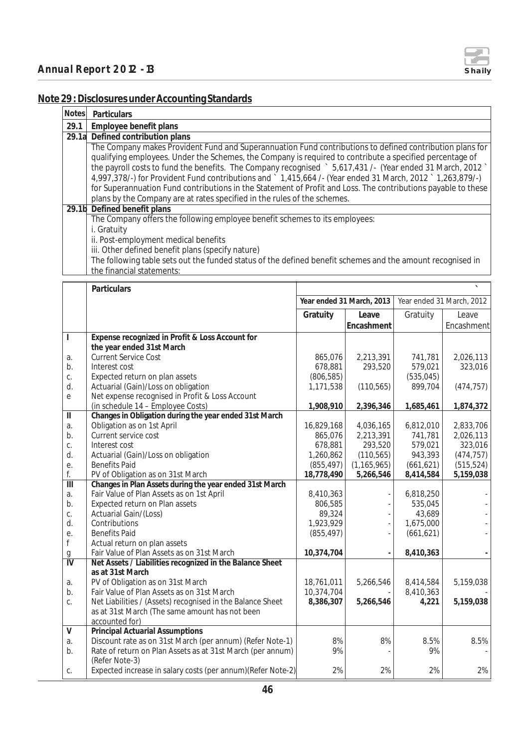## Note 29 : Disclosures under Accounting Standards

| Notes | Particulars |
|---|---|
| 29.1 | **Employee benefit plans** |
| 29.1a | **Defined contribution plans** |
| | The Company makes Provident Fund and Superannuation Fund contributions to defined contribution plans for qualifying employees. Under the Schemes, the Company is required to contribute a specified percentage of the payroll costs to fund the benefits. The Company recognised ` 5,617,431 /- (Year ended 31 March, 2012 ` 4,997,378/-) for Provident Fund contributions and ` 1,415,664 /- (Year ended 31 March, 2012 ` 1,263,879/-) for Superannuation Fund contributions in the Statement of Profit and Loss. The contributions payable to these plans by the Company are at rates specified in the rules of the schemes. |
| 29.1b | **Defined benefit plans** |
| | The Company offers the following employee benefit schemes to its employees:<br>i. Gratuity<br>ii. Post-employment medical benefits<br>iii. Other defined benefit plans (specify nature)<br>The following table sets out the funded status of the defined benefit schemes and the amount recognised in the financial statements: |

| | **Particulars** | | | | ` |
|---|---|---|---|---|---|
| | | **Year ended 31 March, 2013** | | Year ended 31 March, 2012 | |
| | | **Gratuity** | **Leave Encashment** | Gratuity | Leave Encashment |
| **I** | **Expense recognized in Profit & Loss Account for the year ended 31st March** | | | | |
| a. | Current Service Cost | 865,076 | 2,213,391 | 741,781 | 2,026,113 |
| b. | Interest cost | 678,881 | 293,520 | 579,021 | 323,016 |
| c. | Expected return on plan assets | (806,585) | | (535,045) | |
| d. | Actuarial (Gain)/Loss on obligation | 1,171,538 | (110,565) | 899,704 | (474,757) |
| e | Net expense recognised in Profit & Loss Account (in schedule 14 – Employee Costs) | **1,908,910** | **2,396,346** | **1,685,461** | **1,874,372** |
| **II** | **Changes in Obligation during the year ended 31st March** | | | | |
| a. | Obligation as on 1st April | 16,829,168 | 4,036,165 | 6,812,010 | 2,833,706 |
| b. | Current service cost | 865,076 | 2,213,391 | 741,781 | 2,026,113 |
| c. | Interest cost | 678,881 | 293,520 | 579,021 | 323,016 |
| d. | Actuarial (Gain)/Loss on obligation | 1,260,862 | (110,565) | 943,393 | (474,757) |
| e. | Benefits Paid | (855,497) | (1,165,965) | (661,621) | (515,524) |
| f. | PV of Obligation as on 31st March | **18,778,490** | **5,266,546** | **8,414,584** | **5,159,038** |
| **III** | **Changes in Plan Assets during the year ended 31st March** | | | | |
| a. | Fair Value of Plan Assets as on 1st April | 8,410,363 | - | 6,818,250 | - |
| b. | Expected return on Plan assets | 806,585 | - | 535,045 | - |
| c. | Actuarial Gain/(Loss) | 89,324 | - | 43,689 | - |
| d. | Contributions | 1,923,929 | - | 1,675,000 | - |
| e. | Benefits Paid | (855,497) | - | (661,621) | - |
| f | Actual return on plan assets | | | | |
| g | Fair Value of Plan Assets as on 31st March | **10,374,704** | **-** | **8,410,363** | **-** |
| **IV** | **Net Assets / Liabilities recognized in the Balance Sheet as at 31st March** | | | | |
| a. | PV of Obligation as on 31st March | 18,761,011 | 5,266,546 | 8,414,584 | 5,159,038 |
| b. | Fair Value of Plan Assets as on 31st March | 10,374,704 | - | 8,410,363 | - |
| c. | Net Liabilities / (Assets) recognised in the Balance Sheet as at 31st March (The same amount has not been accounted for) | **8,386,307** | **5,266,546** | **4,221** | **5,159,038** |
| **V** | **Principal Actuarial Assumptions** | | | | |
| a. | Discount rate as on 31st March (per annum) (Refer Note-1) | 8% | 8% | 8.5% | 8.5% |
| b. | Rate of return on Plan Assets as at 31st March (per annum) (Refer Note-3) | 9% | - | 9% | - |
| c. | Expected increase in salary costs (per annum)(Refer Note-2) | 2% | 2% | 2% | 2% |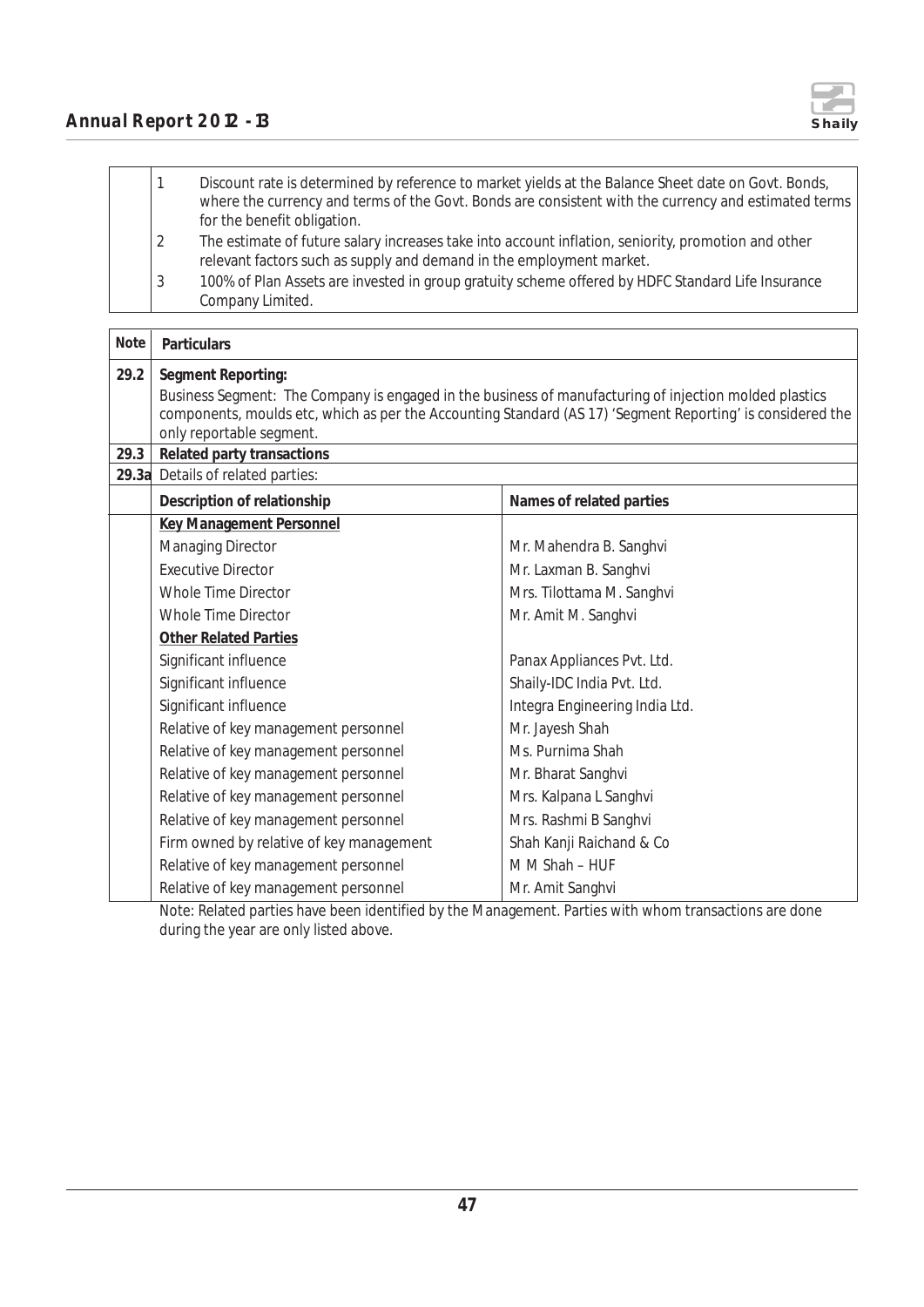| | |
|---|---|
| 1 | Discount rate is determined by reference to market yields at the Balance Sheet date on Govt. Bonds, where the currency and terms of the Govt. Bonds are consistent with the currency and estimated terms for the benefit obligation. |
| 2 | The estimate of future salary increases take into account inflation, seniority, promotion and other relevant factors such as supply and demand in the employment market. |
| 3 | 100% of Plan Assets are invested in group gratuity scheme offered by HDFC Standard Life Insurance Company Limited. |

| Note | Particulars | |
|---|---|---|
| 29.2 | **Segment Reporting:** Business Segment: The Company is engaged in the business of manufacturing of injection molded plastics components, moulds etc, which as per the Accounting Standard (AS 17) 'Segment Reporting' is considered the only reportable segment. | |
| 29.3 | **Related party transactions** | |
| 29.3a | Details of related parties: | |
| | **Description of relationship** | **Names of related parties** |
| | **Key Management Personnel** | |
| | Managing Director | Mr. Mahendra B. Sanghvi |
| | Executive Director | Mr. Laxman B. Sanghvi |
| | Whole Time Director | Mrs. Tilottama M. Sanghvi |
| | Whole Time Director | Mr. Amit M. Sanghvi |
| | **Other Related Parties** | |
| | Significant influence | Panax Appliances Pvt. Ltd. |
| | Significant influence | Shaily-IDC India Pvt. Ltd. |
| | Significant influence | Integra Engineering India Ltd. |
| | Relative of key management personnel | Mr. Jayesh Shah |
| | Relative of key management personnel | Ms. Purnima Shah |
| | Relative of key management personnel | Mr. Bharat Sanghvi |
| | Relative of key management personnel | Mrs. Kalpana L Sanghvi |
| | Relative of key management personnel | Mrs. Rashmi B Sanghvi |
| | Firm owned by relative of key management | Shah Kanji Raichand & Co |
| | Relative of key management personnel | M M Shah – HUF |
| | Relative of key management personnel | Mr. Amit Sanghvi |

Note: Related parties have been identified by the Management. Parties with whom transactions are done during the year are only listed above.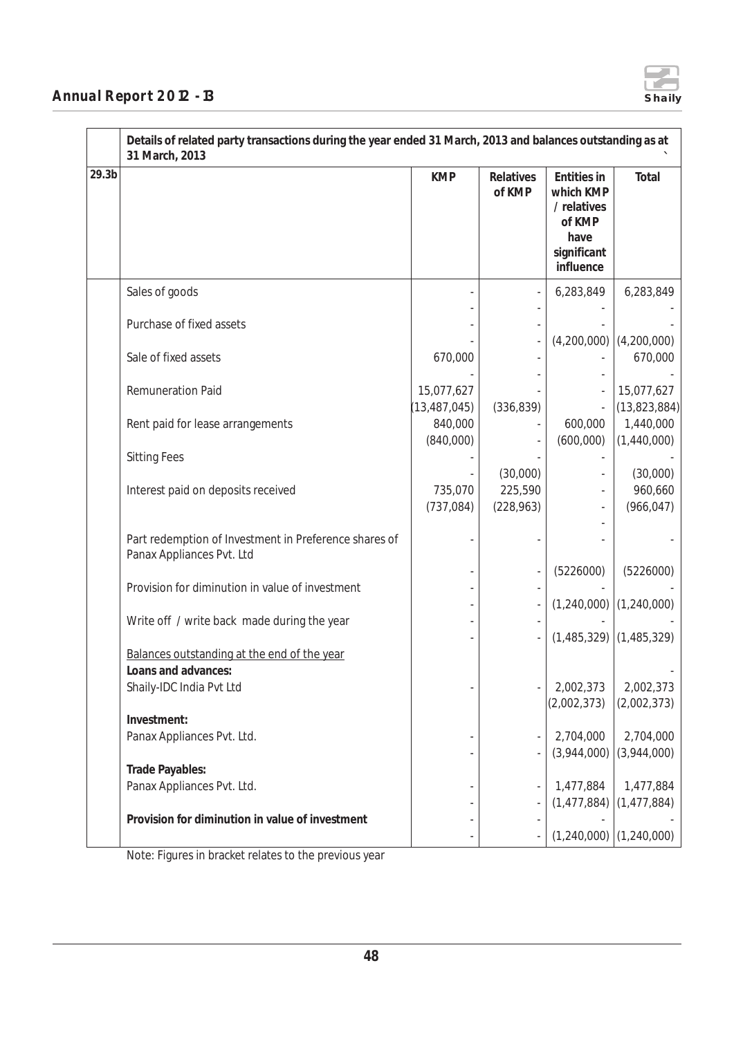| | Details of related party transactions during the year ended 31 March, 2013 and balances outstanding as at 31 March, 2013 | | | | ` |
|---|---|---|---|---|---|
| 29.3b | | KMP | Relatives of KMP | Entities in which KMP / relatives of KMP have significant influence | Total |
| | Sales of goods | - | - | 6,283,849 | 6,283,849 |
| | | - | - | - | - |
| | Purchase of fixed assets | - | - | - | - |
| | | - | - | (4,200,000) | (4,200,000) |
| | Sale of fixed assets | 670,000 | - | - | 670,000 |
| | | - | - | - | - |
| | Remuneration Paid | 15,077,627 | - | - | 15,077,627 |
| | | (13,487,045) | (336,839) | - | (13,823,884) |
| | Rent paid for lease arrangements | 840,000 | - | 600,000 | 1,440,000 |
| | | (840,000) | - | (600,000) | (1,440,000) |
| | Sitting Fees | - | - | - | - |
| | | - | (30,000) | - | (30,000) |
| | Interest paid on deposits received | 735,070 | 225,590 | - | 960,660 |
| | | (737,084) | (228,963) | - | (966,047) |
| | Part redemption of Investment in Preference shares of Panax Appliances Pvt. Ltd | - | - | - | - |
| | | - | - | (5226000) | (5226000) |
| | Provision for diminution in value of investment | - | - | - | - |
| | | - | - | (1,240,000) | (1,240,000) |
| | Write off / write back made during the year | - | - | - | - |
| | | - | - | (1,485,329) | (1,485,329) |
| | Balances outstanding at the end of the year | | | | |
| | **Loans and advances:** | | | | - |
| | Shaily-IDC India Pvt Ltd | - | - | 2,002,373 | 2,002,373 |
| | | | | (2,002,373) | (2,002,373) |
| | **Investment:** | | | | |
| | Panax Appliances Pvt. Ltd. | - | - | 2,704,000 | 2,704,000 |
| | | - | - | (3,944,000) | (3,944,000) |
| | **Trade Payables:** | | | | |
| | Panax Appliances Pvt. Ltd. | - | - | 1,477,884 | 1,477,884 |
| | | - | - | (1,477,884) | (1,477,884) |
| | **Provision for diminution in value of investment** | - | - | - | - |
| | | - | - | (1,240,000) | (1,240,000) |

Note: Figures in bracket relates to the previous year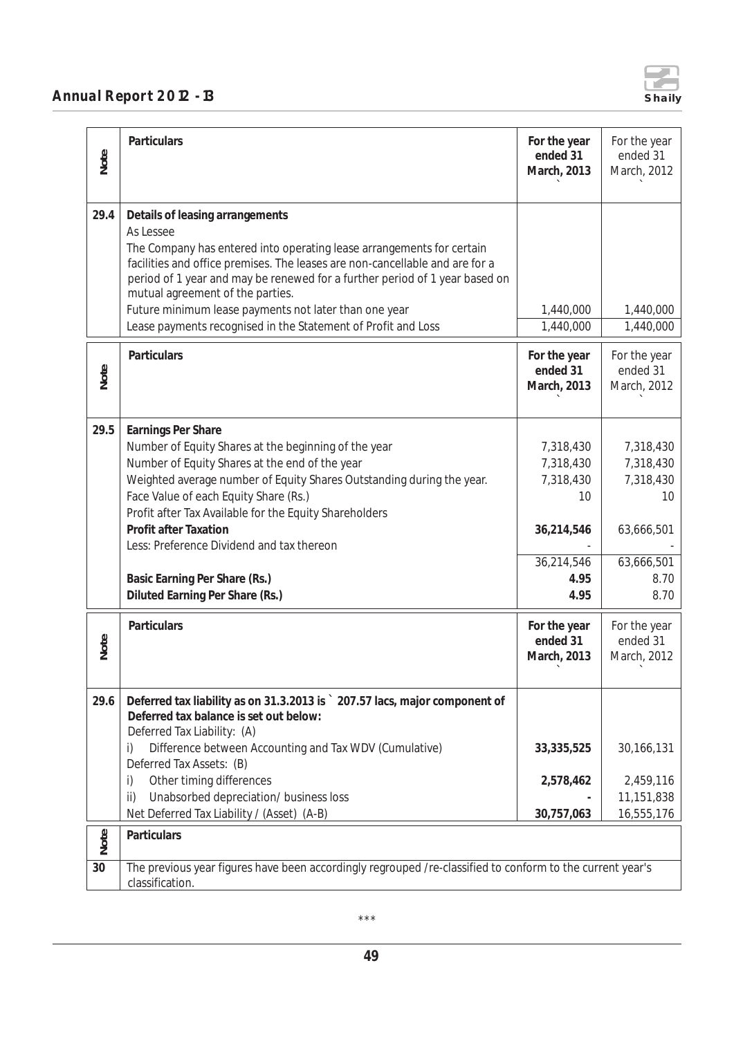| Note | Particulars | For the year ended 31 March, 2013 ` | For the year ended 31 March, 2012 ` |
|---|---|---|---|
| 29.4 | **Details of leasing arrangements** | | |
| | As Lessee | | |
| | The Company has entered into operating lease arrangements for certain facilities and office premises. The leases are non-cancellable and are for a period of 1 year and may be renewed for a further period of 1 year based on mutual agreement of the parties. | | |
| | Future minimum lease payments not later than one year | 1,440,000 | 1,440,000 |
| | Lease payments recognised in the Statement of Profit and Loss | 1,440,000 | 1,440,000 |

| Note | Particulars | For the year ended 31 March, 2013 ` | For the year ended 31 March, 2012 ` |
|---|---|---|---|
| 29.5 | **Earnings Per Share** | | |
| | Number of Equity Shares at the beginning of the year | 7,318,430 | 7,318,430 |
| | Number of Equity Shares at the end of the year | 7,318,430 | 7,318,430 |
| | Weighted average number of Equity Shares Outstanding during the year. | 7,318,430 | 7,318,430 |
| | Face Value of each Equity Share (Rs.) | 10 | 10 |
| | Profit after Tax Available for the Equity Shareholders | | |
| | **Profit after Taxation** | **36,214,546** | 63,666,501 |
| | Less: Preference Dividend and tax thereon | - | - |
| | | 36,214,546 | 63,666,501 |
| | **Basic Earning Per Share (Rs.)** | **4.95** | 8.70 |
| | **Diluted Earning Per Share (Rs.)** | **4.95** | 8.70 |

| Note | Particulars | For the year ended 31 March, 2013 ` | For the year ended 31 March, 2012 ` |
|---|---|---|---|
| 29.6 | **Deferred tax liability as on 31.3.2013 is ` 207.57 lacs, major component of Deferred tax balance is set out below:** | | |
| | Deferred Tax Liability: (A) | | |
| | i) Difference between Accounting and Tax WDV (Cumulative) | **33,335,525** | 30,166,131 |
| | Deferred Tax Assets: (B) | | |
| | i) Other timing differences | **2,578,462** | 2,459,116 |
| | ii) Unabsorbed depreciation/ business loss | **-** | 11,151,838 |
| | Net Deferred Tax Liability / (Asset) (A-B) | **30,757,063** | 16,555,176 |

| Note | Particulars |
|---|---|
| 30 | The previous year figures have been accordingly regrouped /re-classified to conform to the current year's classification. |

***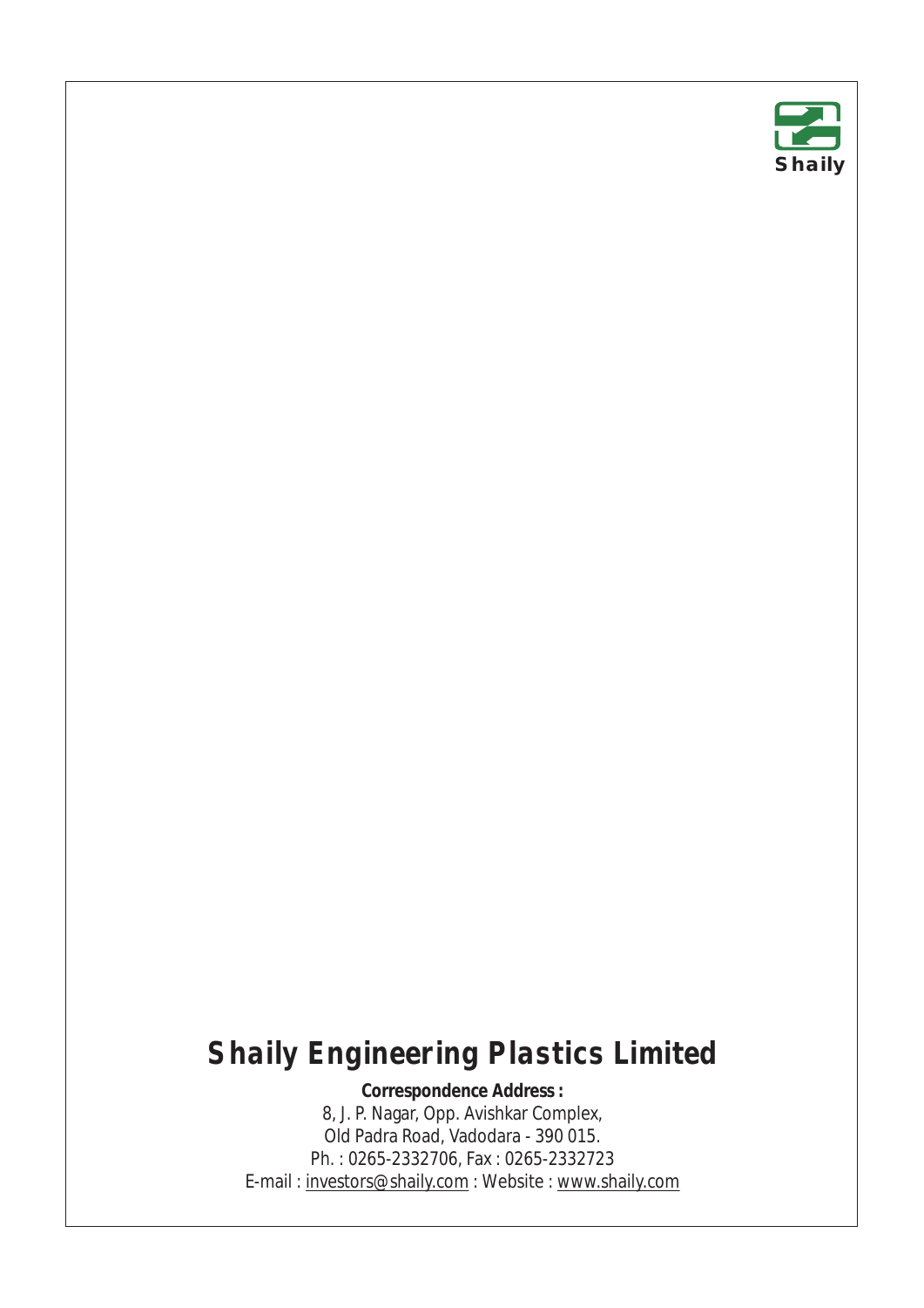Shaily

# Shaily Engineering Plastics Limited

**Correspondence Address :**

8, J. P. Nagar, Opp. Avishkar Complex,
Old Padra Road, Vadodara - 390 015.
Ph. : 0265-2332706, Fax : 0265-2332723
E-mail : investors@shaily.com : Website : www.shaily.com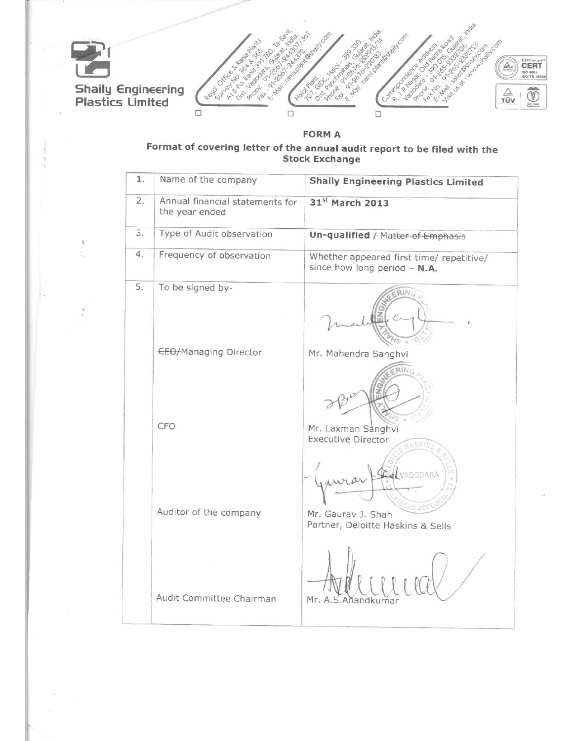**Shaily Engineering Plastics Limited**

Regd. Office & Rania Plants: Survey No 364 & 366, At & Po. Rania 391780, Ta-Savli, Dist. Vadodara, Gujarat, India. Phone: 91-2667-244307/361 Fax: 91-2667-244372 E-Mail: rania.plant@shaily.com

Halol Plant: 707, GIDC, Halol - 389 350, Dist. Panchmahals, Gujarat, India. Phone: 91-2676-222913/14 Fax: 91-2676-220183 E-Mail: halol.plant@shaily.com

Correspondence Address: 8, J.P. Nagar, Old Padra Road, Vadodara - 390 015, Gujarat, India. Phone: 91-265-2332706 Fax No.: 91-265-2339723 E-Mail: sales@shaily.com Visit us at: www.shaily.com

## FORM A

**Format of covering letter of the annual audit report to be filed with the Stock Exchange**

| | | |
|---|---|---|
| 1. | Name of the company | **Shaily Engineering Plastics Limited** |
| 2. | Annual financial statements for the year ended | **31st March 2013** |
| 3. | Type of Audit observation | **Un-qualified** / ~~Matter of Emphasis~~ |
| 4. | Frequency of observation | Whether appeared first time/ repetitive/ since how long period – **N.A.** |
| 5. | To be signed by- | |
| | ~~CEO~~/Managing Director | Mr. Mahendra Sanghvi |
| | CFO | Mr. Laxman Sanghvi<br>Executive Director |
| | Auditor of the company | Mr. Gaurav J. Shah<br>Partner, Deloitte Haskins & Sells |
| | Audit Committee Chairman | Mr. A.S.Anandkumar |